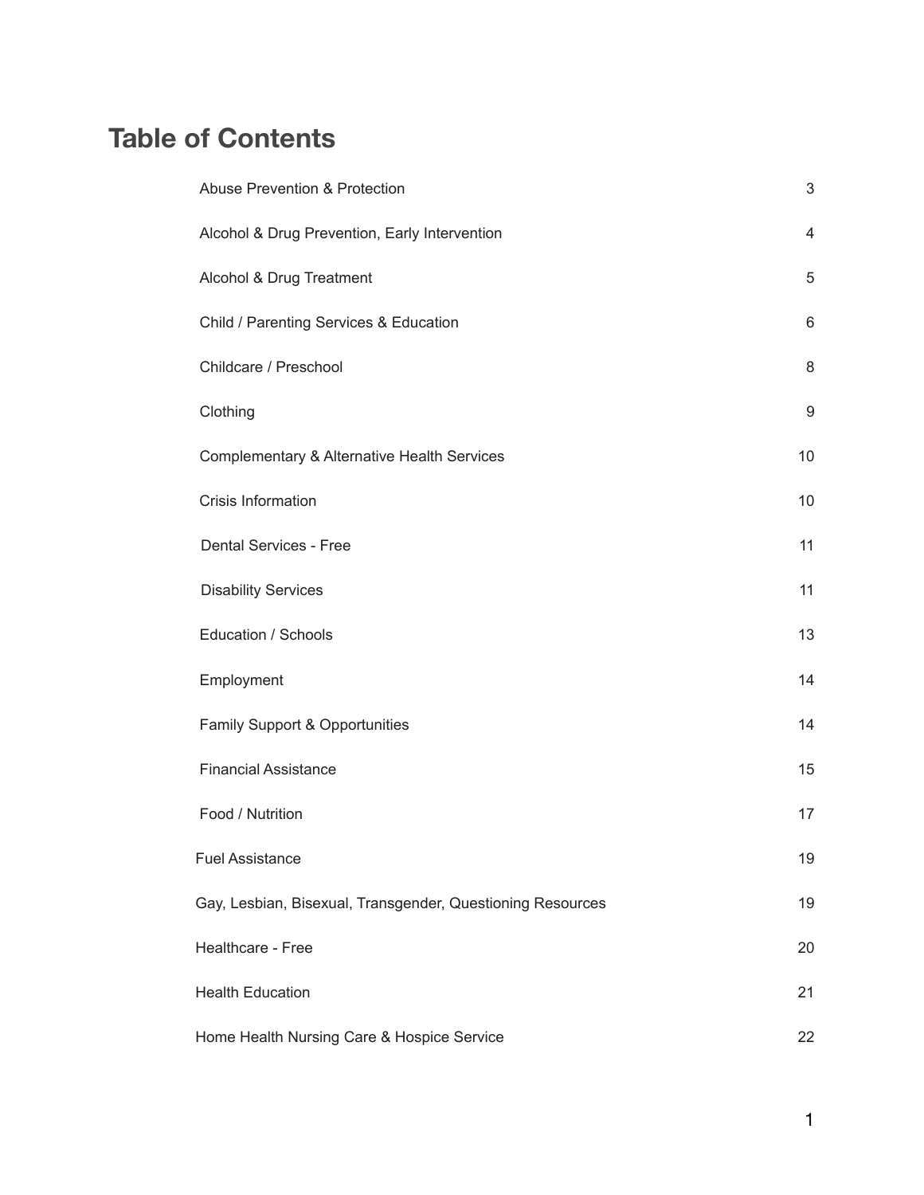# Table of Contents

| | |
|---|---|
| Abuse Prevention & Protection | 3 |
| Alcohol & Drug Prevention, Early Intervention | 4 |
| Alcohol & Drug Treatment | 5 |
| Child / Parenting Services & Education | 6 |
| Childcare / Preschool | 8 |
| Clothing | 9 |
| Complementary & Alternative Health Services | 10 |
| Crisis Information | 10 |
| Dental Services - Free | 11 |
| Disability Services | 11 |
| Education / Schools | 13 |
| Employment | 14 |
| Family Support & Opportunities | 14 |
| Financial Assistance | 15 |
| Food / Nutrition | 17 |
| Fuel Assistance | 19 |
| Gay, Lesbian, Bisexual, Transgender, Questioning Resources | 19 |
| Healthcare - Free | 20 |
| Health Education | 21 |
| Home Health Nursing Care & Hospice Service | 22 |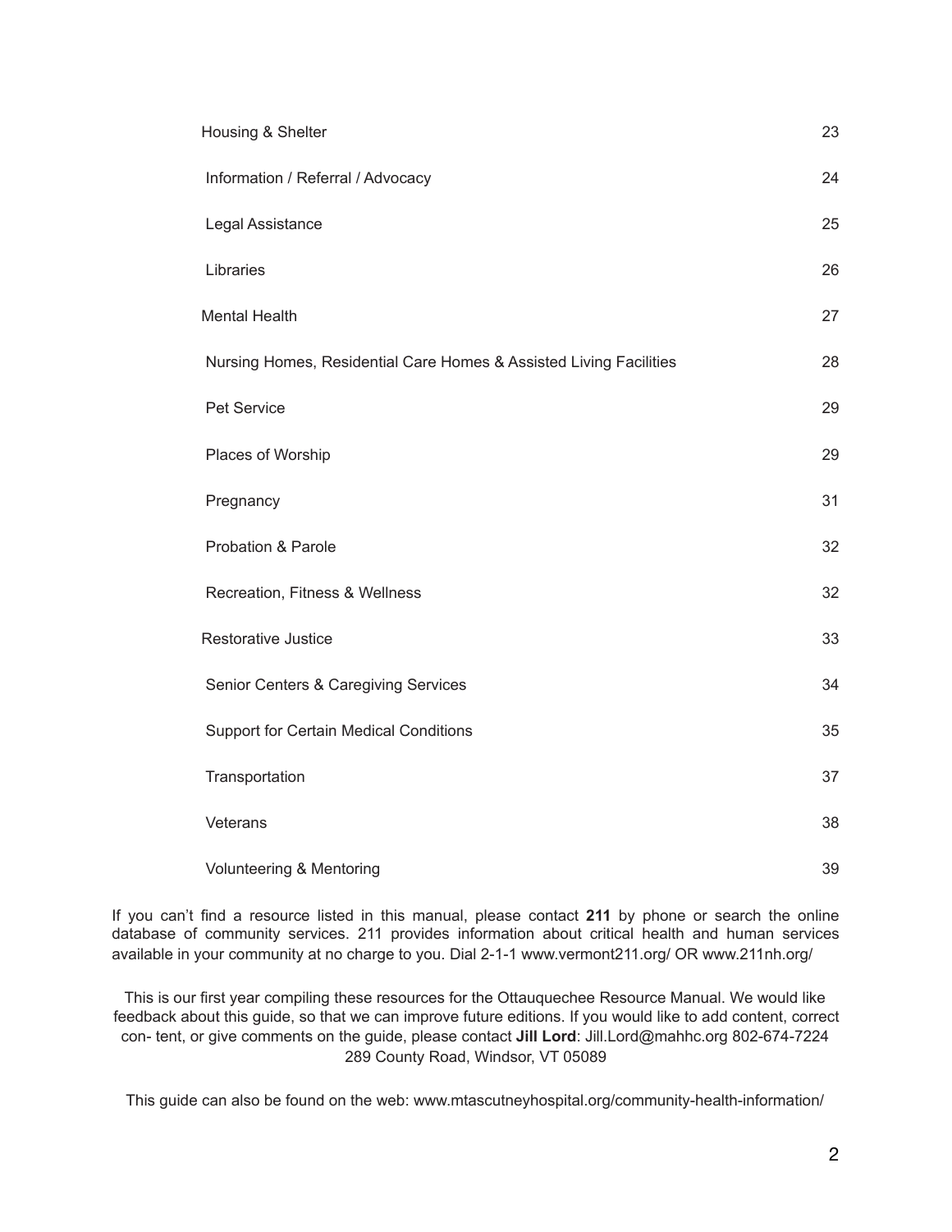| | |
|---|---|
| Housing & Shelter | 23 |
| Information / Referral / Advocacy | 24 |
| Legal Assistance | 25 |
| Libraries | 26 |
| Mental Health | 27 |
| Nursing Homes, Residential Care Homes & Assisted Living Facilities | 28 |
| Pet Service | 29 |
| Places of Worship | 29 |
| Pregnancy | 31 |
| Probation & Parole | 32 |
| Recreation, Fitness & Wellness | 32 |
| Restorative Justice | 33 |
| Senior Centers & Caregiving Services | 34 |
| Support for Certain Medical Conditions | 35 |
| Transportation | 37 |
| Veterans | 38 |
| Volunteering & Mentoring | 39 |

If you can't find a resource listed in this manual, please contact **211** by phone or search the online database of community services. 211 provides information about critical health and human services available in your community at no charge to you. Dial 2-1-1 www.vermont211.org/ OR www.211nh.org/

This is our first year compiling these resources for the Ottauquechee Resource Manual. We would like feedback about this guide, so that we can improve future editions. If you would like to add content, correct con- tent, or give comments on the guide, please contact **Jill Lord**: Jill.Lord@mahhc.org 802-674-7224 289 County Road, Windsor, VT 05089

This guide can also be found on the web: www.mtascutneyhospital.org/community-health-information/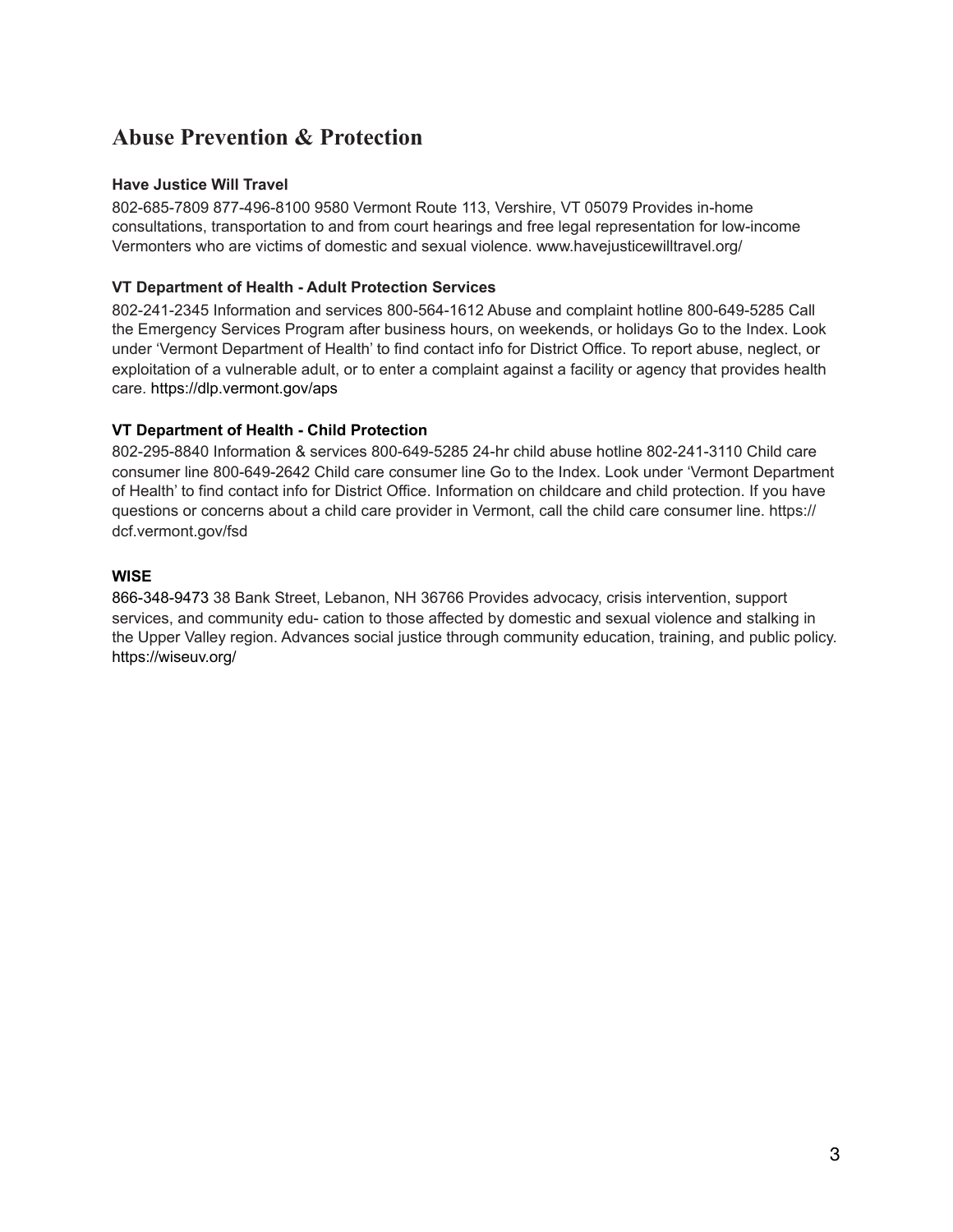## Abuse Prevention & Protection

**Have Justice Will Travel**

802-685-7809 877-496-8100 9580 Vermont Route 113, Vershire, VT 05079 Provides in-home consultations, transportation to and from court hearings and free legal representation for low-income Vermonters who are victims of domestic and sexual violence. www.havejusticewilltravel.org/

**VT Department of Health - Adult Protection Services**

802-241-2345 Information and services 800-564-1612 Abuse and complaint hotline 800-649-5285 Call the Emergency Services Program after business hours, on weekends, or holidays Go to the Index. Look under 'Vermont Department of Health' to find contact info for District Office. To report abuse, neglect, or exploitation of a vulnerable adult, or to enter a complaint against a facility or agency that provides health care. https://dlp.vermont.gov/aps

**VT Department of Health - Child Protection**

802-295-8840 Information & services 800-649-5285 24-hr child abuse hotline 802-241-3110 Child care consumer line 800-649-2642 Child care consumer line Go to the Index. Look under 'Vermont Department of Health' to find contact info for District Office. Information on childcare and child protection. If you have questions or concerns about a child care provider in Vermont, call the child care consumer line. https://dcf.vermont.gov/fsd

**WISE**

866-348-9473 38 Bank Street, Lebanon, NH 36766 Provides advocacy, crisis intervention, support services, and community edu- cation to those affected by domestic and sexual violence and stalking in the Upper Valley region. Advances social justice through community education, training, and public policy. https://wiseuv.org/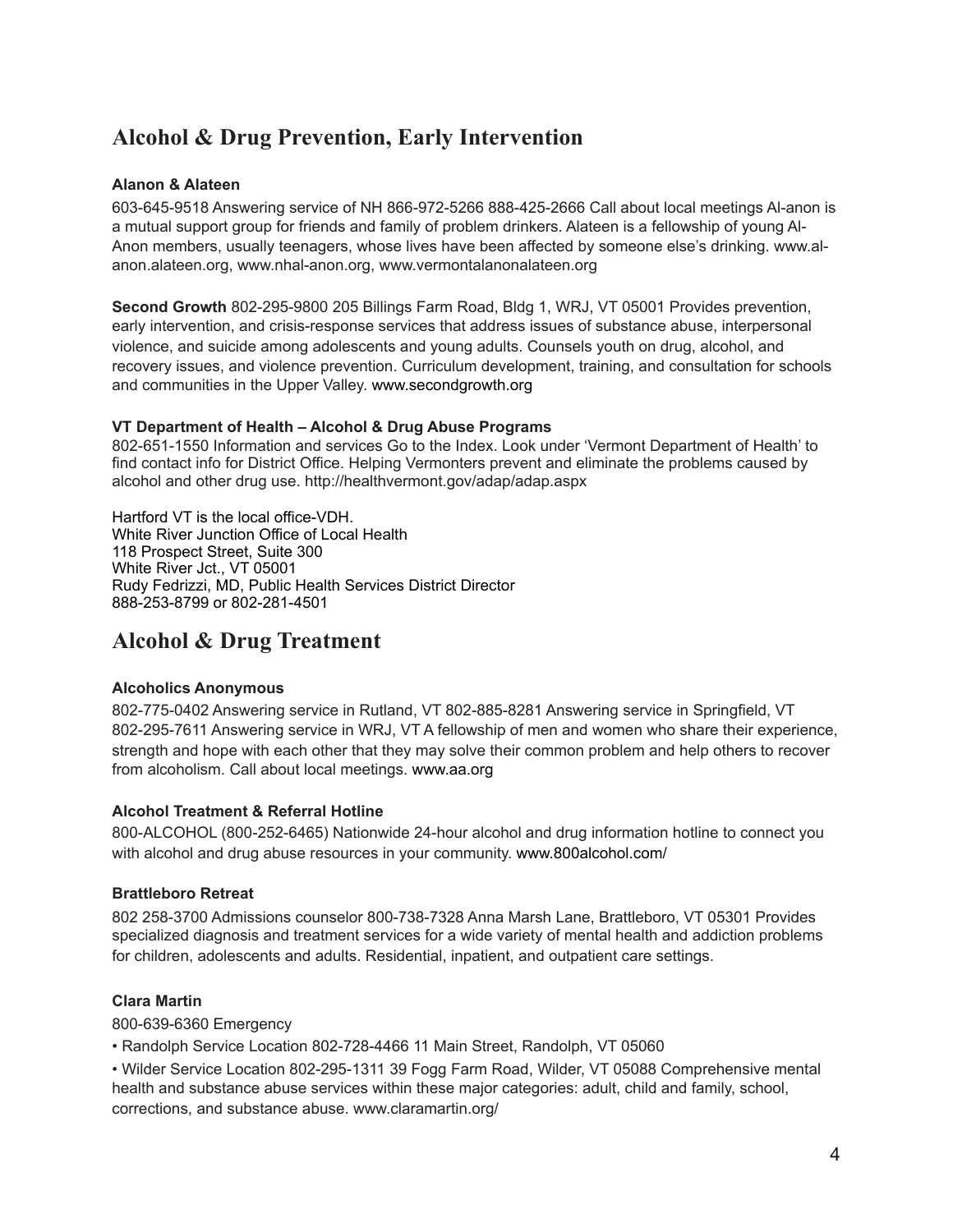## Alcohol & Drug Prevention, Early Intervention

**Alanon & Alateen**

603-645-9518 Answering service of NH 866-972-5266 888-425-2666 Call about local meetings Al-anon is a mutual support group for friends and family of problem drinkers. Alateen is a fellowship of young Al-Anon members, usually teenagers, whose lives have been affected by someone else's drinking. www.al-anon.alateen.org, www.nhal-anon.org, www.vermontalanonalateen.org

**Second Growth** 802-295-9800 205 Billings Farm Road, Bldg 1, WRJ, VT 05001 Provides prevention, early intervention, and crisis-response services that address issues of substance abuse, interpersonal violence, and suicide among adolescents and young adults. Counsels youth on drug, alcohol, and recovery issues, and violence prevention. Curriculum development, training, and consultation for schools and communities in the Upper Valley. www.secondgrowth.org

**VT Department of Health – Alcohol & Drug Abuse Programs**
802-651-1550 Information and services Go to the Index. Look under 'Vermont Department of Health' to find contact info for District Office. Helping Vermonters prevent and eliminate the problems caused by alcohol and other drug use. http://healthvermont.gov/adap/adap.aspx

Hartford VT is the local office-VDH.
White River Junction Office of Local Health
118 Prospect Street, Suite 300
White River Jct., VT 05001
Rudy Fedrizzi, MD, Public Health Services District Director
888-253-8799 or 802-281-4501

## Alcohol & Drug Treatment

**Alcoholics Anonymous**

802-775-0402 Answering service in Rutland, VT 802-885-8281 Answering service in Springfield, VT 802-295-7611 Answering service in WRJ, VT A fellowship of men and women who share their experience, strength and hope with each other that they may solve their common problem and help others to recover from alcoholism. Call about local meetings. www.aa.org

**Alcohol Treatment & Referral Hotline**

800-ALCOHOL (800-252-6465) Nationwide 24-hour alcohol and drug information hotline to connect you with alcohol and drug abuse resources in your community. www.800alcohol.com/

**Brattleboro Retreat**

802 258-3700 Admissions counselor 800-738-7328 Anna Marsh Lane, Brattleboro, VT 05301 Provides specialized diagnosis and treatment services for a wide variety of mental health and addiction problems for children, adolescents and adults. Residential, inpatient, and outpatient care settings.

**Clara Martin**

800-639-6360 Emergency

- Randolph Service Location 802-728-4466 11 Main Street, Randolph, VT 05060
- Wilder Service Location 802-295-1311 39 Fogg Farm Road, Wilder, VT 05088 Comprehensive mental health and substance abuse services within these major categories: adult, child and family, school, corrections, and substance abuse. www.claramartin.org/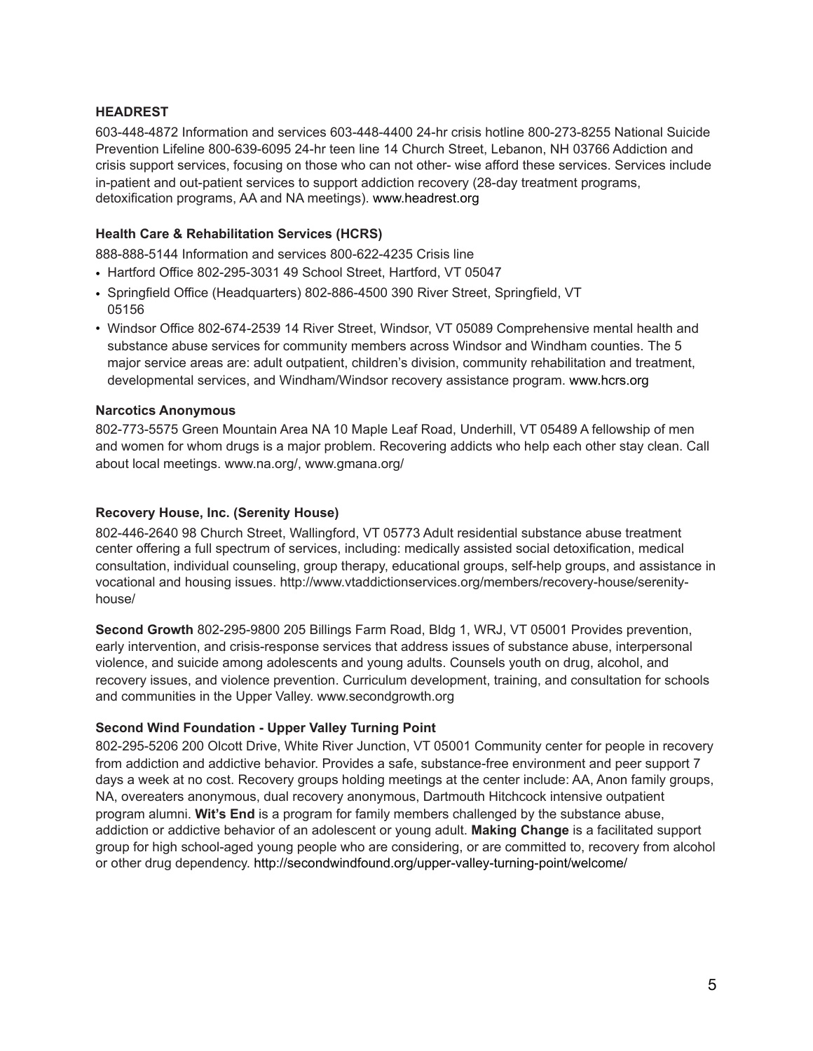**HEADREST**

603-448-4872 Information and services 603-448-4400 24-hr crisis hotline 800-273-8255 National Suicide Prevention Lifeline 800-639-6095 24-hr teen line 14 Church Street, Lebanon, NH 03766 Addiction and crisis support services, focusing on those who can not other- wise afford these services. Services include in-patient and out-patient services to support addiction recovery (28-day treatment programs, detoxification programs, AA and NA meetings). www.headrest.org

**Health Care & Rehabilitation Services (HCRS)**

888-888-5144 Information and services 800-622-4235 Crisis line

- Hartford Office 802-295-3031 49 School Street, Hartford, VT 05047
- Springfield Office (Headquarters) 802-886-4500 390 River Street, Springfield, VT 05156
- Windsor Office 802-674-2539 14 River Street, Windsor, VT 05089 Comprehensive mental health and substance abuse services for community members across Windsor and Windham counties. The 5 major service areas are: adult outpatient, children's division, community rehabilitation and treatment, developmental services, and Windham/Windsor recovery assistance program. www.hcrs.org

**Narcotics Anonymous**

802-773-5575 Green Mountain Area NA 10 Maple Leaf Road, Underhill, VT 05489 A fellowship of men and women for whom drugs is a major problem. Recovering addicts who help each other stay clean. Call about local meetings. www.na.org/, www.gmana.org/

**Recovery House, Inc. (Serenity House)**

802-446-2640 98 Church Street, Wallingford, VT 05773 Adult residential substance abuse treatment center offering a full spectrum of services, including: medically assisted social detoxification, medical consultation, individual counseling, group therapy, educational groups, self-help groups, and assistance in vocational and housing issues. http://www.vtaddictionservices.org/members/recovery-house/serenity-house/

**Second Growth** 802-295-9800 205 Billings Farm Road, Bldg 1, WRJ, VT 05001 Provides prevention, early intervention, and crisis-response services that address issues of substance abuse, interpersonal violence, and suicide among adolescents and young adults. Counsels youth on drug, alcohol, and recovery issues, and violence prevention. Curriculum development, training, and consultation for schools and communities in the Upper Valley. www.secondgrowth.org

**Second Wind Foundation - Upper Valley Turning Point**

802-295-5206 200 Olcott Drive, White River Junction, VT 05001 Community center for people in recovery from addiction and addictive behavior. Provides a safe, substance-free environment and peer support 7 days a week at no cost. Recovery groups holding meetings at the center include: AA, Anon family groups, NA, overeaters anonymous, dual recovery anonymous, Dartmouth Hitchcock intensive outpatient program alumni. **Wit's End** is a program for family members challenged by the substance abuse, addiction or addictive behavior of an adolescent or young adult. **Making Change** is a facilitated support group for high school-aged young people who are considering, or are committed to, recovery from alcohol or other drug dependency. http://secondwindfound.org/upper-valley-turning-point/welcome/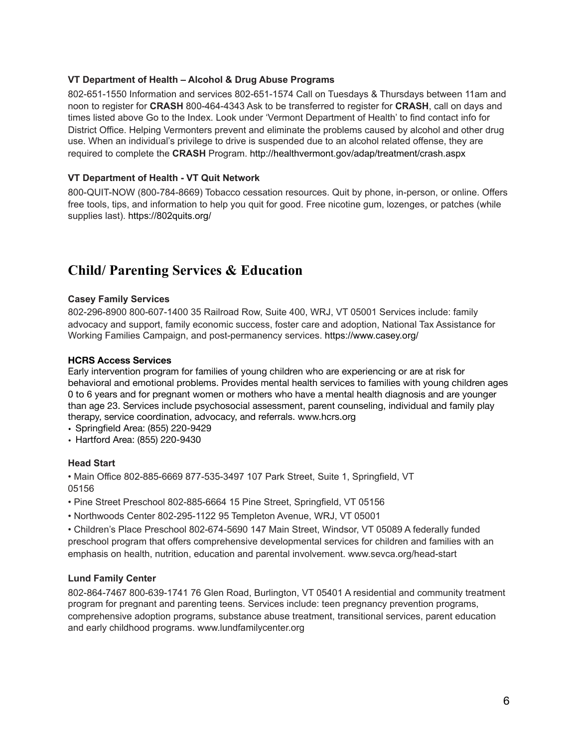**VT Department of Health – Alcohol & Drug Abuse Programs**

802-651-1550 Information and services 802-651-1574 Call on Tuesdays & Thursdays between 11am and noon to register for **CRASH** 800-464-4343 Ask to be transferred to register for **CRASH**, call on days and times listed above Go to the Index. Look under 'Vermont Department of Health' to find contact info for District Office. Helping Vermonters prevent and eliminate the problems caused by alcohol and other drug use. When an individual's privilege to drive is suspended due to an alcohol related offense, they are required to complete the **CRASH** Program. http://healthvermont.gov/adap/treatment/crash.aspx

**VT Department of Health - VT Quit Network**

800-QUIT-NOW (800-784-8669) Tobacco cessation resources. Quit by phone, in-person, or online. Offers free tools, tips, and information to help you quit for good. Free nicotine gum, lozenges, or patches (while supplies last). https://802quits.org/

# Child/ Parenting Services & Education

**Casey Family Services**

802-296-8900 800-607-1400 35 Railroad Row, Suite 400, WRJ, VT 05001 Services include: family advocacy and support, family economic success, foster care and adoption, National Tax Assistance for Working Families Campaign, and post-permanency services. https://www.casey.org/

**HCRS Access Services**

Early intervention program for families of young children who are experiencing or are at risk for behavioral and emotional problems. Provides mental health services to families with young children ages 0 to 6 years and for pregnant women or mothers who have a mental health diagnosis and are younger than age 23. Services include psychosocial assessment, parent counseling, individual and family play therapy, service coordination, advocacy, and referrals. www.hcrs.org

- Springfield Area: (855) 220-9429
- Hartford Area: (855) 220-9430

**Head Start**

- Main Office 802-885-6669 877-535-3497 107 Park Street, Suite 1, Springfield, VT 05156
- Pine Street Preschool 802-885-6664 15 Pine Street, Springfield, VT 05156
- Northwoods Center 802-295-1122 95 Templeton Avenue, WRJ, VT 05001
- Children's Place Preschool 802-674-5690 147 Main Street, Windsor, VT 05089 A federally funded preschool program that offers comprehensive developmental services for children and families with an emphasis on health, nutrition, education and parental involvement. www.sevca.org/head-start

**Lund Family Center**

802-864-7467 800-639-1741 76 Glen Road, Burlington, VT 05401 A residential and community treatment program for pregnant and parenting teens. Services include: teen pregnancy prevention programs, comprehensive adoption programs, substance abuse treatment, transitional services, parent education and early childhood programs. www.lundfamilycenter.org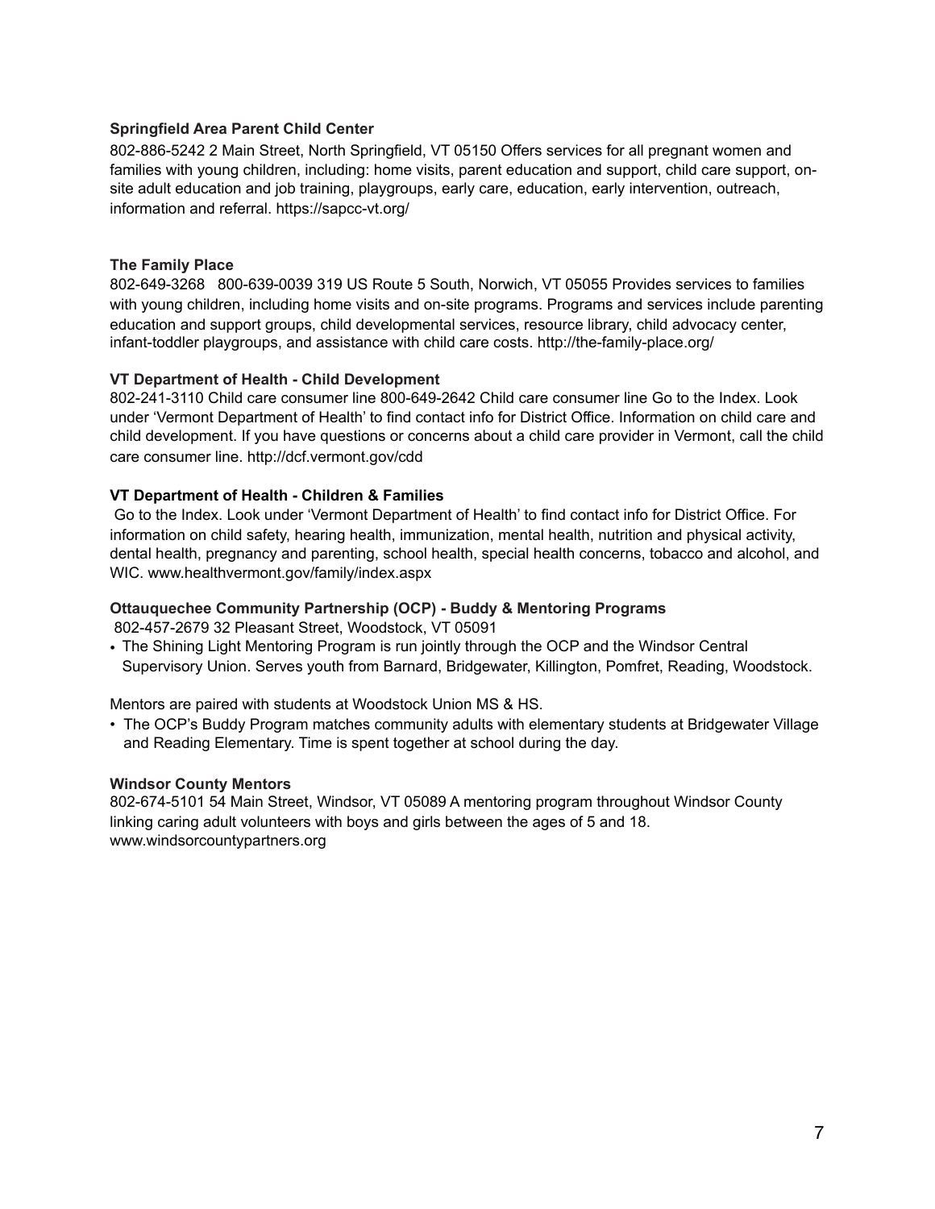**Springfield Area Parent Child Center**

802-886-5242 2 Main Street, North Springfield, VT 05150 Offers services for all pregnant women and families with young children, including: home visits, parent education and support, child care support, on-site adult education and job training, playgroups, early care, education, early intervention, outreach, information and referral. https://sapcc-vt.org/

**The Family Place**

802-649-3268 800-639-0039 319 US Route 5 South, Norwich, VT 05055 Provides services to families with young children, including home visits and on-site programs. Programs and services include parenting education and support groups, child developmental services, resource library, child advocacy center, infant-toddler playgroups, and assistance with child care costs. http://the-family-place.org/

**VT Department of Health - Child Development**

802-241-3110 Child care consumer line 800-649-2642 Child care consumer line Go to the Index. Look under 'Vermont Department of Health' to find contact info for District Office. Information on child care and child development. If you have questions or concerns about a child care provider in Vermont, call the child care consumer line. http://dcf.vermont.gov/cdd

**VT Department of Health - Children & Families**

Go to the Index. Look under 'Vermont Department of Health' to find contact info for District Office. For information on child safety, hearing health, immunization, mental health, nutrition and physical activity, dental health, pregnancy and parenting, school health, special health concerns, tobacco and alcohol, and WIC. www.healthvermont.gov/family/index.aspx

**Ottauquechee Community Partnership (OCP) - Buddy & Mentoring Programs**

802-457-2679 32 Pleasant Street, Woodstock, VT 05091

- The Shining Light Mentoring Program is run jointly through the OCP and the Windsor Central Supervisory Union. Serves youth from Barnard, Bridgewater, Killington, Pomfret, Reading, Woodstock.

Mentors are paired with students at Woodstock Union MS & HS.

- The OCP's Buddy Program matches community adults with elementary students at Bridgewater Village and Reading Elementary. Time is spent together at school during the day.

**Windsor County Mentors**

802-674-5101 54 Main Street, Windsor, VT 05089 A mentoring program throughout Windsor County linking caring adult volunteers with boys and girls between the ages of 5 and 18. www.windsorcountypartners.org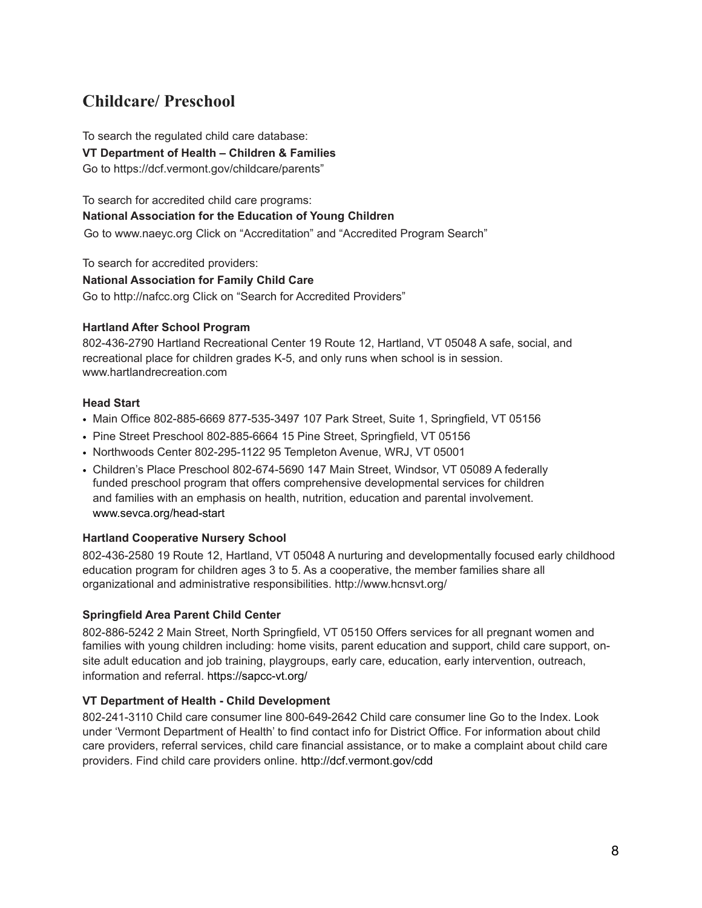## Childcare/ Preschool

To search the regulated child care database:

**VT Department of Health – Children & Families**

Go to https://dcf.vermont.gov/childcare/parents"

To search for accredited child care programs:

**National Association for the Education of Young Children**

Go to www.naeyc.org Click on "Accreditation" and "Accredited Program Search"

To search for accredited providers:

**National Association for Family Child Care**

Go to http://nafcc.org Click on "Search for Accredited Providers"

**Hartland After School Program**

802-436-2790 Hartland Recreational Center 19 Route 12, Hartland, VT 05048 A safe, social, and recreational place for children grades K-5, and only runs when school is in session. www.hartlandrecreation.com

**Head Start**

- Main Office 802-885-6669 877-535-3497 107 Park Street, Suite 1, Springfield, VT 05156
- Pine Street Preschool 802-885-6664 15 Pine Street, Springfield, VT 05156
- Northwoods Center 802-295-1122 95 Templeton Avenue, WRJ, VT 05001
- Children's Place Preschool 802-674-5690 147 Main Street, Windsor, VT 05089 A federally funded preschool program that offers comprehensive developmental services for children and families with an emphasis on health, nutrition, education and parental involvement. www.sevca.org/head-start

**Hartland Cooperative Nursery School**

802-436-2580 19 Route 12, Hartland, VT 05048 A nurturing and developmentally focused early childhood education program for children ages 3 to 5. As a cooperative, the member families share all organizational and administrative responsibilities. http://www.hcnsvt.org/

**Springfield Area Parent Child Center**

802-886-5242 2 Main Street, North Springfield, VT 05150 Offers services for all pregnant women and families with young children including: home visits, parent education and support, child care support, on-site adult education and job training, playgroups, early care, education, early intervention, outreach, information and referral. https://sapcc-vt.org/

**VT Department of Health - Child Development**

802-241-3110 Child care consumer line 800-649-2642 Child care consumer line Go to the Index. Look under 'Vermont Department of Health' to find contact info for District Office. For information about child care providers, referral services, child care financial assistance, or to make a complaint about child care providers. Find child care providers online. http://dcf.vermont.gov/cdd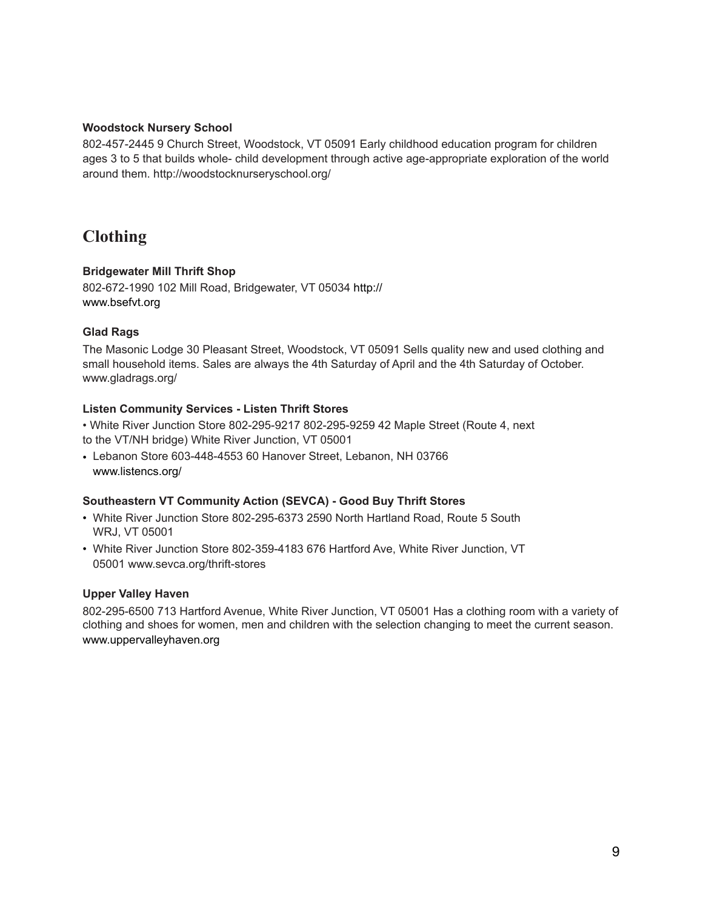**Woodstock Nursery School**

802-457-2445 9 Church Street, Woodstock, VT 05091 Early childhood education program for children ages 3 to 5 that builds whole- child development through active age-appropriate exploration of the world around them. http://woodstocknurseryschool.org/

## Clothing

**Bridgewater Mill Thrift Shop**

802-672-1990 102 Mill Road, Bridgewater, VT 05034 http://www.bsefvt.org

**Glad Rags**

The Masonic Lodge 30 Pleasant Street, Woodstock, VT 05091 Sells quality new and used clothing and small household items. Sales are always the 4th Saturday of April and the 4th Saturday of October. www.gladrags.org/

**Listen Community Services - Listen Thrift Stores**

- White River Junction Store 802-295-9217 802-295-9259 42 Maple Street (Route 4, next to the VT/NH bridge) White River Junction, VT 05001
- Lebanon Store 603-448-4553 60 Hanover Street, Lebanon, NH 03766 www.listencs.org/

**Southeastern VT Community Action (SEVCA) - Good Buy Thrift Stores**

- White River Junction Store 802-295-6373 2590 North Hartland Road, Route 5 South WRJ, VT 05001
- White River Junction Store 802-359-4183 676 Hartford Ave, White River Junction, VT 05001 www.sevca.org/thrift-stores

**Upper Valley Haven**

802-295-6500 713 Hartford Avenue, White River Junction, VT 05001 Has a clothing room with a variety of clothing and shoes for women, men and children with the selection changing to meet the current season. www.uppervalleyhaven.org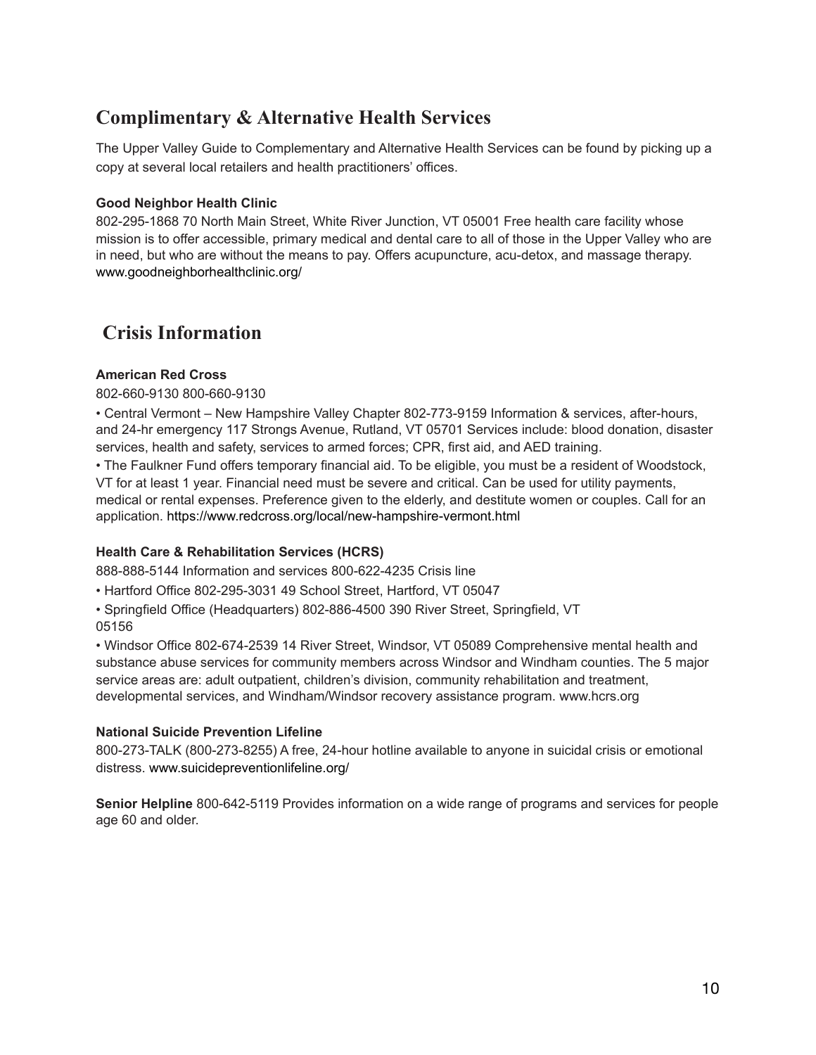## Complimentary & Alternative Health Services

The Upper Valley Guide to Complementary and Alternative Health Services can be found by picking up a copy at several local retailers and health practitioners' offices.

**Good Neighbor Health Clinic**
802-295-1868 70 North Main Street, White River Junction, VT 05001 Free health care facility whose mission is to offer accessible, primary medical and dental care to all of those in the Upper Valley who are in need, but who are without the means to pay. Offers acupuncture, acu-detox, and massage therapy. www.goodneighborhealthclinic.org/

## Crisis Information

**American Red Cross**

802-660-9130 800-660-9130

- Central Vermont – New Hampshire Valley Chapter 802-773-9159 Information & services, after-hours, and 24-hr emergency 117 Strongs Avenue, Rutland, VT 05701 Services include: blood donation, disaster services, health and safety, services to armed forces; CPR, first aid, and AED training.
- The Faulkner Fund offers temporary financial aid. To be eligible, you must be a resident of Woodstock, VT for at least 1 year. Financial need must be severe and critical. Can be used for utility payments, medical or rental expenses. Preference given to the elderly, and destitute women or couples. Call for an application. https://www.redcross.org/local/new-hampshire-vermont.html

**Health Care & Rehabilitation Services (HCRS)**

888-888-5144 Information and services 800-622-4235 Crisis line

- Hartford Office 802-295-3031 49 School Street, Hartford, VT 05047
- Springfield Office (Headquarters) 802-886-4500 390 River Street, Springfield, VT 05156
- Windsor Office 802-674-2539 14 River Street, Windsor, VT 05089 Comprehensive mental health and substance abuse services for community members across Windsor and Windham counties. The 5 major service areas are: adult outpatient, children's division, community rehabilitation and treatment, developmental services, and Windham/Windsor recovery assistance program. www.hcrs.org

**National Suicide Prevention Lifeline**
800-273-TALK (800-273-8255) A free, 24-hour hotline available to anyone in suicidal crisis or emotional distress. www.suicidepreventionlifeline.org/

**Senior Helpline** 800-642-5119 Provides information on a wide range of programs and services for people age 60 and older.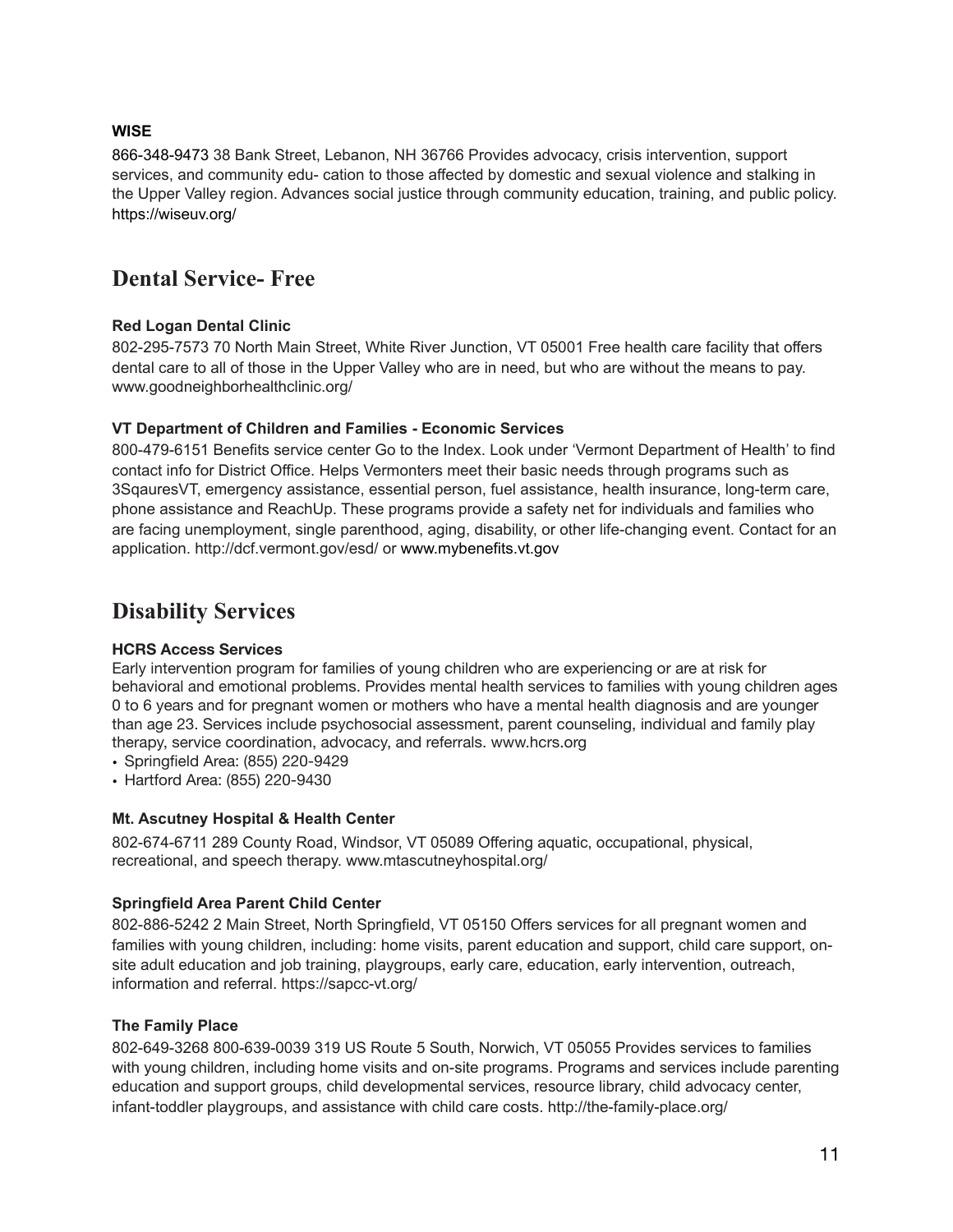**WISE**

866-348-9473 38 Bank Street, Lebanon, NH 36766 Provides advocacy, crisis intervention, support services, and community edu- cation to those affected by domestic and sexual violence and stalking in the Upper Valley region. Advances social justice through community education, training, and public policy. https://wiseuv.org/

## Dental Service- Free

**Red Logan Dental Clinic**

802-295-7573 70 North Main Street, White River Junction, VT 05001 Free health care facility that offers dental care to all of those in the Upper Valley who are in need, but who are without the means to pay. www.goodneighborhealthclinic.org/

**VT Department of Children and Families - Economic Services**

800-479-6151 Benefits service center Go to the Index. Look under 'Vermont Department of Health' to find contact info for District Office. Helps Vermonters meet their basic needs through programs such as 3SqauresVT, emergency assistance, essential person, fuel assistance, health insurance, long-term care, phone assistance and ReachUp. These programs provide a safety net for individuals and families who are facing unemployment, single parenthood, aging, disability, or other life-changing event. Contact for an application. http://dcf.vermont.gov/esd/ or www.mybenefits.vt.gov

## Disability Services

**HCRS Access Services**

Early intervention program for families of young children who are experiencing or are at risk for behavioral and emotional problems. Provides mental health services to families with young children ages 0 to 6 years and for pregnant women or mothers who have a mental health diagnosis and are younger than age 23. Services include psychosocial assessment, parent counseling, individual and family play therapy, service coordination, advocacy, and referrals. www.hcrs.org

- Springfield Area: (855) 220-9429
- Hartford Area: (855) 220-9430

**Mt. Ascutney Hospital & Health Center**

802-674-6711 289 County Road, Windsor, VT 05089 Offering aquatic, occupational, physical, recreational, and speech therapy. www.mtascutneyhospital.org/

**Springfield Area Parent Child Center**

802-886-5242 2 Main Street, North Springfield, VT 05150 Offers services for all pregnant women and families with young children, including: home visits, parent education and support, child care support, on-site adult education and job training, playgroups, early care, education, early intervention, outreach, information and referral. https://sapcc-vt.org/

**The Family Place**

802-649-3268 800-639-0039 319 US Route 5 South, Norwich, VT 05055 Provides services to families with young children, including home visits and on-site programs. Programs and services include parenting education and support groups, child developmental services, resource library, child advocacy center, infant-toddler playgroups, and assistance with child care costs. http://the-family-place.org/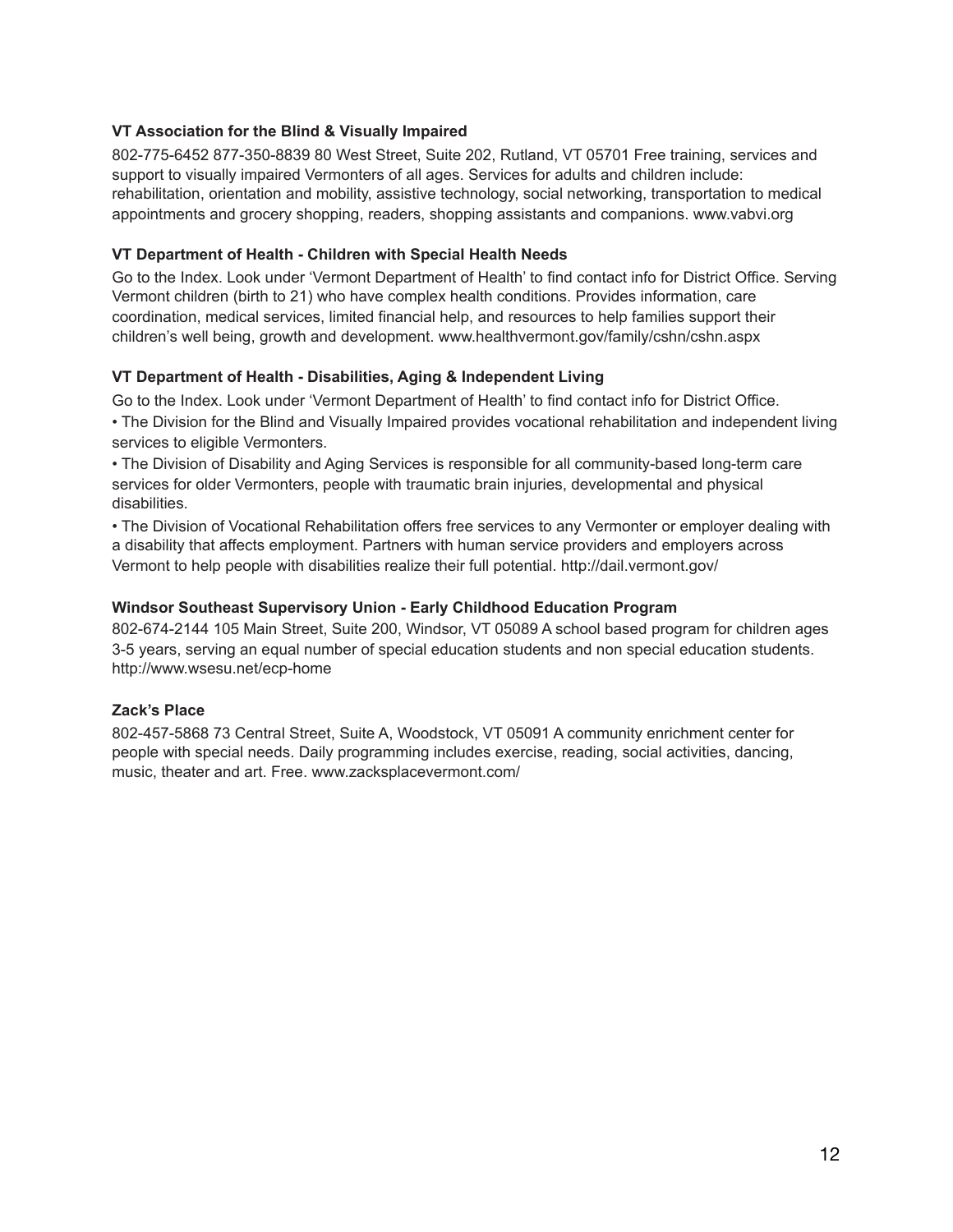**VT Association for the Blind & Visually Impaired**

802-775-6452 877-350-8839 80 West Street, Suite 202, Rutland, VT 05701 Free training, services and support to visually impaired Vermonters of all ages. Services for adults and children include: rehabilitation, orientation and mobility, assistive technology, social networking, transportation to medical appointments and grocery shopping, readers, shopping assistants and companions. www.vabvi.org

**VT Department of Health - Children with Special Health Needs**

Go to the Index. Look under 'Vermont Department of Health' to find contact info for District Office. Serving Vermont children (birth to 21) who have complex health conditions. Provides information, care coordination, medical services, limited financial help, and resources to help families support their children's well being, growth and development. www.healthvermont.gov/family/cshn/cshn.aspx

**VT Department of Health - Disabilities, Aging & Independent Living**

Go to the Index. Look under 'Vermont Department of Health' to find contact info for District Office.

- The Division for the Blind and Visually Impaired provides vocational rehabilitation and independent living services to eligible Vermonters.
- The Division of Disability and Aging Services is responsible for all community-based long-term care services for older Vermonters, people with traumatic brain injuries, developmental and physical disabilities.
- The Division of Vocational Rehabilitation offers free services to any Vermonter or employer dealing with a disability that affects employment. Partners with human service providers and employers across Vermont to help people with disabilities realize their full potential. http://dail.vermont.gov/

**Windsor Southeast Supervisory Union - Early Childhood Education Program**

802-674-2144 105 Main Street, Suite 200, Windsor, VT 05089 A school based program for children ages 3-5 years, serving an equal number of special education students and non special education students. http://www.wsesu.net/ecp-home

**Zack's Place**

802-457-5868 73 Central Street, Suite A, Woodstock, VT 05091 A community enrichment center for people with special needs. Daily programming includes exercise, reading, social activities, dancing, music, theater and art. Free. www.zacksplacevermont.com/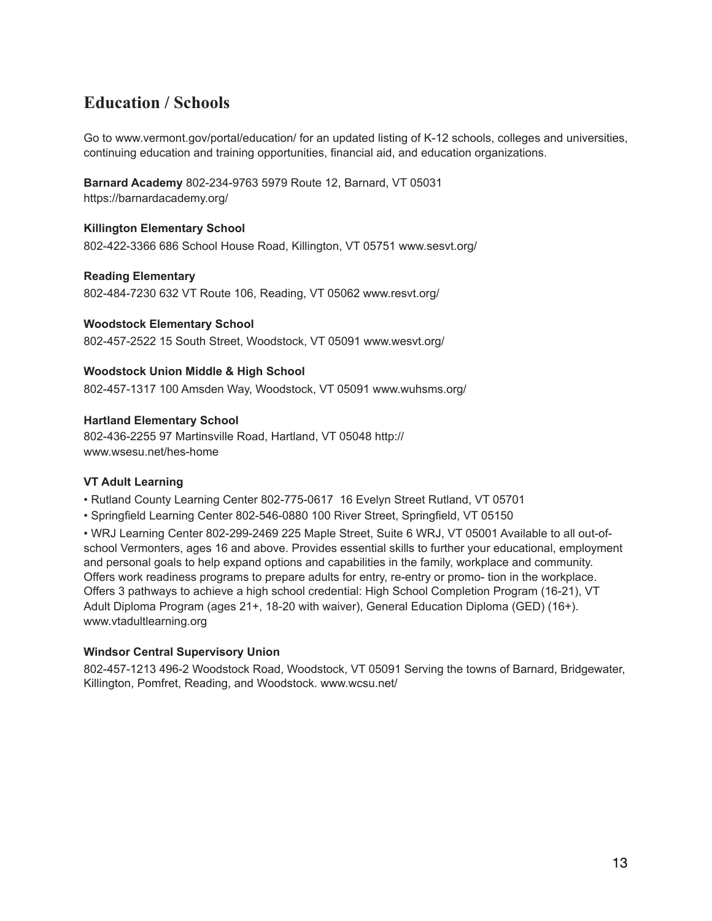## Education / Schools

Go to www.vermont.gov/portal/education/ for an updated listing of K-12 schools, colleges and universities, continuing education and training opportunities, financial aid, and education organizations.

**Barnard Academy** 802-234-9763 5979 Route 12, Barnard, VT 05031
https://barnardacademy.org/

**Killington Elementary School**
802-422-3366 686 School House Road, Killington, VT 05751 www.sesvt.org/

**Reading Elementary**
802-484-7230 632 VT Route 106, Reading, VT 05062 www.resvt.org/

**Woodstock Elementary School**
802-457-2522 15 South Street, Woodstock, VT 05091 www.wesvt.org/

**Woodstock Union Middle & High School**
802-457-1317 100 Amsden Way, Woodstock, VT 05091 www.wuhsms.org/

**Hartland Elementary School**
802-436-2255 97 Martinsville Road, Hartland, VT 05048 http://www.wsesu.net/hes-home

**VT Adult Learning**

- Rutland County Learning Center 802-775-0617 16 Evelyn Street Rutland, VT 05701
- Springfield Learning Center 802-546-0880 100 River Street, Springfield, VT 05150
- WRJ Learning Center 802-299-2469 225 Maple Street, Suite 6 WRJ, VT 05001 Available to all out-of-school Vermonters, ages 16 and above. Provides essential skills to further your educational, employment and personal goals to help expand options and capabilities in the family, workplace and community. Offers work readiness programs to prepare adults for entry, re-entry or promo- tion in the workplace. Offers 3 pathways to achieve a high school credential: High School Completion Program (16-21), VT Adult Diploma Program (ages 21+, 18-20 with waiver), General Education Diploma (GED) (16+). www.vtadultlearning.org

**Windsor Central Supervisory Union**
802-457-1213 496-2 Woodstock Road, Woodstock, VT 05091 Serving the towns of Barnard, Bridgewater, Killington, Pomfret, Reading, and Woodstock. www.wcsu.net/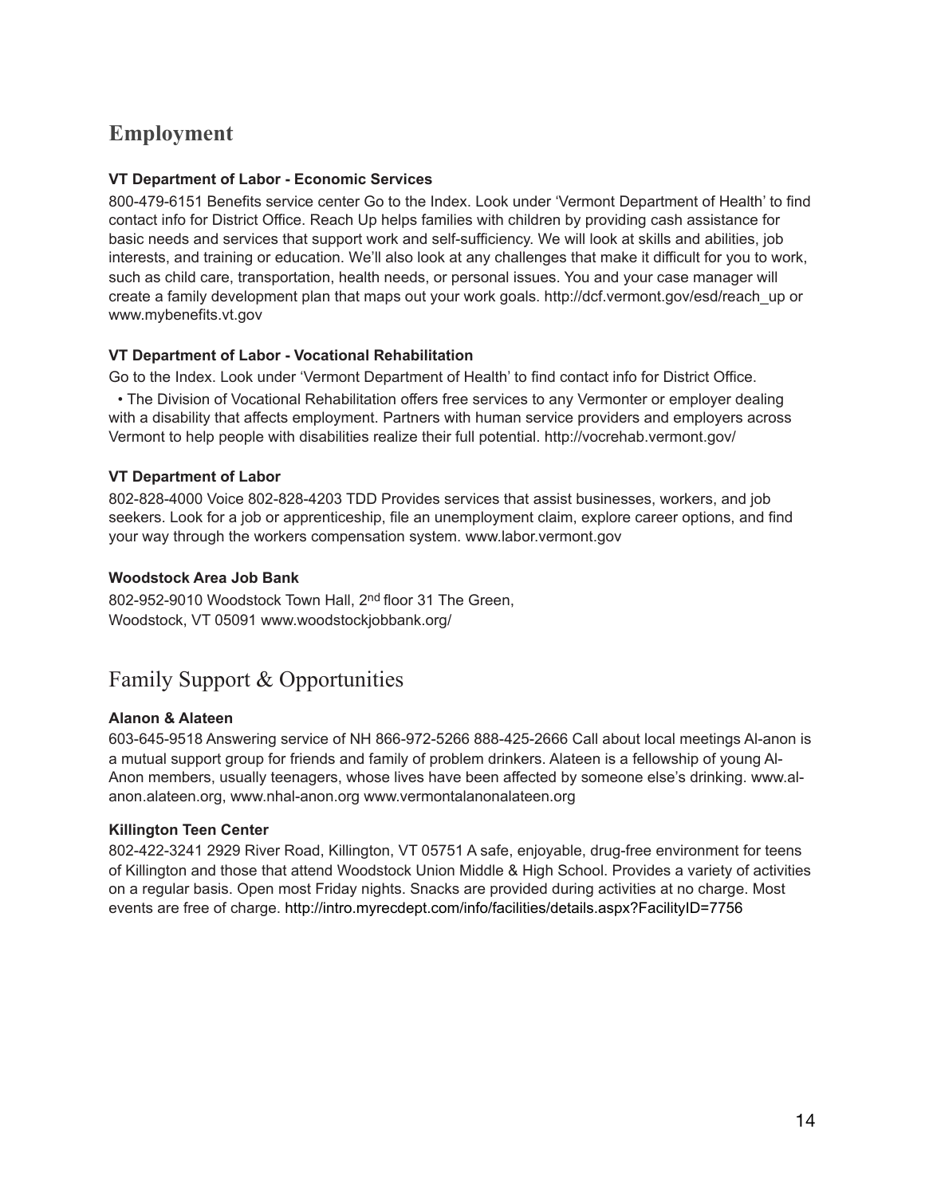## Employment

**VT Department of Labor - Economic Services**

800-479-6151 Benefits service center Go to the Index. Look under 'Vermont Department of Health' to find contact info for District Office. Reach Up helps families with children by providing cash assistance for basic needs and services that support work and self-sufficiency. We will look at skills and abilities, job interests, and training or education. We'll also look at any challenges that make it difficult for you to work, such as child care, transportation, health needs, or personal issues. You and your case manager will create a family development plan that maps out your work goals. http://dcf.vermont.gov/esd/reach_up or www.mybenefits.vt.gov

**VT Department of Labor - Vocational Rehabilitation**

Go to the Index. Look under 'Vermont Department of Health' to find contact info for District Office.

- The Division of Vocational Rehabilitation offers free services to any Vermonter or employer dealing with a disability that affects employment. Partners with human service providers and employers across Vermont to help people with disabilities realize their full potential. http://vocrehab.vermont.gov/

**VT Department of Labor**

802-828-4000 Voice 802-828-4203 TDD Provides services that assist businesses, workers, and job seekers. Look for a job or apprenticeship, file an unemployment claim, explore career options, and find your way through the workers compensation system. www.labor.vermont.gov

**Woodstock Area Job Bank**

802-952-9010 Woodstock Town Hall, 2nd floor 31 The Green,
Woodstock, VT 05091 www.woodstockjobbank.org/

## Family Support & Opportunities

**Alanon & Alateen**

603-645-9518 Answering service of NH 866-972-5266 888-425-2666 Call about local meetings Al-anon is a mutual support group for friends and family of problem drinkers. Alateen is a fellowship of young Al-Anon members, usually teenagers, whose lives have been affected by someone else's drinking. www.al-anon.alateen.org, www.nhal-anon.org www.vermontalanonalateen.org

**Killington Teen Center**

802-422-3241 2929 River Road, Killington, VT 05751 A safe, enjoyable, drug-free environment for teens of Killington and those that attend Woodstock Union Middle & High School. Provides a variety of activities on a regular basis. Open most Friday nights. Snacks are provided during activities at no charge. Most events are free of charge. http://intro.myrecdept.com/info/facilities/details.aspx?FacilityID=7756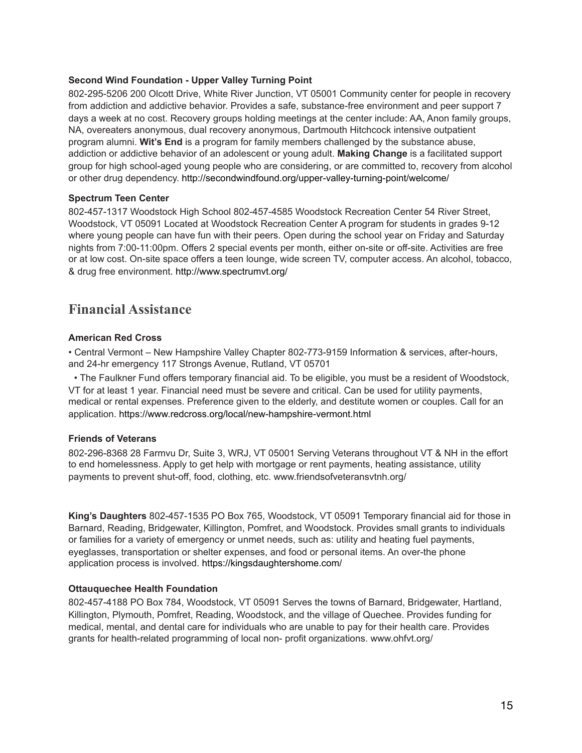**Second Wind Foundation - Upper Valley Turning Point**

802-295-5206 200 Olcott Drive, White River Junction, VT 05001 Community center for people in recovery from addiction and addictive behavior. Provides a safe, substance-free environment and peer support 7 days a week at no cost. Recovery groups holding meetings at the center include: AA, Anon family groups, NA, overeaters anonymous, dual recovery anonymous, Dartmouth Hitchcock intensive outpatient program alumni. **Wit's End** is a program for family members challenged by the substance abuse, addiction or addictive behavior of an adolescent or young adult. **Making Change** is a facilitated support group for high school-aged young people who are considering, or are committed to, recovery from alcohol or other drug dependency. http://secondwindfound.org/upper-valley-turning-point/welcome/

**Spectrum Teen Center**

802-457-1317 Woodstock High School 802-457-4585 Woodstock Recreation Center 54 River Street, Woodstock, VT 05091 Located at Woodstock Recreation Center A program for students in grades 9-12 where young people can have fun with their peers. Open during the school year on Friday and Saturday nights from 7:00-11:00pm. Offers 2 special events per month, either on-site or off-site. Activities are free or at low cost. On-site space offers a teen lounge, wide screen TV, computer access. An alcohol, tobacco, & drug free environment. http://www.spectrumvt.org/

## Financial Assistance

**American Red Cross**

- Central Vermont – New Hampshire Valley Chapter 802-773-9159 Information & services, after-hours, and 24-hr emergency 117 Strongs Avenue, Rutland, VT 05701
- The Faulkner Fund offers temporary financial aid. To be eligible, you must be a resident of Woodstock, VT for at least 1 year. Financial need must be severe and critical. Can be used for utility payments, medical or rental expenses. Preference given to the elderly, and destitute women or couples. Call for an application. https://www.redcross.org/local/new-hampshire-vermont.html

**Friends of Veterans**

802-296-8368 28 Farmvu Dr, Suite 3, WRJ, VT 05001 Serving Veterans throughout VT & NH in the effort to end homelessness. Apply to get help with mortgage or rent payments, heating assistance, utility payments to prevent shut-off, food, clothing, etc. www.friendsofveteransvtnh.org/

**King's Daughters** 802-457-1535 PO Box 765, Woodstock, VT 05091 Temporary financial aid for those in Barnard, Reading, Bridgewater, Killington, Pomfret, and Woodstock. Provides small grants to individuals or families for a variety of emergency or unmet needs, such as: utility and heating fuel payments, eyeglasses, transportation or shelter expenses, and food or personal items. An over-the phone application process is involved. https://kingsdaughtershome.com/

**Ottauquechee Health Foundation**

802-457-4188 PO Box 784, Woodstock, VT 05091 Serves the towns of Barnard, Bridgewater, Hartland, Killington, Plymouth, Pomfret, Reading, Woodstock, and the village of Quechee. Provides funding for medical, mental, and dental care for individuals who are unable to pay for their health care. Provides grants for health-related programming of local non- profit organizations. www.ohfvt.org/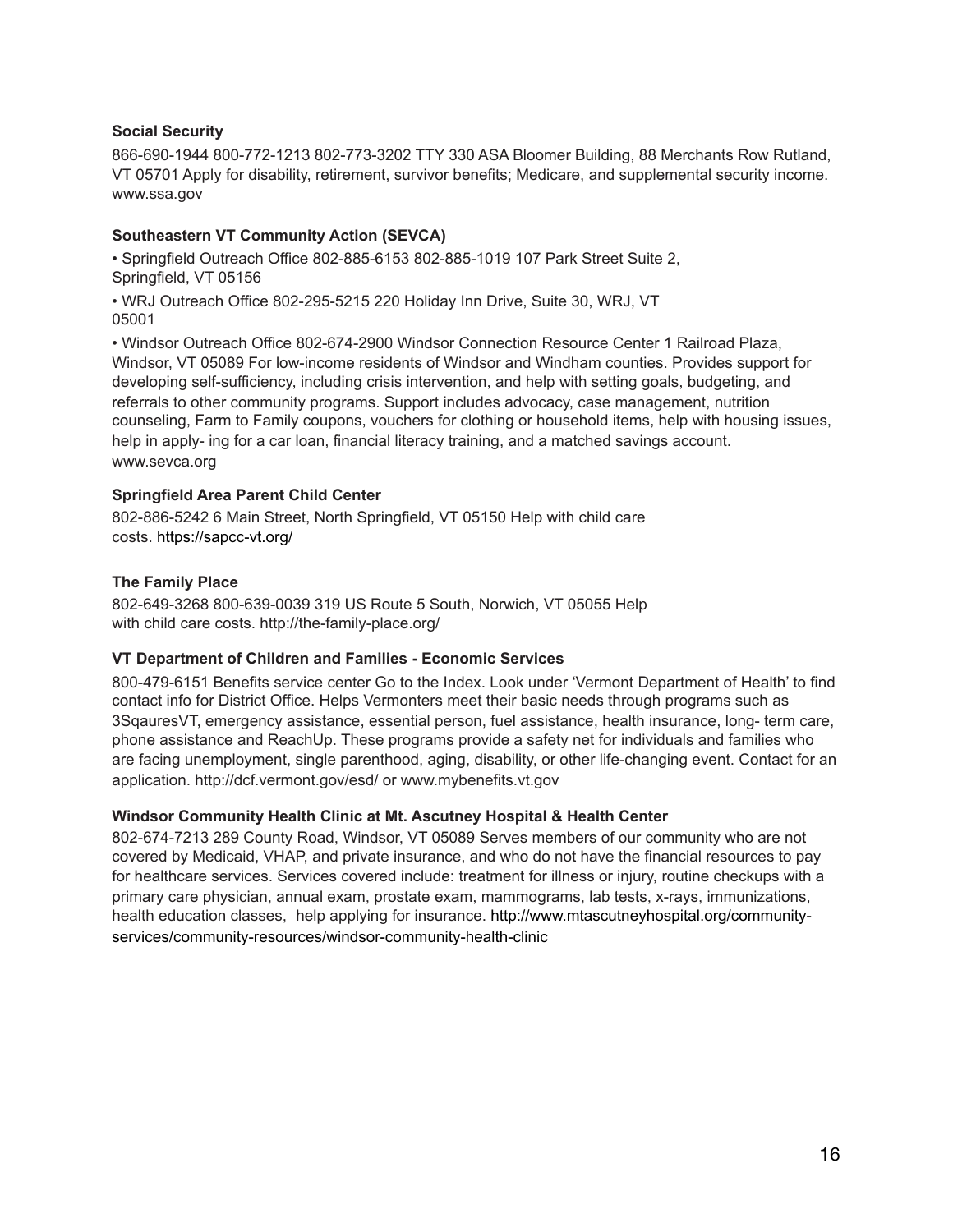**Social Security**

866-690-1944 800-772-1213 802-773-3202 TTY 330 ASA Bloomer Building, 88 Merchants Row Rutland, VT 05701 Apply for disability, retirement, survivor benefits; Medicare, and supplemental security income. www.ssa.gov

**Southeastern VT Community Action (SEVCA)**

- Springfield Outreach Office 802-885-6153 802-885-1019 107 Park Street Suite 2, Springfield, VT 05156
- WRJ Outreach Office 802-295-5215 220 Holiday Inn Drive, Suite 30, WRJ, VT 05001
- Windsor Outreach Office 802-674-2900 Windsor Connection Resource Center 1 Railroad Plaza, Windsor, VT 05089 For low-income residents of Windsor and Windham counties. Provides support for developing self-sufficiency, including crisis intervention, and help with setting goals, budgeting, and referrals to other community programs. Support includes advocacy, case management, nutrition counseling, Farm to Family coupons, vouchers for clothing or household items, help with housing issues, help in apply- ing for a car loan, financial literacy training, and a matched savings account. www.sevca.org

**Springfield Area Parent Child Center**

802-886-5242 6 Main Street, North Springfield, VT 05150 Help with child care costs. https://sapcc-vt.org/

**The Family Place**

802-649-3268 800-639-0039 319 US Route 5 South, Norwich, VT 05055 Help with child care costs. http://the-family-place.org/

**VT Department of Children and Families - Economic Services**

800-479-6151 Benefits service center Go to the Index. Look under 'Vermont Department of Health' to find contact info for District Office. Helps Vermonters meet their basic needs through programs such as 3SqauresVT, emergency assistance, essential person, fuel assistance, health insurance, long- term care, phone assistance and ReachUp. These programs provide a safety net for individuals and families who are facing unemployment, single parenthood, aging, disability, or other life-changing event. Contact for an application. http://dcf.vermont.gov/esd/ or www.mybenefits.vt.gov

**Windsor Community Health Clinic at Mt. Ascutney Hospital & Health Center**

802-674-7213 289 County Road, Windsor, VT 05089 Serves members of our community who are not covered by Medicaid, VHAP, and private insurance, and who do not have the financial resources to pay for healthcare services. Services covered include: treatment for illness or injury, routine checkups with a primary care physician, annual exam, prostate exam, mammograms, lab tests, x-rays, immunizations, health education classes, help applying for insurance. http://www.mtascutneyhospital.org/community-services/community-resources/windsor-community-health-clinic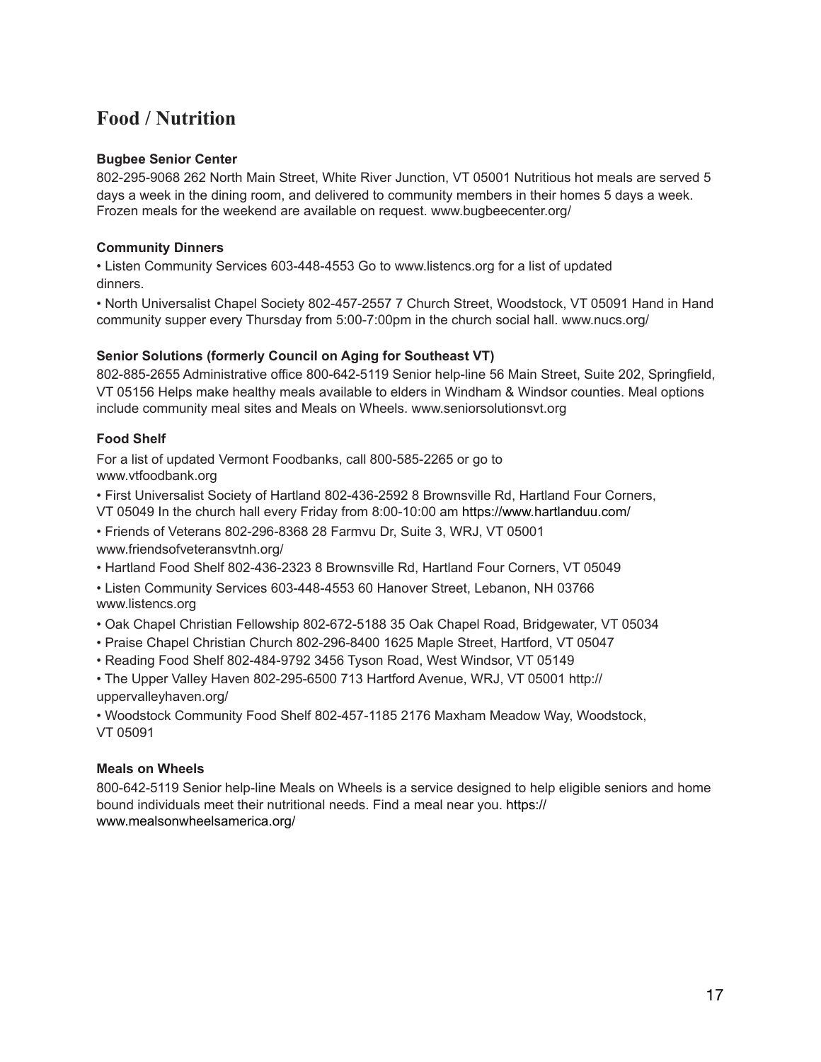# Food / Nutrition

**Bugbee Senior Center**

802-295-9068 262 North Main Street, White River Junction, VT 05001 Nutritious hot meals are served 5 days a week in the dining room, and delivered to community members in their homes 5 days a week. Frozen meals for the weekend are available on request. www.bugbeecenter.org/

**Community Dinners**

- Listen Community Services 603-448-4553 Go to www.listencs.org for a list of updated dinners.
- North Universalist Chapel Society 802-457-2557 7 Church Street, Woodstock, VT 05091 Hand in Hand community supper every Thursday from 5:00-7:00pm in the church social hall. www.nucs.org/

**Senior Solutions (formerly Council on Aging for Southeast VT)**

802-885-2655 Administrative office 800-642-5119 Senior help-line 56 Main Street, Suite 202, Springfield, VT 05156 Helps make healthy meals available to elders in Windham & Windsor counties. Meal options include community meal sites and Meals on Wheels. www.seniorsolutionsvt.org

**Food Shelf**

For a list of updated Vermont Foodbanks, call 800-585-2265 or go to www.vtfoodbank.org

- First Universalist Society of Hartland 802-436-2592 8 Brownsville Rd, Hartland Four Corners, VT 05049 In the church hall every Friday from 8:00-10:00 am https://www.hartlanduu.com/
- Friends of Veterans 802-296-8368 28 Farmvu Dr, Suite 3, WRJ, VT 05001 www.friendsofveteransvtnh.org/
- Hartland Food Shelf 802-436-2323 8 Brownsville Rd, Hartland Four Corners, VT 05049
- Listen Community Services 603-448-4553 60 Hanover Street, Lebanon, NH 03766 www.listencs.org
- Oak Chapel Christian Fellowship 802-672-5188 35 Oak Chapel Road, Bridgewater, VT 05034
- Praise Chapel Christian Church 802-296-8400 1625 Maple Street, Hartford, VT 05047
- Reading Food Shelf 802-484-9792 3456 Tyson Road, West Windsor, VT 05149
- The Upper Valley Haven 802-295-6500 713 Hartford Avenue, WRJ, VT 05001 http://uppervalleyhaven.org/
- Woodstock Community Food Shelf 802-457-1185 2176 Maxham Meadow Way, Woodstock, VT 05091

**Meals on Wheels**

800-642-5119 Senior help-line Meals on Wheels is a service designed to help eligible seniors and home bound individuals meet their nutritional needs. Find a meal near you. https://www.mealsonwheelsamerica.org/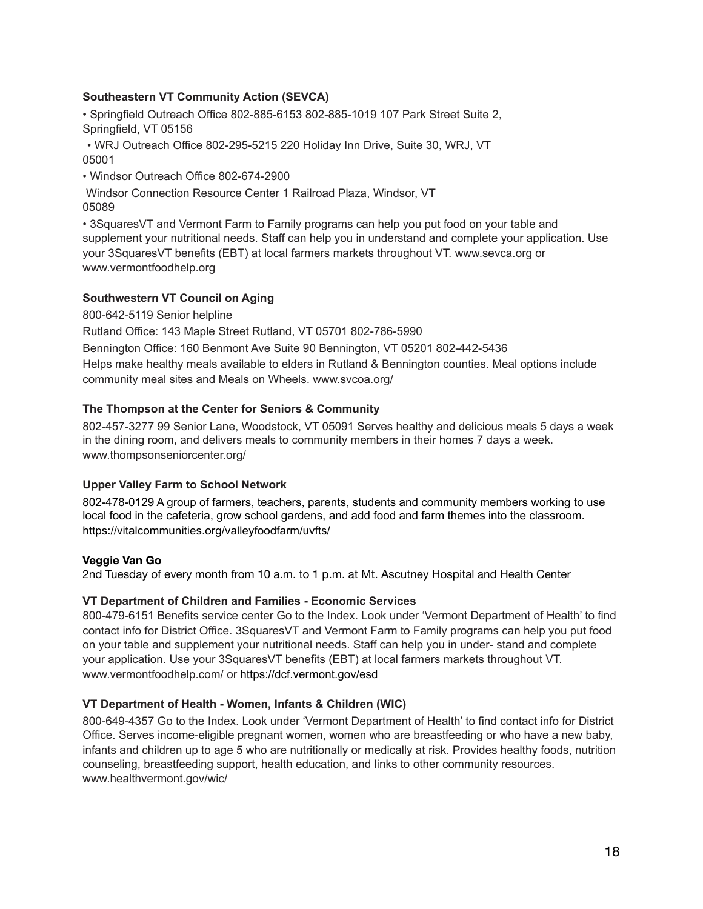**Southeastern VT Community Action (SEVCA)**

- Springfield Outreach Office 802-885-6153 802-885-1019 107 Park Street Suite 2, Springfield, VT 05156
- WRJ Outreach Office 802-295-5215 220 Holiday Inn Drive, Suite 30, WRJ, VT 05001
- Windsor Outreach Office 802-674-2900

  Windsor Connection Resource Center 1 Railroad Plaza, Windsor, VT 05089
- 3SquaresVT and Vermont Farm to Family programs can help you put food on your table and supplement your nutritional needs. Staff can help you in understand and complete your application. Use your 3SquaresVT benefits (EBT) at local farmers markets throughout VT. www.sevca.org or www.vermontfoodhelp.org

**Southwestern VT Council on Aging**

800-642-5119 Senior helpline

Rutland Office: 143 Maple Street Rutland, VT 05701 802-786-5990

Bennington Office: 160 Benmont Ave Suite 90 Bennington, VT 05201 802-442-5436

Helps make healthy meals available to elders in Rutland & Bennington counties. Meal options include community meal sites and Meals on Wheels. www.svcoa.org/

**The Thompson at the Center for Seniors & Community**

802-457-3277 99 Senior Lane, Woodstock, VT 05091 Serves healthy and delicious meals 5 days a week in the dining room, and delivers meals to community members in their homes 7 days a week. www.thompsonseniorcenter.org/

**Upper Valley Farm to School Network**

802-478-0129 A group of farmers, teachers, parents, students and community members working to use local food in the cafeteria, grow school gardens, and add food and farm themes into the classroom. https://vitalcommunities.org/valleyfoodfarm/uvfts/

**Veggie Van Go**

2nd Tuesday of every month from 10 a.m. to 1 p.m. at Mt. Ascutney Hospital and Health Center

**VT Department of Children and Families - Economic Services**

800-479-6151 Benefits service center Go to the Index. Look under 'Vermont Department of Health' to find contact info for District Office. 3SquaresVT and Vermont Farm to Family programs can help you put food on your table and supplement your nutritional needs. Staff can help you in under- stand and complete your application. Use your 3SquaresVT benefits (EBT) at local farmers markets throughout VT. www.vermontfoodhelp.com/ or https://dcf.vermont.gov/esd

**VT Department of Health - Women, Infants & Children (WIC)**

800-649-4357 Go to the Index. Look under 'Vermont Department of Health' to find contact info for District Office. Serves income-eligible pregnant women, women who are breastfeeding or who have a new baby, infants and children up to age 5 who are nutritionally or medically at risk. Provides healthy foods, nutrition counseling, breastfeeding support, health education, and links to other community resources. www.healthvermont.gov/wic/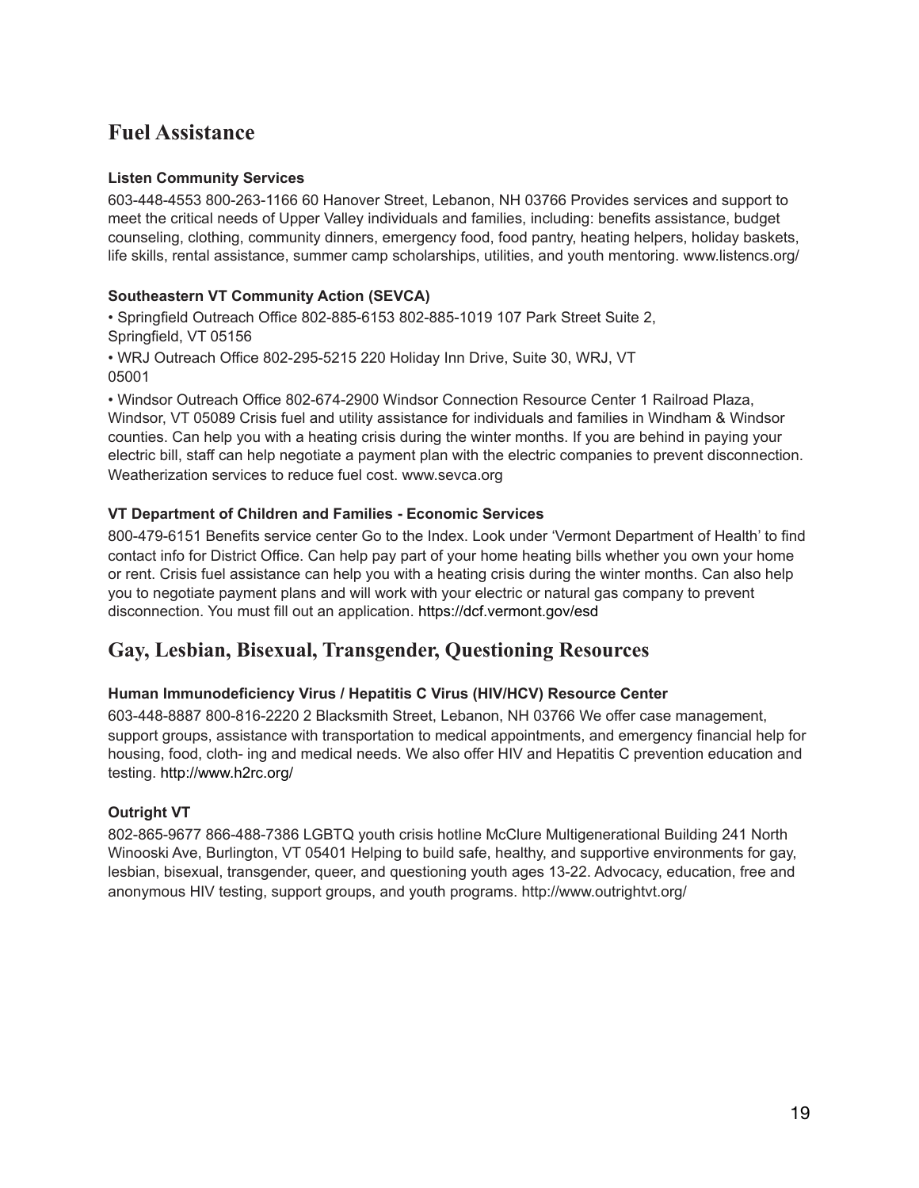## Fuel Assistance

**Listen Community Services**

603-448-4553 800-263-1166 60 Hanover Street, Lebanon, NH 03766 Provides services and support to meet the critical needs of Upper Valley individuals and families, including: benefits assistance, budget counseling, clothing, community dinners, emergency food, food pantry, heating helpers, holiday baskets, life skills, rental assistance, summer camp scholarships, utilities, and youth mentoring. www.listencs.org/

**Southeastern VT Community Action (SEVCA)**

- Springfield Outreach Office 802-885-6153 802-885-1019 107 Park Street Suite 2, Springfield, VT 05156
- WRJ Outreach Office 802-295-5215 220 Holiday Inn Drive, Suite 30, WRJ, VT 05001
- Windsor Outreach Office 802-674-2900 Windsor Connection Resource Center 1 Railroad Plaza, Windsor, VT 05089 Crisis fuel and utility assistance for individuals and families in Windham & Windsor counties. Can help you with a heating crisis during the winter months. If you are behind in paying your electric bill, staff can help negotiate a payment plan with the electric companies to prevent disconnection. Weatherization services to reduce fuel cost. www.sevca.org

**VT Department of Children and Families - Economic Services**

800-479-6151 Benefits service center Go to the Index. Look under 'Vermont Department of Health' to find contact info for District Office. Can help pay part of your home heating bills whether you own your home or rent. Crisis fuel assistance can help you with a heating crisis during the winter months. Can also help you to negotiate payment plans and will work with your electric or natural gas company to prevent disconnection. You must fill out an application. https://dcf.vermont.gov/esd

## Gay, Lesbian, Bisexual, Transgender, Questioning Resources

**Human Immunodeficiency Virus / Hepatitis C Virus (HIV/HCV) Resource Center**

603-448-8887 800-816-2220 2 Blacksmith Street, Lebanon, NH 03766 We offer case management, support groups, assistance with transportation to medical appointments, and emergency financial help for housing, food, cloth- ing and medical needs. We also offer HIV and Hepatitis C prevention education and testing. http://www.h2rc.org/

**Outright VT**

802-865-9677 866-488-7386 LGBTQ youth crisis hotline McClure Multigenerational Building 241 North Winooski Ave, Burlington, VT 05401 Helping to build safe, healthy, and supportive environments for gay, lesbian, bisexual, transgender, queer, and questioning youth ages 13-22. Advocacy, education, free and anonymous HIV testing, support groups, and youth programs. http://www.outrightvt.org/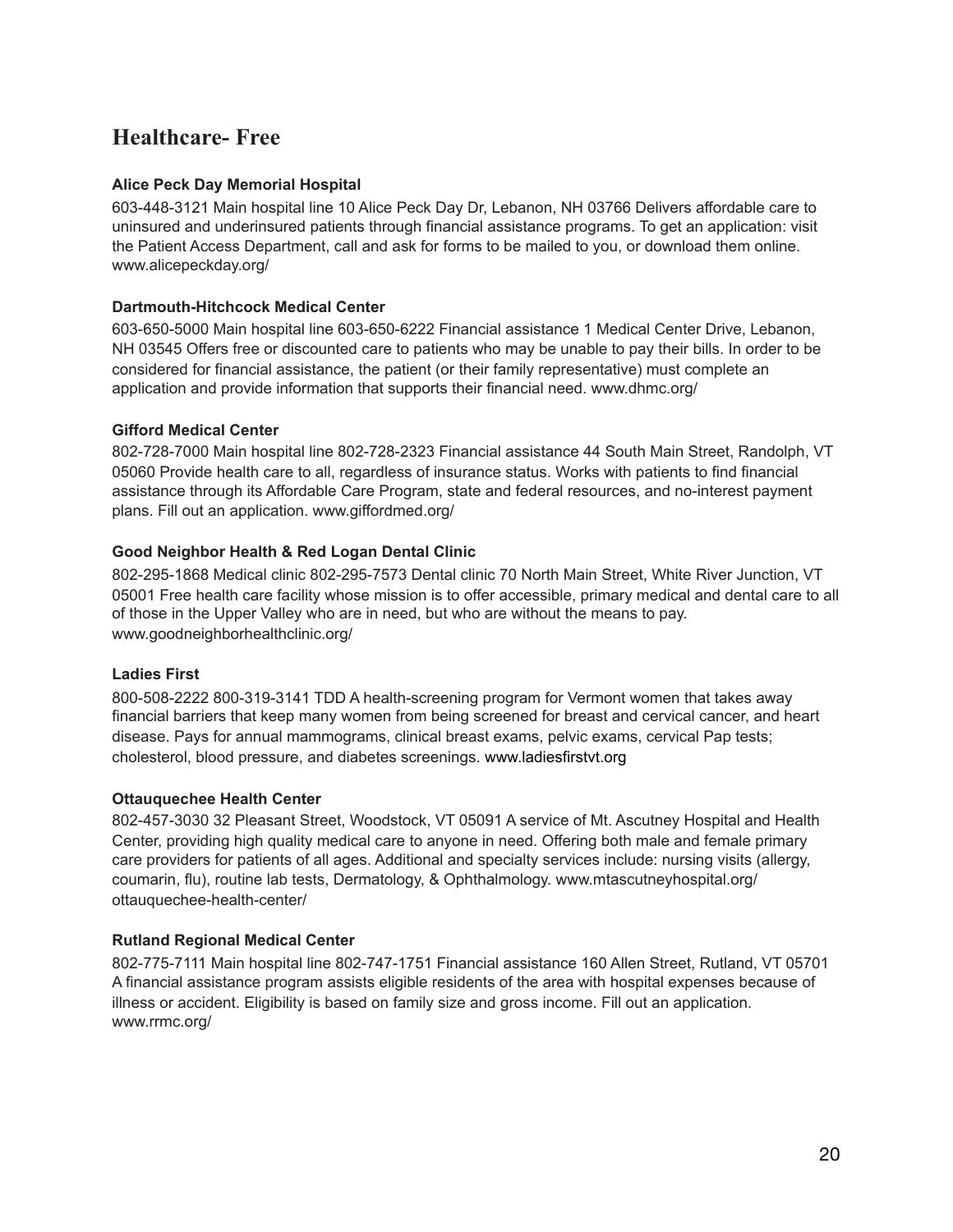## Healthcare- Free

**Alice Peck Day Memorial Hospital**

603-448-3121 Main hospital line 10 Alice Peck Day Dr, Lebanon, NH 03766 Delivers affordable care to uninsured and underinsured patients through financial assistance programs. To get an application: visit the Patient Access Department, call and ask for forms to be mailed to you, or download them online. www.alicepeckday.org/

**Dartmouth-Hitchcock Medical Center**

603-650-5000 Main hospital line 603-650-6222 Financial assistance 1 Medical Center Drive, Lebanon, NH 03545 Offers free or discounted care to patients who may be unable to pay their bills. In order to be considered for financial assistance, the patient (or their family representative) must complete an application and provide information that supports their financial need. www.dhmc.org/

**Gifford Medical Center**

802-728-7000 Main hospital line 802-728-2323 Financial assistance 44 South Main Street, Randolph, VT 05060 Provide health care to all, regardless of insurance status. Works with patients to find financial assistance through its Affordable Care Program, state and federal resources, and no-interest payment plans. Fill out an application. www.giffordmed.org/

**Good Neighbor Health & Red Logan Dental Clinic**

802-295-1868 Medical clinic 802-295-7573 Dental clinic 70 North Main Street, White River Junction, VT 05001 Free health care facility whose mission is to offer accessible, primary medical and dental care to all of those in the Upper Valley who are in need, but who are without the means to pay. www.goodneighborhealthclinic.org/

**Ladies First**

800-508-2222 800-319-3141 TDD A health-screening program for Vermont women that takes away financial barriers that keep many women from being screened for breast and cervical cancer, and heart disease. Pays for annual mammograms, clinical breast exams, pelvic exams, cervical Pap tests; cholesterol, blood pressure, and diabetes screenings. www.ladiesfirstvt.org

**Ottauquechee Health Center**

802-457-3030 32 Pleasant Street, Woodstock, VT 05091 A service of Mt. Ascutney Hospital and Health Center, providing high quality medical care to anyone in need. Offering both male and female primary care providers for patients of all ages. Additional and specialty services include: nursing visits (allergy, coumarin, flu), routine lab tests, Dermatology, & Ophthalmology. www.mtascutneyhospital.org/ottauquechee-health-center/

**Rutland Regional Medical Center**

802-775-7111 Main hospital line 802-747-1751 Financial assistance 160 Allen Street, Rutland, VT 05701 A financial assistance program assists eligible residents of the area with hospital expenses because of illness or accident. Eligibility is based on family size and gross income. Fill out an application. www.rrmc.org/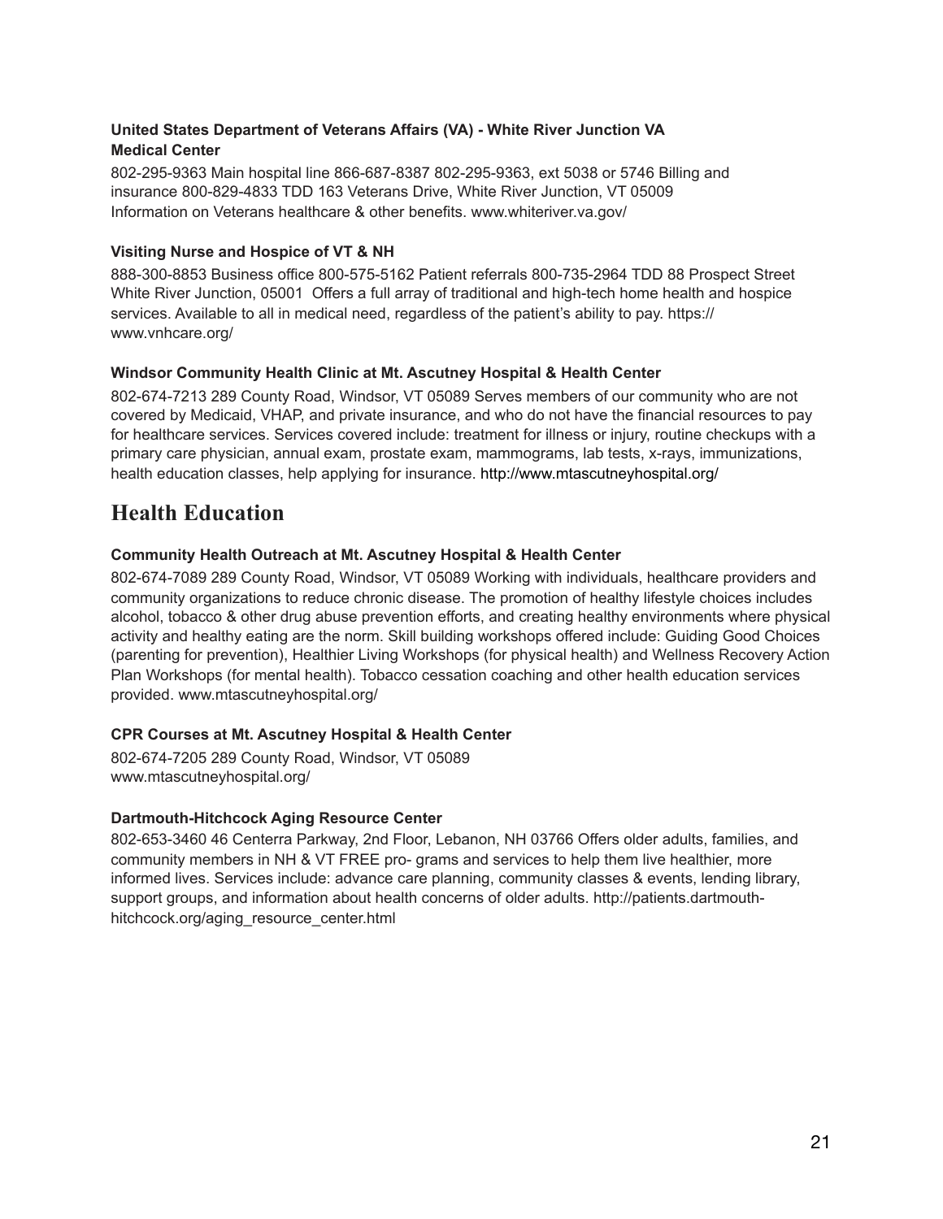**United States Department of Veterans Affairs (VA) - White River Junction VA Medical Center**

802-295-9363 Main hospital line 866-687-8387 802-295-9363, ext 5038 or 5746 Billing and insurance 800-829-4833 TDD 163 Veterans Drive, White River Junction, VT 05009 Information on Veterans healthcare & other benefits. www.whiteriver.va.gov/

**Visiting Nurse and Hospice of VT & NH**

888-300-8853 Business office 800-575-5162 Patient referrals 800-735-2964 TDD 88 Prospect Street White River Junction, 05001 Offers a full array of traditional and high-tech home health and hospice services. Available to all in medical need, regardless of the patient's ability to pay. https://www.vnhcare.org/

**Windsor Community Health Clinic at Mt. Ascutney Hospital & Health Center**

802-674-7213 289 County Road, Windsor, VT 05089 Serves members of our community who are not covered by Medicaid, VHAP, and private insurance, and who do not have the financial resources to pay for healthcare services. Services covered include: treatment for illness or injury, routine checkups with a primary care physician, annual exam, prostate exam, mammograms, lab tests, x-rays, immunizations, health education classes, help applying for insurance. http://www.mtascutneyhospital.org/

# Health Education

**Community Health Outreach at Mt. Ascutney Hospital & Health Center**

802-674-7089 289 County Road, Windsor, VT 05089 Working with individuals, healthcare providers and community organizations to reduce chronic disease. The promotion of healthy lifestyle choices includes alcohol, tobacco & other drug abuse prevention efforts, and creating healthy environments where physical activity and healthy eating are the norm. Skill building workshops offered include: Guiding Good Choices (parenting for prevention), Healthier Living Workshops (for physical health) and Wellness Recovery Action Plan Workshops (for mental health). Tobacco cessation coaching and other health education services provided. www.mtascutneyhospital.org/

**CPR Courses at Mt. Ascutney Hospital & Health Center**

802-674-7205 289 County Road, Windsor, VT 05089 www.mtascutneyhospital.org/

**Dartmouth-Hitchcock Aging Resource Center**

802-653-3460 46 Centerra Parkway, 2nd Floor, Lebanon, NH 03766 Offers older adults, families, and community members in NH & VT FREE pro- grams and services to help them live healthier, more informed lives. Services include: advance care planning, community classes & events, lending library, support groups, and information about health concerns of older adults. http://patients.dartmouth-hitchcock.org/aging_resource_center.html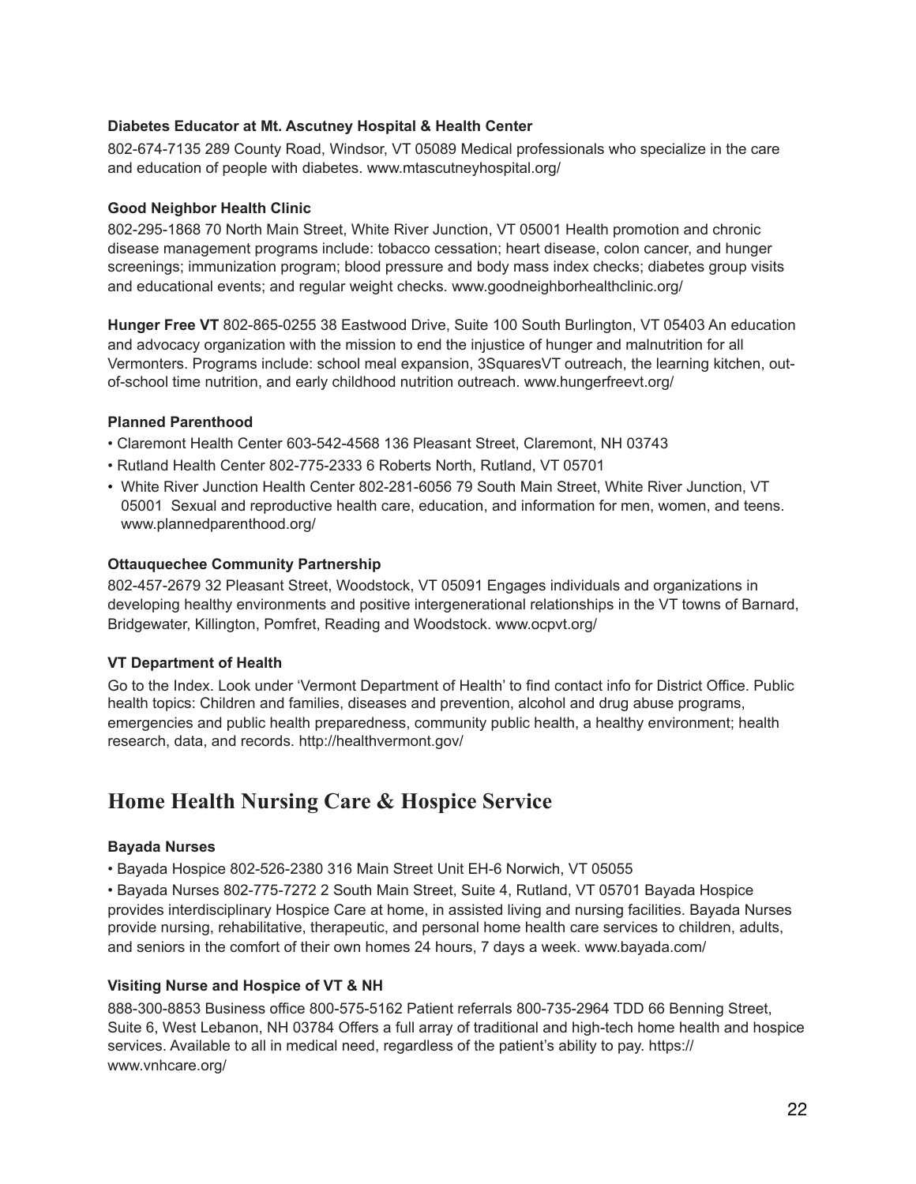**Diabetes Educator at Mt. Ascutney Hospital & Health Center**

802-674-7135 289 County Road, Windsor, VT 05089 Medical professionals who specialize in the care and education of people with diabetes. www.mtascutneyhospital.org/

**Good Neighbor Health Clinic**

802-295-1868 70 North Main Street, White River Junction, VT 05001 Health promotion and chronic disease management programs include: tobacco cessation; heart disease, colon cancer, and hunger screenings; immunization program; blood pressure and body mass index checks; diabetes group visits and educational events; and regular weight checks. www.goodneighborhealthclinic.org/

**Hunger Free VT** 802-865-0255 38 Eastwood Drive, Suite 100 South Burlington, VT 05403 An education and advocacy organization with the mission to end the injustice of hunger and malnutrition for all Vermonters. Programs include: school meal expansion, 3SquaresVT outreach, the learning kitchen, out-of-school time nutrition, and early childhood nutrition outreach. www.hungerfreevt.org/

**Planned Parenthood**

- Claremont Health Center 603-542-4568 136 Pleasant Street, Claremont, NH 03743
- Rutland Health Center 802-775-2333 6 Roberts North, Rutland, VT 05701
- White River Junction Health Center 802-281-6056 79 South Main Street, White River Junction, VT 05001 Sexual and reproductive health care, education, and information for men, women, and teens. www.plannedparenthood.org/

**Ottauquechee Community Partnership**

802-457-2679 32 Pleasant Street, Woodstock, VT 05091 Engages individuals and organizations in developing healthy environments and positive intergenerational relationships in the VT towns of Barnard, Bridgewater, Killington, Pomfret, Reading and Woodstock. www.ocpvt.org/

**VT Department of Health**

Go to the Index. Look under 'Vermont Department of Health' to find contact info for District Office. Public health topics: Children and families, diseases and prevention, alcohol and drug abuse programs, emergencies and public health preparedness, community public health, a healthy environment; health research, data, and records. http://healthvermont.gov/

## Home Health Nursing Care & Hospice Service

**Bayada Nurses**

- Bayada Hospice 802-526-2380 316 Main Street Unit EH-6 Norwich, VT 05055
- Bayada Nurses 802-775-7272 2 South Main Street, Suite 4, Rutland, VT 05701 Bayada Hospice provides interdisciplinary Hospice Care at home, in assisted living and nursing facilities. Bayada Nurses provide nursing, rehabilitative, therapeutic, and personal home health care services to children, adults, and seniors in the comfort of their own homes 24 hours, 7 days a week. www.bayada.com/

**Visiting Nurse and Hospice of VT & NH**

888-300-8853 Business office 800-575-5162 Patient referrals 800-735-2964 TDD 66 Benning Street, Suite 6, West Lebanon, NH 03784 Offers a full array of traditional and high-tech home health and hospice services. Available to all in medical need, regardless of the patient's ability to pay. https://www.vnhcare.org/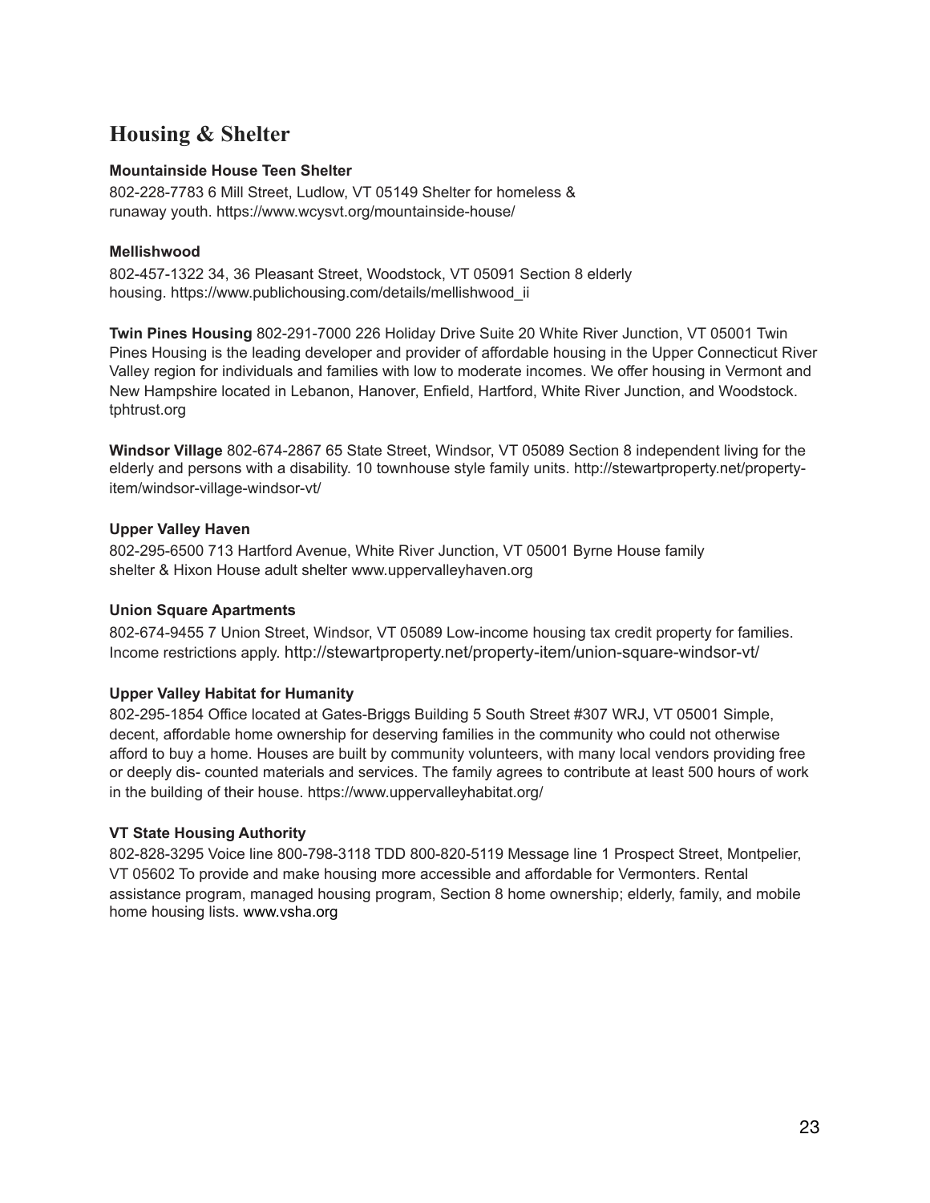## Housing & Shelter

**Mountainside House Teen Shelter**

802-228-7783 6 Mill Street, Ludlow, VT 05149 Shelter for homeless & runaway youth. https://www.wcysvt.org/mountainside-house/

**Mellishwood**

802-457-1322 34, 36 Pleasant Street, Woodstock, VT 05091 Section 8 elderly housing. https://www.publichousing.com/details/mellishwood_ii

**Twin Pines Housing** 802-291-7000 226 Holiday Drive Suite 20 White River Junction, VT 05001 Twin Pines Housing is the leading developer and provider of affordable housing in the Upper Connecticut River Valley region for individuals and families with low to moderate incomes. We offer housing in Vermont and New Hampshire located in Lebanon, Hanover, Enfield, Hartford, White River Junction, and Woodstock. tphtrust.org

**Windsor Village** 802-674-2867 65 State Street, Windsor, VT 05089 Section 8 independent living for the elderly and persons with a disability. 10 townhouse style family units. http://stewartproperty.net/property-item/windsor-village-windsor-vt/

**Upper Valley Haven**

802-295-6500 713 Hartford Avenue, White River Junction, VT 05001 Byrne House family shelter & Hixon House adult shelter www.uppervalleyhaven.org

**Union Square Apartments**

802-674-9455 7 Union Street, Windsor, VT 05089 Low-income housing tax credit property for families. Income restrictions apply. http://stewartproperty.net/property-item/union-square-windsor-vt/

**Upper Valley Habitat for Humanity**

802-295-1854 Office located at Gates-Briggs Building 5 South Street #307 WRJ, VT 05001 Simple, decent, affordable home ownership for deserving families in the community who could not otherwise afford to buy a home. Houses are built by community volunteers, with many local vendors providing free or deeply dis- counted materials and services. The family agrees to contribute at least 500 hours of work in the building of their house. https://www.uppervalleyhabitat.org/

**VT State Housing Authority**

802-828-3295 Voice line 800-798-3118 TDD 800-820-5119 Message line 1 Prospect Street, Montpelier, VT 05602 To provide and make housing more accessible and affordable for Vermonters. Rental assistance program, managed housing program, Section 8 home ownership; elderly, family, and mobile home housing lists. www.vsha.org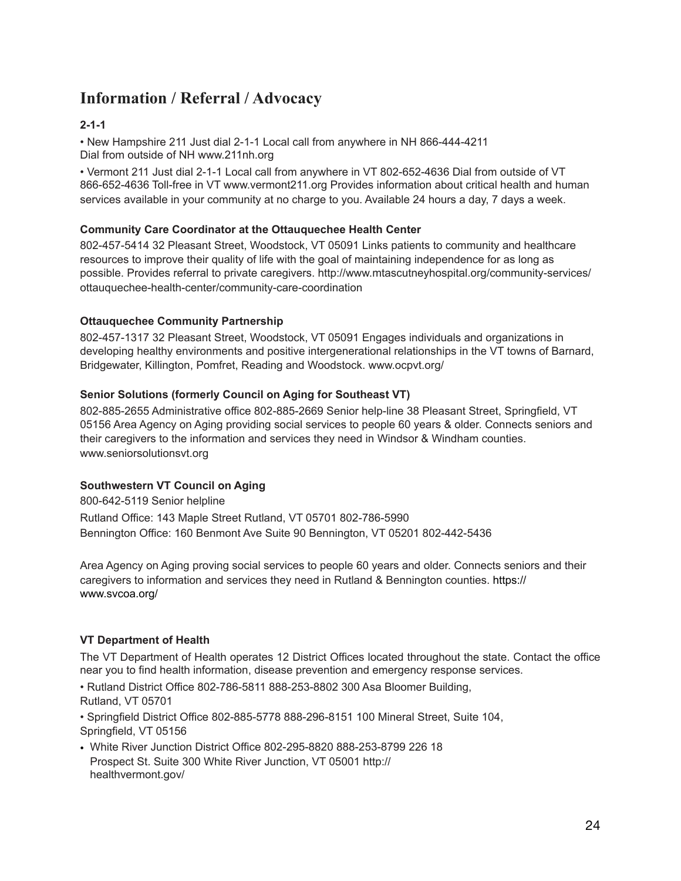## Information / Referral / Advocacy

**2-1-1**

- New Hampshire 211 Just dial 2-1-1 Local call from anywhere in NH 866-444-4211 Dial from outside of NH www.211nh.org
- Vermont 211 Just dial 2-1-1 Local call from anywhere in VT 802-652-4636 Dial from outside of VT 866-652-4636 Toll-free in VT www.vermont211.org Provides information about critical health and human services available in your community at no charge to you. Available 24 hours a day, 7 days a week.

**Community Care Coordinator at the Ottauquechee Health Center**

802-457-5414 32 Pleasant Street, Woodstock, VT 05091 Links patients to community and healthcare resources to improve their quality of life with the goal of maintaining independence for as long as possible. Provides referral to private caregivers. http://www.mtascutneyhospital.org/community-services/ottauquechee-health-center/community-care-coordination

**Ottauquechee Community Partnership**

802-457-1317 32 Pleasant Street, Woodstock, VT 05091 Engages individuals and organizations in developing healthy environments and positive intergenerational relationships in the VT towns of Barnard, Bridgewater, Killington, Pomfret, Reading and Woodstock. www.ocpvt.org/

**Senior Solutions (formerly Council on Aging for Southeast VT)**

802-885-2655 Administrative office 802-885-2669 Senior help-line 38 Pleasant Street, Springfield, VT 05156 Area Agency on Aging providing social services to people 60 years & older. Connects seniors and their caregivers to the information and services they need in Windsor & Windham counties. www.seniorsolutionsvt.org

**Southwestern VT Council on Aging**

800-642-5119 Senior helpline

Rutland Office: 143 Maple Street Rutland, VT 05701 802-786-5990

Bennington Office: 160 Benmont Ave Suite 90 Bennington, VT 05201 802-442-5436

Area Agency on Aging proving social services to people 60 years and older. Connects seniors and their caregivers to information and services they need in Rutland & Bennington counties. https://www.svcoa.org/

**VT Department of Health**

The VT Department of Health operates 12 District Offices located throughout the state. Contact the office near you to find health information, disease prevention and emergency response services.

- Rutland District Office 802-786-5811 888-253-8802 300 Asa Bloomer Building, Rutland, VT 05701
- Springfield District Office 802-885-5778 888-296-8151 100 Mineral Street, Suite 104, Springfield, VT 05156
- White River Junction District Office 802-295-8820 888-253-8799 226 18 Prospect St. Suite 300 White River Junction, VT 05001 http://healthvermont.gov/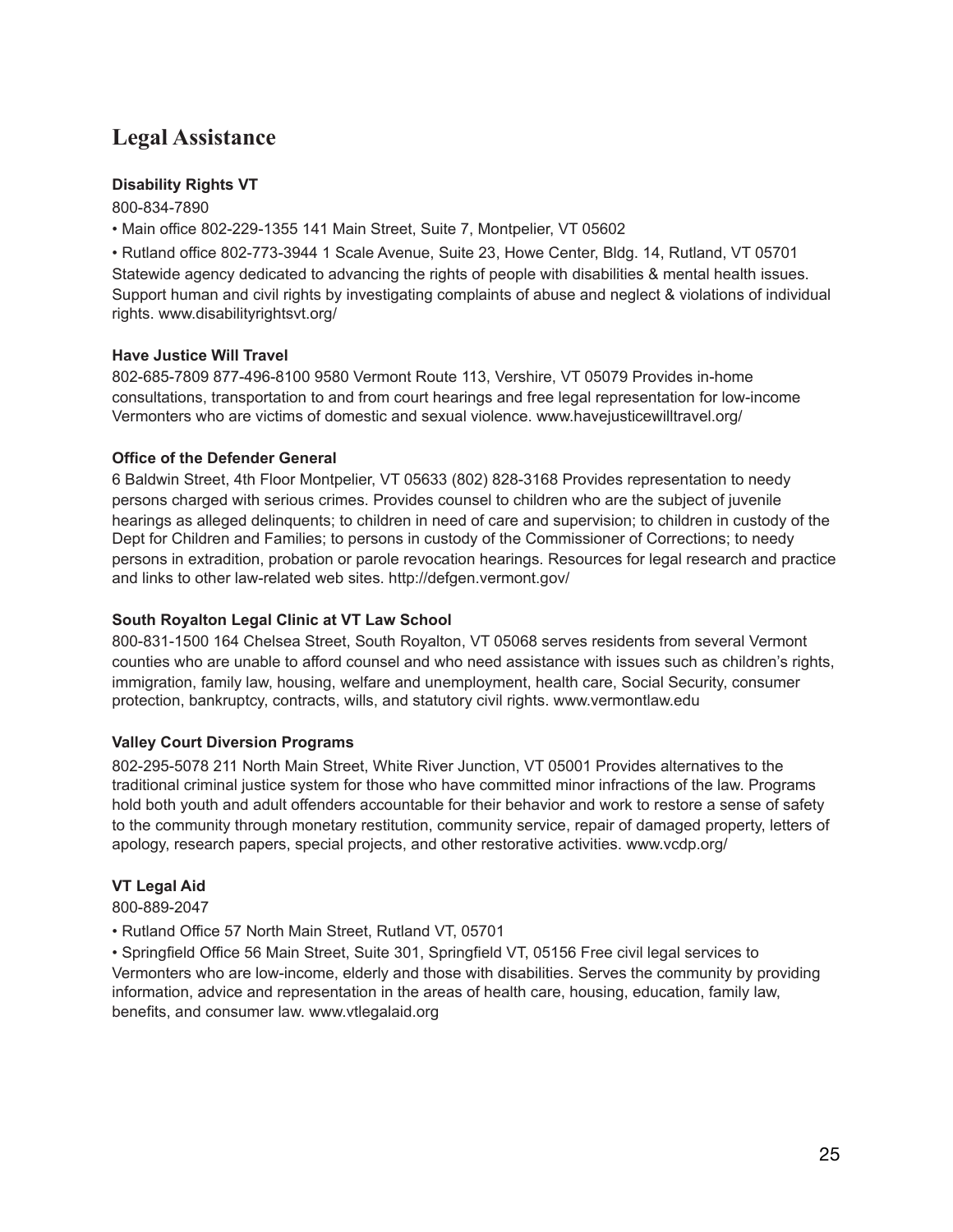## Legal Assistance

**Disability Rights VT**

800-834-7890

- Main office 802-229-1355 141 Main Street, Suite 7, Montpelier, VT 05602
- Rutland office 802-773-3944 1 Scale Avenue, Suite 23, Howe Center, Bldg. 14, Rutland, VT 05701 Statewide agency dedicated to advancing the rights of people with disabilities & mental health issues. Support human and civil rights by investigating complaints of abuse and neglect & violations of individual rights. www.disabilityrightsvt.org/

**Have Justice Will Travel**

802-685-7809 877-496-8100 9580 Vermont Route 113, Vershire, VT 05079 Provides in-home consultations, transportation to and from court hearings and free legal representation for low-income Vermonters who are victims of domestic and sexual violence. www.havejusticewilltravel.org/

**Office of the Defender General**

6 Baldwin Street, 4th Floor Montpelier, VT 05633 (802) 828-3168 Provides representation to needy persons charged with serious crimes. Provides counsel to children who are the subject of juvenile hearings as alleged delinquents; to children in need of care and supervision; to children in custody of the Dept for Children and Families; to persons in custody of the Commissioner of Corrections; to needy persons in extradition, probation or parole revocation hearings. Resources for legal research and practice and links to other law-related web sites. http://defgen.vermont.gov/

**South Royalton Legal Clinic at VT Law School**

800-831-1500 164 Chelsea Street, South Royalton, VT 05068 serves residents from several Vermont counties who are unable to afford counsel and who need assistance with issues such as children's rights, immigration, family law, housing, welfare and unemployment, health care, Social Security, consumer protection, bankruptcy, contracts, wills, and statutory civil rights. www.vermontlaw.edu

**Valley Court Diversion Programs**

802-295-5078 211 North Main Street, White River Junction, VT 05001 Provides alternatives to the traditional criminal justice system for those who have committed minor infractions of the law. Programs hold both youth and adult offenders accountable for their behavior and work to restore a sense of safety to the community through monetary restitution, community service, repair of damaged property, letters of apology, research papers, special projects, and other restorative activities. www.vcdp.org/

**VT Legal Aid**

800-889-2047

- Rutland Office 57 North Main Street, Rutland VT, 05701
- Springfield Office 56 Main Street, Suite 301, Springfield VT, 05156 Free civil legal services to Vermonters who are low-income, elderly and those with disabilities. Serves the community by providing information, advice and representation in the areas of health care, housing, education, family law, benefits, and consumer law. www.vtlegalaid.org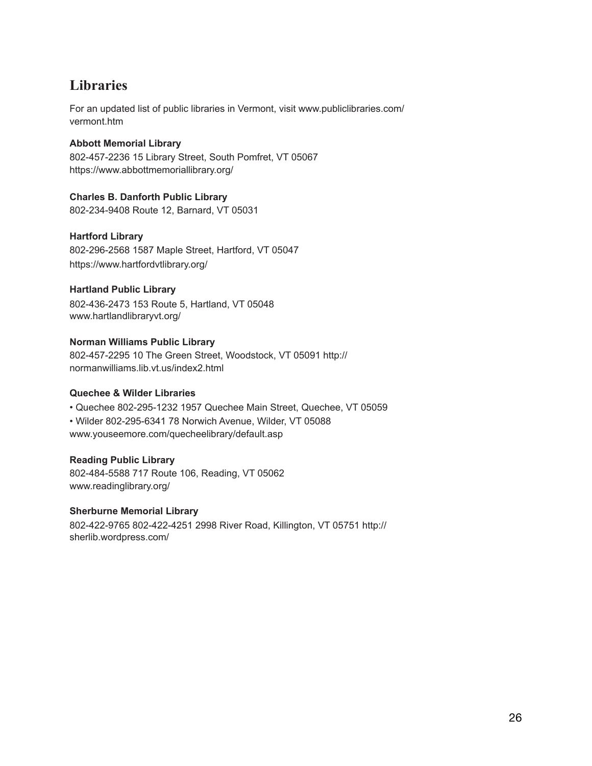## Libraries

For an updated list of public libraries in Vermont, visit www.publiclibraries.com/vermont.htm

**Abbott Memorial Library**
802-457-2236 15 Library Street, South Pomfret, VT 05067
https://www.abbottmemoriallibrary.org/

**Charles B. Danforth Public Library**
802-234-9408 Route 12, Barnard, VT 05031

**Hartford Library**
802-296-2568 1587 Maple Street, Hartford, VT 05047
https://www.hartfordvtlibrary.org/

**Hartland Public Library**
802-436-2473 153 Route 5, Hartland, VT 05048
www.hartlandlibraryvt.org/

**Norman Williams Public Library**
802-457-2295 10 The Green Street, Woodstock, VT 05091 http://normanwilliams.lib.vt.us/index2.html

**Quechee & Wilder Libraries**

- Quechee 802-295-1232 1957 Quechee Main Street, Quechee, VT 05059
- Wilder 802-295-6341 78 Norwich Avenue, Wilder, VT 05088

www.youseemore.com/quecheelibrary/default.asp

**Reading Public Library**
802-484-5588 717 Route 106, Reading, VT 05062
www.readinglibrary.org/

**Sherburne Memorial Library**
802-422-9765 802-422-4251 2998 River Road, Killington, VT 05751 http://sherlib.wordpress.com/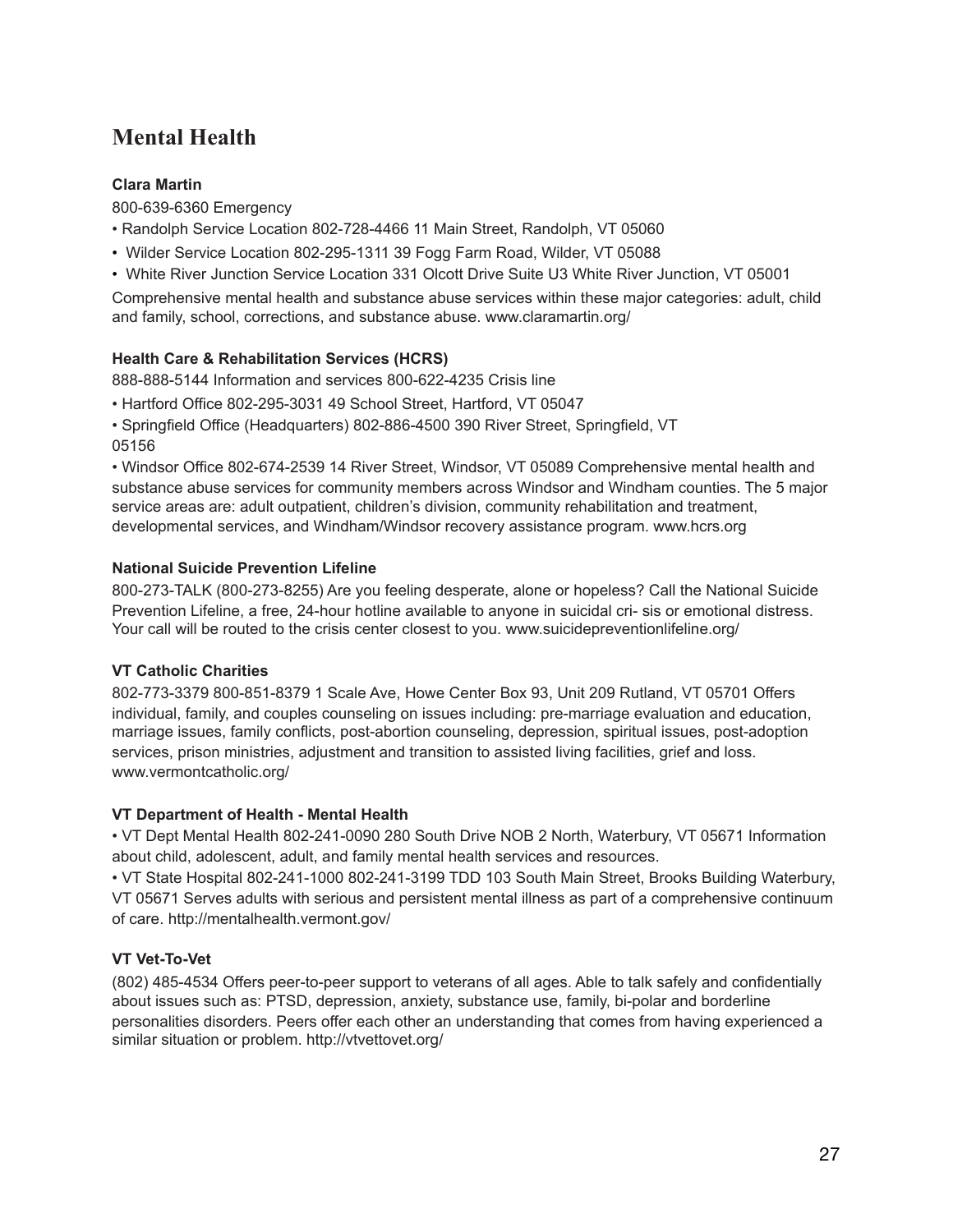## Mental Health

**Clara Martin**

800-639-6360 Emergency

- Randolph Service Location 802-728-4466 11 Main Street, Randolph, VT 05060
- Wilder Service Location 802-295-1311 39 Fogg Farm Road, Wilder, VT 05088
- White River Junction Service Location 331 Olcott Drive Suite U3 White River Junction, VT 05001

Comprehensive mental health and substance abuse services within these major categories: adult, child and family, school, corrections, and substance abuse. www.claramartin.org/

**Health Care & Rehabilitation Services (HCRS)**

888-888-5144 Information and services 800-622-4235 Crisis line

- Hartford Office 802-295-3031 49 School Street, Hartford, VT 05047
- Springfield Office (Headquarters) 802-886-4500 390 River Street, Springfield, VT 05156
- Windsor Office 802-674-2539 14 River Street, Windsor, VT 05089 Comprehensive mental health and substance abuse services for community members across Windsor and Windham counties. The 5 major service areas are: adult outpatient, children's division, community rehabilitation and treatment, developmental services, and Windham/Windsor recovery assistance program. www.hcrs.org

**National Suicide Prevention Lifeline**

800-273-TALK (800-273-8255) Are you feeling desperate, alone or hopeless? Call the National Suicide Prevention Lifeline, a free, 24-hour hotline available to anyone in suicidal cri- sis or emotional distress. Your call will be routed to the crisis center closest to you. www.suicidepreventionlifeline.org/

**VT Catholic Charities**

802-773-3379 800-851-8379 1 Scale Ave, Howe Center Box 93, Unit 209 Rutland, VT 05701 Offers individual, family, and couples counseling on issues including: pre-marriage evaluation and education, marriage issues, family conflicts, post-abortion counseling, depression, spiritual issues, post-adoption services, prison ministries, adjustment and transition to assisted living facilities, grief and loss. www.vermontcatholic.org/

**VT Department of Health - Mental Health**

- VT Dept Mental Health 802-241-0090 280 South Drive NOB 2 North, Waterbury, VT 05671 Information about child, adolescent, adult, and family mental health services and resources.
- VT State Hospital 802-241-1000 802-241-3199 TDD 103 South Main Street, Brooks Building Waterbury, VT 05671 Serves adults with serious and persistent mental illness as part of a comprehensive continuum of care. http://mentalhealth.vermont.gov/

**VT Vet-To-Vet**

(802) 485-4534 Offers peer-to-peer support to veterans of all ages. Able to talk safely and confidentially about issues such as: PTSD, depression, anxiety, substance use, family, bi-polar and borderline personalities disorders. Peers offer each other an understanding that comes from having experienced a similar situation or problem. http://vtvettovet.org/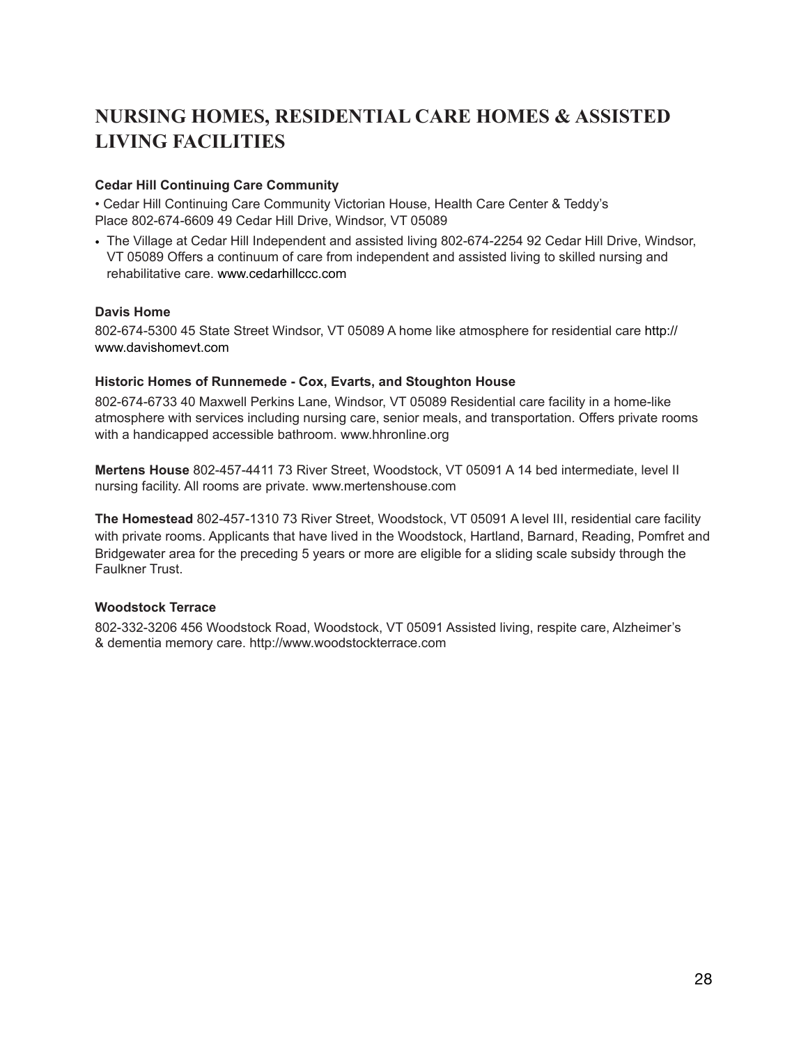# NURSING HOMES, RESIDENTIAL CARE HOMES & ASSISTED LIVING FACILITIES

**Cedar Hill Continuing Care Community**

• Cedar Hill Continuing Care Community Victorian House, Health Care Center & Teddy's Place 802-674-6609 49 Cedar Hill Drive, Windsor, VT 05089

- The Village at Cedar Hill Independent and assisted living 802-674-2254 92 Cedar Hill Drive, Windsor, VT 05089 Offers a continuum of care from independent and assisted living to skilled nursing and rehabilitative care. www.cedarhillccc.com

**Davis Home**

802-674-5300 45 State Street Windsor, VT 05089 A home like atmosphere for residential care http://www.davishomevt.com

**Historic Homes of Runnemede - Cox, Evarts, and Stoughton House**

802-674-6733 40 Maxwell Perkins Lane, Windsor, VT 05089 Residential care facility in a home-like atmosphere with services including nursing care, senior meals, and transportation. Offers private rooms with a handicapped accessible bathroom. www.hhronline.org

**Mertens House** 802-457-4411 73 River Street, Woodstock, VT 05091 A 14 bed intermediate, level II nursing facility. All rooms are private. www.mertenshouse.com

**The Homestead** 802-457-1310 73 River Street, Woodstock, VT 05091 A level III, residential care facility with private rooms. Applicants that have lived in the Woodstock, Hartland, Barnard, Reading, Pomfret and Bridgewater area for the preceding 5 years or more are eligible for a sliding scale subsidy through the Faulkner Trust.

**Woodstock Terrace**

802-332-3206 456 Woodstock Road, Woodstock, VT 05091 Assisted living, respite care, Alzheimer's & dementia memory care. http://www.woodstockterrace.com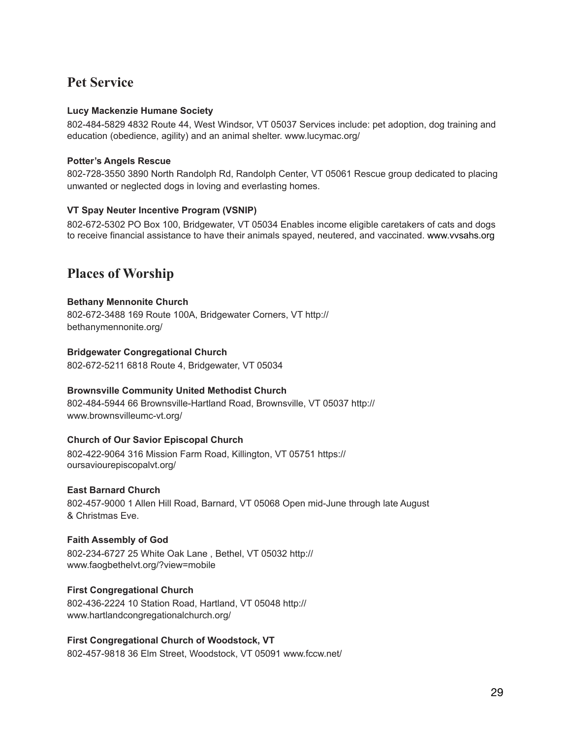## Pet Service

**Lucy Mackenzie Humane Society**

802-484-5829 4832 Route 44, West Windsor, VT 05037 Services include: pet adoption, dog training and education (obedience, agility) and an animal shelter. www.lucymac.org/

**Potter's Angels Rescue**

802-728-3550 3890 North Randolph Rd, Randolph Center, VT 05061 Rescue group dedicated to placing unwanted or neglected dogs in loving and everlasting homes.

**VT Spay Neuter Incentive Program (VSNIP)**

802-672-5302 PO Box 100, Bridgewater, VT 05034 Enables income eligible caretakers of cats and dogs to receive financial assistance to have their animals spayed, neutered, and vaccinated. www.vvsahs.org

## Places of Worship

**Bethany Mennonite Church**

802-672-3488 169 Route 100A, Bridgewater Corners, VT http://bethanymennonite.org/

**Bridgewater Congregational Church**

802-672-5211 6818 Route 4, Bridgewater, VT 05034

**Brownsville Community United Methodist Church**

802-484-5944 66 Brownsville-Hartland Road, Brownsville, VT 05037 http://www.brownsvilleumc-vt.org/

**Church of Our Savior Episcopal Church**

802-422-9064 316 Mission Farm Road, Killington, VT 05751 https://oursaviourepiscopalvt.org/

**East Barnard Church**

802-457-9000 1 Allen Hill Road, Barnard, VT 05068 Open mid-June through late August & Christmas Eve.

**Faith Assembly of God**

802-234-6727 25 White Oak Lane , Bethel, VT 05032 http://www.faogbethelvt.org/?view=mobile

**First Congregational Church**

802-436-2224 10 Station Road, Hartland, VT 05048 http://www.hartlandcongregationalchurch.org/

**First Congregational Church of Woodstock, VT**

802-457-9818 36 Elm Street, Woodstock, VT 05091 www.fccw.net/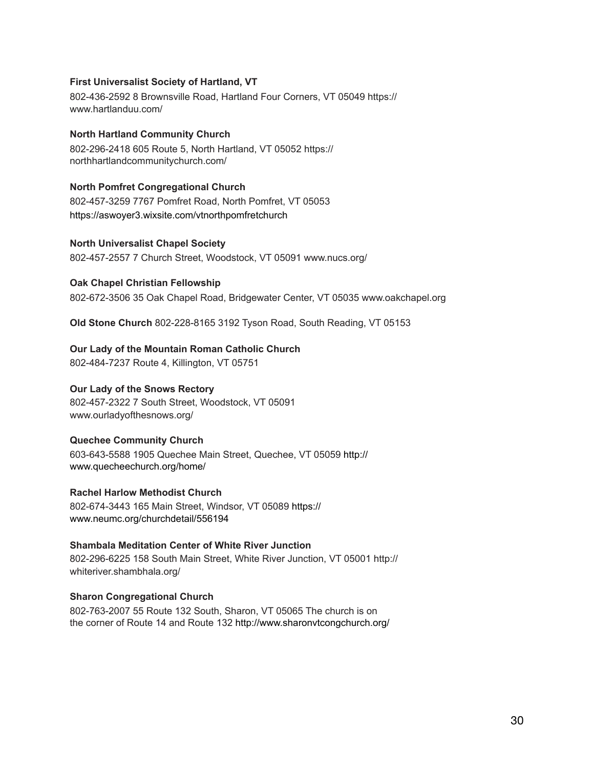**First Universalist Society of Hartland, VT**

802-436-2592 8 Brownsville Road, Hartland Four Corners, VT 05049 https://www.hartlanduu.com/

**North Hartland Community Church**

802-296-2418 605 Route 5, North Hartland, VT 05052 https://northhartlandcommunitychurch.com/

**North Pomfret Congregational Church**

802-457-3259 7767 Pomfret Road, North Pomfret, VT 05053 https://aswoyer3.wixsite.com/vtnorthpomfretchurch

**North Universalist Chapel Society**

802-457-2557 7 Church Street, Woodstock, VT 05091 www.nucs.org/

**Oak Chapel Christian Fellowship**

802-672-3506 35 Oak Chapel Road, Bridgewater Center, VT 05035 www.oakchapel.org

**Old Stone Church** 802-228-8165 3192 Tyson Road, South Reading, VT 05153

**Our Lady of the Mountain Roman Catholic Church**

802-484-7237 Route 4, Killington, VT 05751

**Our Lady of the Snows Rectory**

802-457-2322 7 South Street, Woodstock, VT 05091 www.ourladyofthesnows.org/

**Quechee Community Church**

603-643-5588 1905 Quechee Main Street, Quechee, VT 05059 http://www.quecheechurch.org/home/

**Rachel Harlow Methodist Church**

802-674-3443 165 Main Street, Windsor, VT 05089 https://www.neumc.org/churchdetail/556194

**Shambala Meditation Center of White River Junction**

802-296-6225 158 South Main Street, White River Junction, VT 05001 http://whiteriver.shambhala.org/

**Sharon Congregational Church**

802-763-2007 55 Route 132 South, Sharon, VT 05065 The church is on the corner of Route 14 and Route 132 http://www.sharonvtcongchurch.org/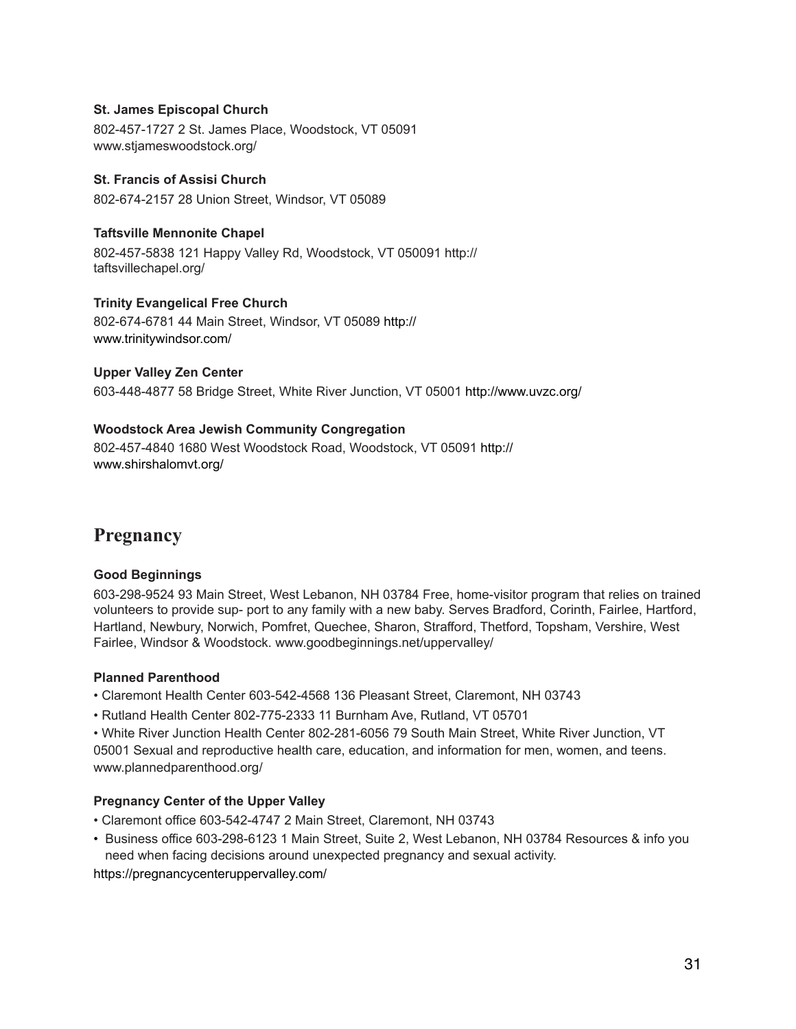**St. James Episcopal Church**

802-457-1727 2 St. James Place, Woodstock, VT 05091
www.stjameswoodstock.org/

**St. Francis of Assisi Church**

802-674-2157 28 Union Street, Windsor, VT 05089

**Taftsville Mennonite Chapel**

802-457-5838 121 Happy Valley Rd, Woodstock, VT 050091 http://
taftsvillechapel.org/

**Trinity Evangelical Free Church**

802-674-6781 44 Main Street, Windsor, VT 05089 http://
www.trinitywindsor.com/

**Upper Valley Zen Center**

603-448-4877 58 Bridge Street, White River Junction, VT 05001 http://www.uvzc.org/

**Woodstock Area Jewish Community Congregation**

802-457-4840 1680 West Woodstock Road, Woodstock, VT 05091 http://
www.shirshalomvt.org/

## Pregnancy

**Good Beginnings**

603-298-9524 93 Main Street, West Lebanon, NH 03784 Free, home-visitor program that relies on trained volunteers to provide sup- port to any family with a new baby. Serves Bradford, Corinth, Fairlee, Hartford, Hartland, Newbury, Norwich, Pomfret, Quechee, Sharon, Strafford, Thetford, Topsham, Vershire, West Fairlee, Windsor & Woodstock. www.goodbeginnings.net/uppervalley/

**Planned Parenthood**

- Claremont Health Center 603-542-4568 136 Pleasant Street, Claremont, NH 03743
- Rutland Health Center 802-775-2333 11 Burnham Ave, Rutland, VT 05701
- White River Junction Health Center 802-281-6056 79 South Main Street, White River Junction, VT 05001 Sexual and reproductive health care, education, and information for men, women, and teens. www.plannedparenthood.org/

**Pregnancy Center of the Upper Valley**

- Claremont office 603-542-4747 2 Main Street, Claremont, NH 03743
- Business office 603-298-6123 1 Main Street, Suite 2, West Lebanon, NH 03784 Resources & info you need when facing decisions around unexpected pregnancy and sexual activity.

https://pregnancycenteruppervalley.com/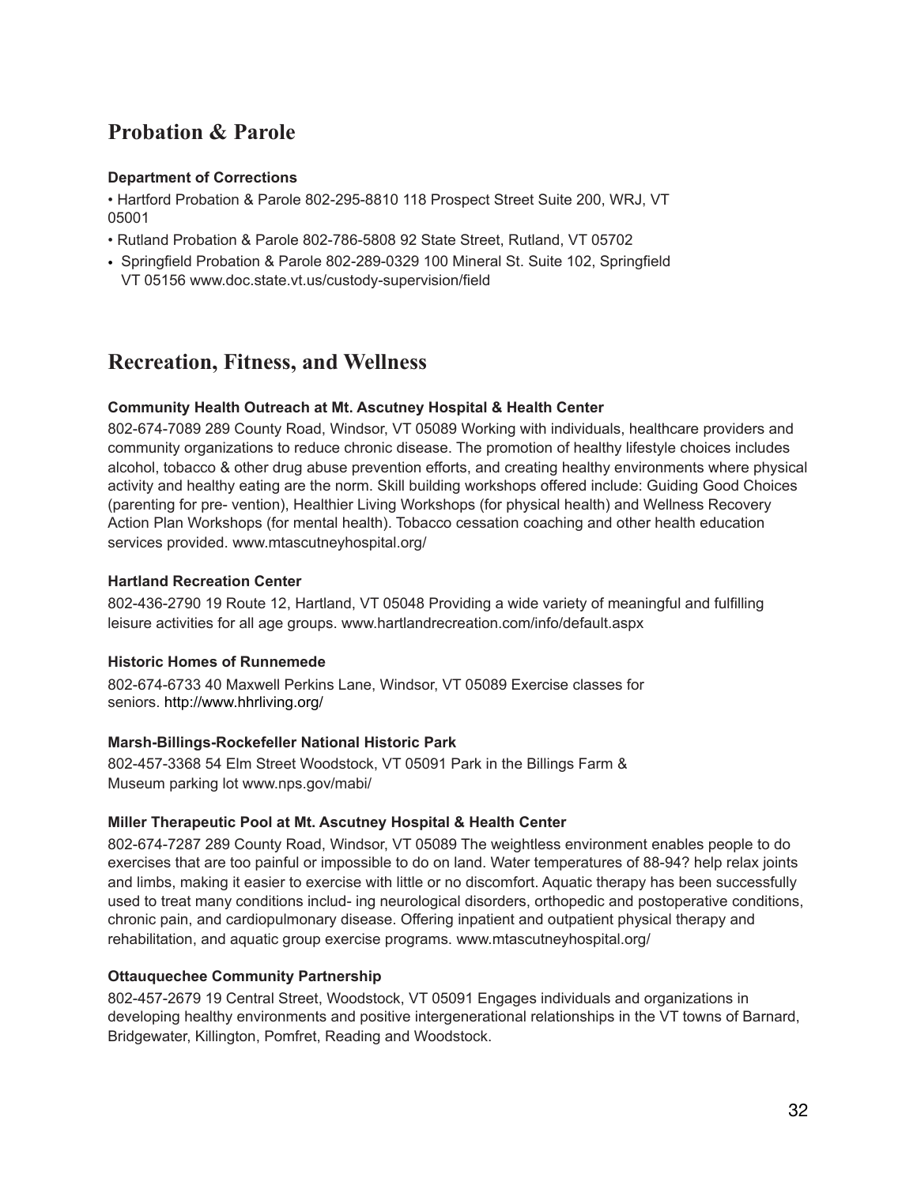## Probation & Parole

**Department of Corrections**

- Hartford Probation & Parole 802-295-8810 118 Prospect Street Suite 200, WRJ, VT 05001
- Rutland Probation & Parole 802-786-5808 92 State Street, Rutland, VT 05702
- Springfield Probation & Parole 802-289-0329 100 Mineral St. Suite 102, Springfield VT 05156 www.doc.state.vt.us/custody-supervision/field

## Recreation, Fitness, and Wellness

**Community Health Outreach at Mt. Ascutney Hospital & Health Center**

802-674-7089 289 County Road, Windsor, VT 05089 Working with individuals, healthcare providers and community organizations to reduce chronic disease. The promotion of healthy lifestyle choices includes alcohol, tobacco & other drug abuse prevention efforts, and creating healthy environments where physical activity and healthy eating are the norm. Skill building workshops offered include: Guiding Good Choices (parenting for pre- vention), Healthier Living Workshops (for physical health) and Wellness Recovery Action Plan Workshops (for mental health). Tobacco cessation coaching and other health education services provided. www.mtascutneyhospital.org/

**Hartland Recreation Center**

802-436-2790 19 Route 12, Hartland, VT 05048 Providing a wide variety of meaningful and fulfilling leisure activities for all age groups. www.hartlandrecreation.com/info/default.aspx

**Historic Homes of Runnemede**

802-674-6733 40 Maxwell Perkins Lane, Windsor, VT 05089 Exercise classes for seniors. http://www.hhrliving.org/

**Marsh-Billings-Rockefeller National Historic Park**

802-457-3368 54 Elm Street Woodstock, VT 05091 Park in the Billings Farm & Museum parking lot www.nps.gov/mabi/

**Miller Therapeutic Pool at Mt. Ascutney Hospital & Health Center**

802-674-7287 289 County Road, Windsor, VT 05089 The weightless environment enables people to do exercises that are too painful or impossible to do on land. Water temperatures of 88-94? help relax joints and limbs, making it easier to exercise with little or no discomfort. Aquatic therapy has been successfully used to treat many conditions includ- ing neurological disorders, orthopedic and postoperative conditions, chronic pain, and cardiopulmonary disease. Offering inpatient and outpatient physical therapy and rehabilitation, and aquatic group exercise programs. www.mtascutneyhospital.org/

**Ottauquechee Community Partnership**

802-457-2679 19 Central Street, Woodstock, VT 05091 Engages individuals and organizations in developing healthy environments and positive intergenerational relationships in the VT towns of Barnard, Bridgewater, Killington, Pomfret, Reading and Woodstock.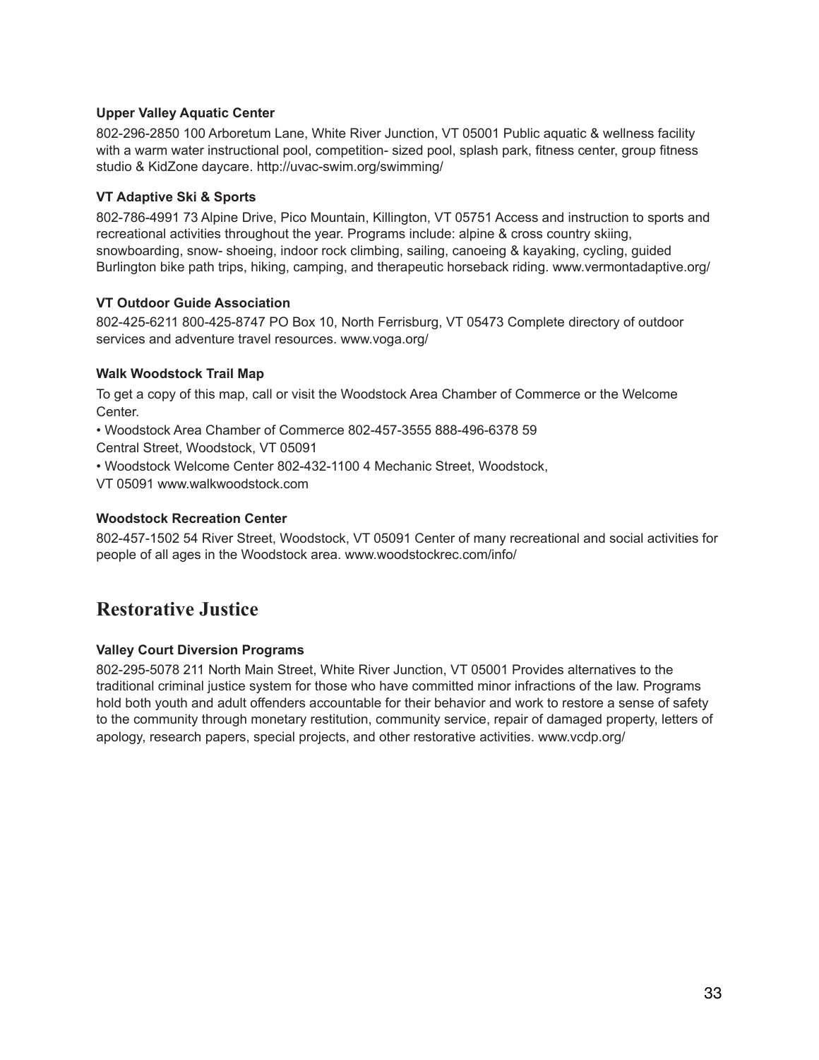#### Upper Valley Aquatic Center

802-296-2850 100 Arboretum Lane, White River Junction, VT 05001 Public aquatic & wellness facility with a warm water instructional pool, competition- sized pool, splash park, fitness center, group fitness studio & KidZone daycare. http://uvac-swim.org/swimming/

#### VT Adaptive Ski & Sports

802-786-4991 73 Alpine Drive, Pico Mountain, Killington, VT 05751 Access and instruction to sports and recreational activities throughout the year. Programs include: alpine & cross country skiing, snowboarding, snow- shoeing, indoor rock climbing, sailing, canoeing & kayaking, cycling, guided Burlington bike path trips, hiking, camping, and therapeutic horseback riding. www.vermontadaptive.org/

#### VT Outdoor Guide Association

802-425-6211 800-425-8747 PO Box 10, North Ferrisburg, VT 05473 Complete directory of outdoor services and adventure travel resources. www.voga.org/

#### Walk Woodstock Trail Map

To get a copy of this map, call or visit the Woodstock Area Chamber of Commerce or the Welcome Center.

- Woodstock Area Chamber of Commerce 802-457-3555 888-496-6378 59 Central Street, Woodstock, VT 05091
- Woodstock Welcome Center 802-432-1100 4 Mechanic Street, Woodstock, VT 05091 www.walkwoodstock.com

#### Woodstock Recreation Center

802-457-1502 54 River Street, Woodstock, VT 05091 Center of many recreational and social activities for people of all ages in the Woodstock area. www.woodstockrec.com/info/

## Restorative Justice

#### Valley Court Diversion Programs

802-295-5078 211 North Main Street, White River Junction, VT 05001 Provides alternatives to the traditional criminal justice system for those who have committed minor infractions of the law. Programs hold both youth and adult offenders accountable for their behavior and work to restore a sense of safety to the community through monetary restitution, community service, repair of damaged property, letters of apology, research papers, special projects, and other restorative activities. www.vcdp.org/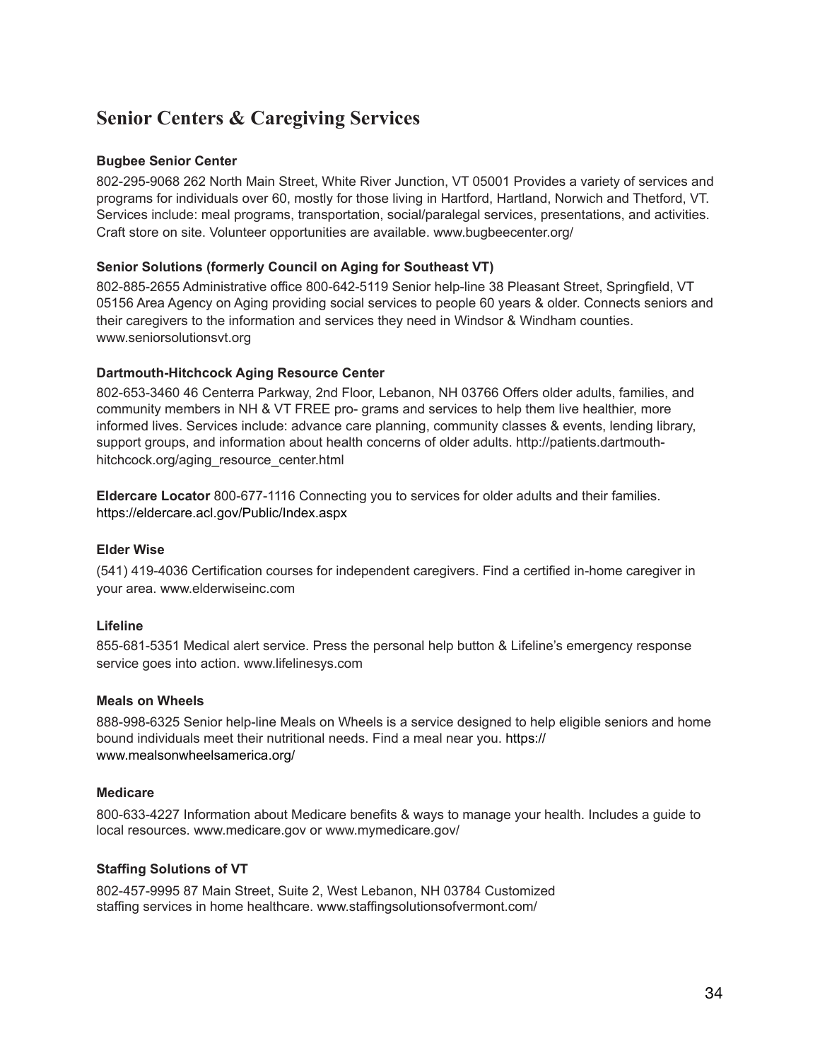## Senior Centers & Caregiving Services

**Bugbee Senior Center**

802-295-9068 262 North Main Street, White River Junction, VT 05001 Provides a variety of services and programs for individuals over 60, mostly for those living in Hartford, Hartland, Norwich and Thetford, VT. Services include: meal programs, transportation, social/paralegal services, presentations, and activities. Craft store on site. Volunteer opportunities are available. www.bugbeecenter.org/

**Senior Solutions (formerly Council on Aging for Southeast VT)**

802-885-2655 Administrative office 800-642-5119 Senior help-line 38 Pleasant Street, Springfield, VT 05156 Area Agency on Aging providing social services to people 60 years & older. Connects seniors and their caregivers to the information and services they need in Windsor & Windham counties. www.seniorsolutionsvt.org

**Dartmouth-Hitchcock Aging Resource Center**

802-653-3460 46 Centerra Parkway, 2nd Floor, Lebanon, NH 03766 Offers older adults, families, and community members in NH & VT FREE pro- grams and services to help them live healthier, more informed lives. Services include: advance care planning, community classes & events, lending library, support groups, and information about health concerns of older adults. http://patients.dartmouth-hitchcock.org/aging_resource_center.html

**Eldercare Locator** 800-677-1116 Connecting you to services for older adults and their families. https://eldercare.acl.gov/Public/Index.aspx

**Elder Wise**

(541) 419-4036 Certification courses for independent caregivers. Find a certified in-home caregiver in your area. www.elderwiseinc.com

**Lifeline**

855-681-5351 Medical alert service. Press the personal help button & Lifeline's emergency response service goes into action. www.lifelinesys.com

**Meals on Wheels**

888-998-6325 Senior help-line Meals on Wheels is a service designed to help eligible seniors and home bound individuals meet their nutritional needs. Find a meal near you. https://www.mealsonwheelsamerica.org/

**Medicare**

800-633-4227 Information about Medicare benefits & ways to manage your health. Includes a guide to local resources. www.medicare.gov or www.mymedicare.gov/

**Staffing Solutions of VT**

802-457-9995 87 Main Street, Suite 2, West Lebanon, NH 03784 Customized staffing services in home healthcare. www.staffingsolutionsofvermont.com/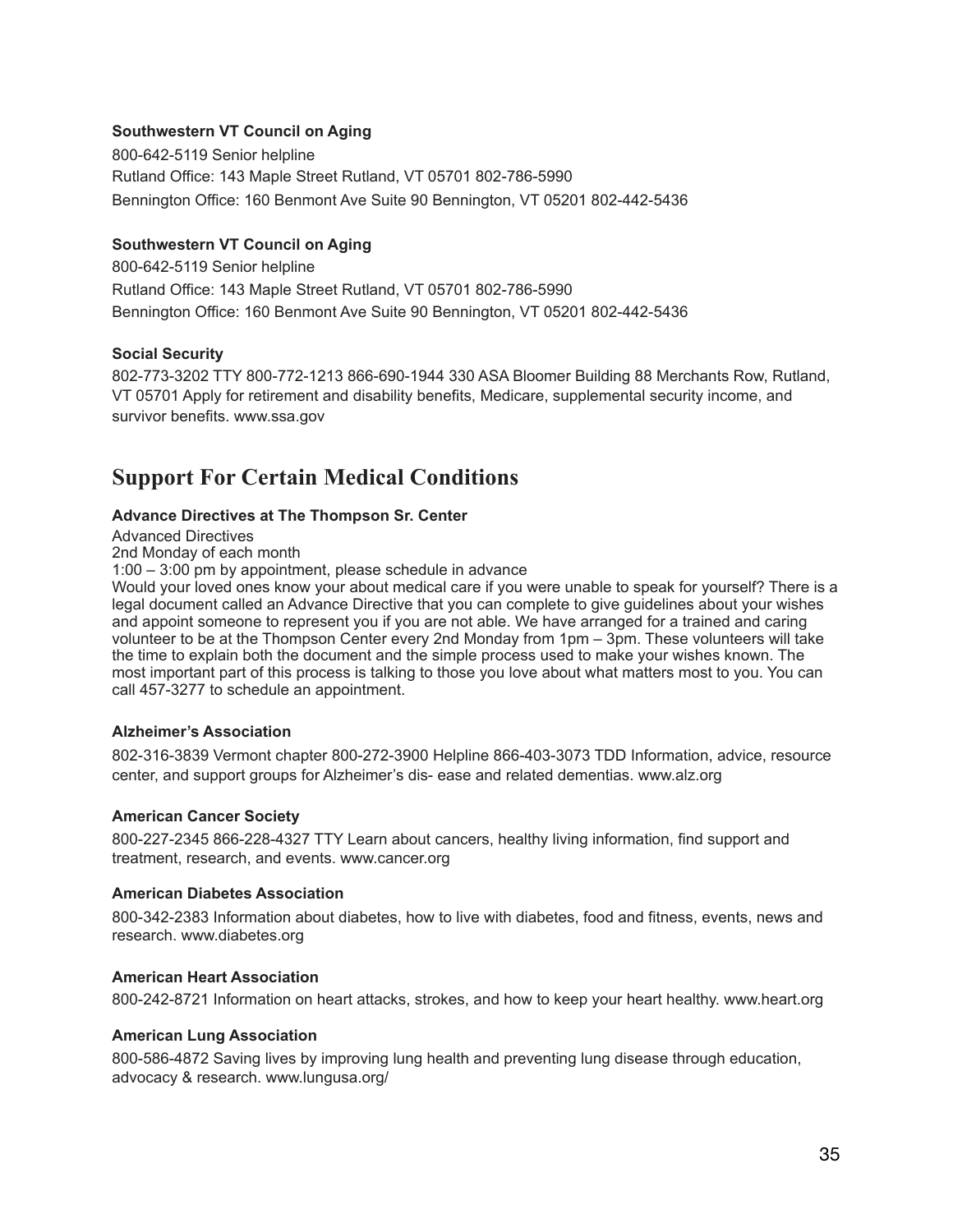**Southwestern VT Council on Aging**

800-642-5119 Senior helpline
Rutland Office: 143 Maple Street Rutland, VT 05701 802-786-5990
Bennington Office: 160 Benmont Ave Suite 90 Bennington, VT 05201 802-442-5436

**Southwestern VT Council on Aging**

800-642-5119 Senior helpline
Rutland Office: 143 Maple Street Rutland, VT 05701 802-786-5990
Bennington Office: 160 Benmont Ave Suite 90 Bennington, VT 05201 802-442-5436

**Social Security**

802-773-3202 TTY 800-772-1213 866-690-1944 330 ASA Bloomer Building 88 Merchants Row, Rutland, VT 05701 Apply for retirement and disability benefits, Medicare, supplemental security income, and survivor benefits. www.ssa.gov

## Support For Certain Medical Conditions

**Advance Directives at The Thompson Sr. Center**

Advanced Directives
2nd Monday of each month
1:00 – 3:00 pm by appointment, please schedule in advance
Would your loved ones know your about medical care if you were unable to speak for yourself? There is a legal document called an Advance Directive that you can complete to give guidelines about your wishes and appoint someone to represent you if you are not able. We have arranged for a trained and caring volunteer to be at the Thompson Center every 2nd Monday from 1pm – 3pm. These volunteers will take the time to explain both the document and the simple process used to make your wishes known. The most important part of this process is talking to those you love about what matters most to you. You can call 457-3277 to schedule an appointment.

**Alzheimer's Association**

802-316-3839 Vermont chapter 800-272-3900 Helpline 866-403-3073 TDD Information, advice, resource center, and support groups for Alzheimer's dis- ease and related dementias. www.alz.org

**American Cancer Society**

800-227-2345 866-228-4327 TTY Learn about cancers, healthy living information, find support and treatment, research, and events. www.cancer.org

**American Diabetes Association**

800-342-2383 Information about diabetes, how to live with diabetes, food and fitness, events, news and research. www.diabetes.org

**American Heart Association**

800-242-8721 Information on heart attacks, strokes, and how to keep your heart healthy. www.heart.org

**American Lung Association**

800-586-4872 Saving lives by improving lung health and preventing lung disease through education, advocacy & research. www.lungusa.org/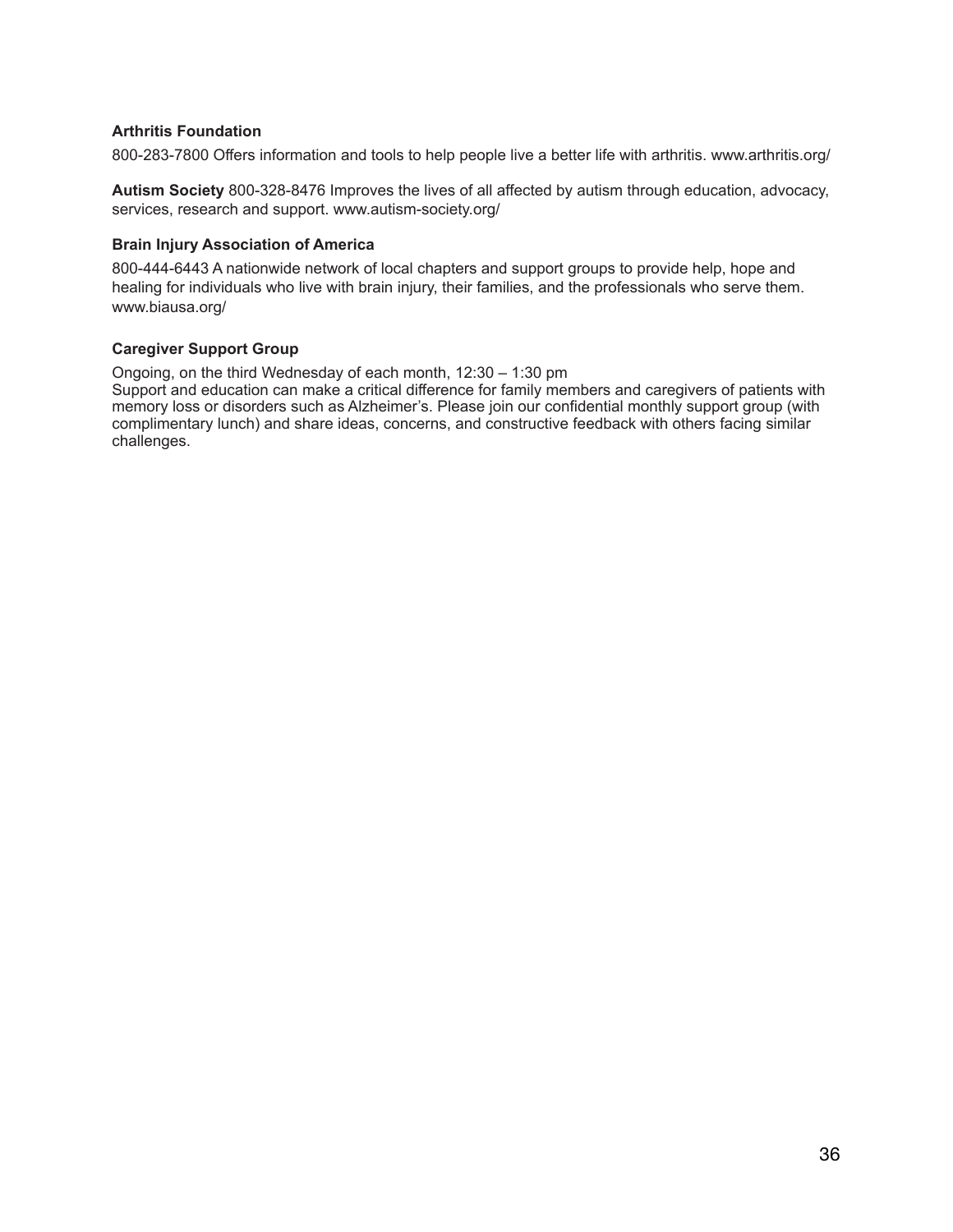**Arthritis Foundation**

800-283-7800 Offers information and tools to help people live a better life with arthritis. www.arthritis.org/

**Autism Society** 800-328-8476 Improves the lives of all affected by autism through education, advocacy, services, research and support. www.autism-society.org/

**Brain Injury Association of America**

800-444-6443 A nationwide network of local chapters and support groups to provide help, hope and healing for individuals who live with brain injury, their families, and the professionals who serve them. www.biausa.org/

**Caregiver Support Group**

Ongoing, on the third Wednesday of each month, 12:30 – 1:30 pm
Support and education can make a critical difference for family members and caregivers of patients with memory loss or disorders such as Alzheimer's. Please join our confidential monthly support group (with complimentary lunch) and share ideas, concerns, and constructive feedback with others facing similar challenges.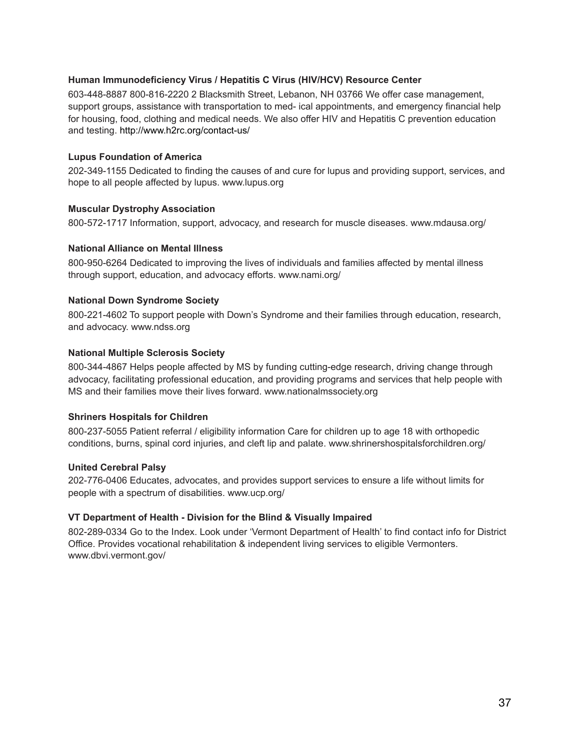**Human Immunodeficiency Virus / Hepatitis C Virus (HIV/HCV) Resource Center**

603-448-8887 800-816-2220 2 Blacksmith Street, Lebanon, NH 03766 We offer case management, support groups, assistance with transportation to med- ical appointments, and emergency financial help for housing, food, clothing and medical needs. We also offer HIV and Hepatitis C prevention education and testing. http://www.h2rc.org/contact-us/

**Lupus Foundation of America**

202-349-1155 Dedicated to finding the causes of and cure for lupus and providing support, services, and hope to all people affected by lupus. www.lupus.org

**Muscular Dystrophy Association**

800-572-1717 Information, support, advocacy, and research for muscle diseases. www.mdausa.org/

**National Alliance on Mental Illness**

800-950-6264 Dedicated to improving the lives of individuals and families affected by mental illness through support, education, and advocacy efforts. www.nami.org/

**National Down Syndrome Society**

800-221-4602 To support people with Down's Syndrome and their families through education, research, and advocacy. www.ndss.org

**National Multiple Sclerosis Society**

800-344-4867 Helps people affected by MS by funding cutting-edge research, driving change through advocacy, facilitating professional education, and providing programs and services that help people with MS and their families move their lives forward. www.nationalmssociety.org

**Shriners Hospitals for Children**

800-237-5055 Patient referral / eligibility information Care for children up to age 18 with orthopedic conditions, burns, spinal cord injuries, and cleft lip and palate. www.shrinershospitalsforchildren.org/

**United Cerebral Palsy**

202-776-0406 Educates, advocates, and provides support services to ensure a life without limits for people with a spectrum of disabilities. www.ucp.org/

**VT Department of Health - Division for the Blind & Visually Impaired**

802-289-0334 Go to the Index. Look under 'Vermont Department of Health' to find contact info for District Office. Provides vocational rehabilitation & independent living services to eligible Vermonters. www.dbvi.vermont.gov/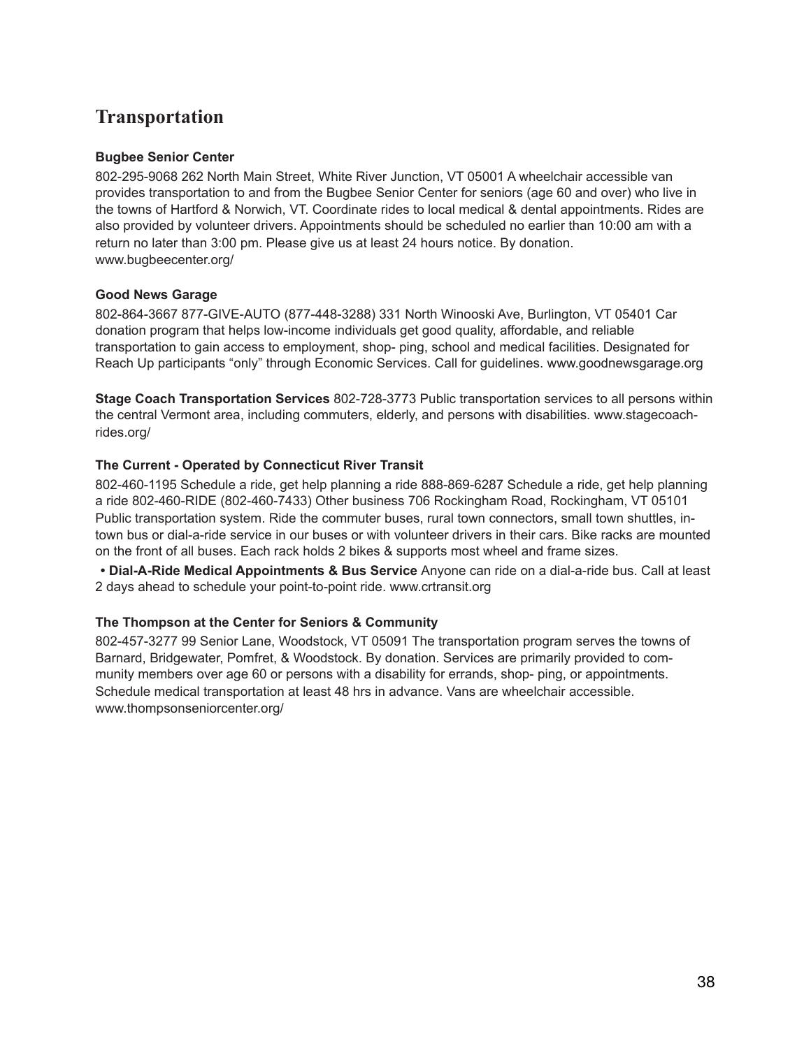## Transportation

**Bugbee Senior Center**

802-295-9068 262 North Main Street, White River Junction, VT 05001 A wheelchair accessible van provides transportation to and from the Bugbee Senior Center for seniors (age 60 and over) who live in the towns of Hartford & Norwich, VT. Coordinate rides to local medical & dental appointments. Rides are also provided by volunteer drivers. Appointments should be scheduled no earlier than 10:00 am with a return no later than 3:00 pm. Please give us at least 24 hours notice. By donation. www.bugbeecenter.org/

**Good News Garage**

802-864-3667 877-GIVE-AUTO (877-448-3288) 331 North Winooski Ave, Burlington, VT 05401 Car donation program that helps low-income individuals get good quality, affordable, and reliable transportation to gain access to employment, shop- ping, school and medical facilities. Designated for Reach Up participants "only" through Economic Services. Call for guidelines. www.goodnewsgarage.org

**Stage Coach Transportation Services** 802-728-3773 Public transportation services to all persons within the central Vermont area, including commuters, elderly, and persons with disabilities. www.stagecoach-rides.org/

**The Current - Operated by Connecticut River Transit**

802-460-1195 Schedule a ride, get help planning a ride 888-869-6287 Schedule a ride, get help planning a ride 802-460-RIDE (802-460-7433) Other business 706 Rockingham Road, Rockingham, VT 05101 Public transportation system. Ride the commuter buses, rural town connectors, small town shuttles, in-town bus or dial-a-ride service in our buses or with volunteer drivers in their cars. Bike racks are mounted on the front of all buses. Each rack holds 2 bikes & supports most wheel and frame sizes.

- **Dial-A-Ride Medical Appointments & Bus Service** Anyone can ride on a dial-a-ride bus. Call at least 2 days ahead to schedule your point-to-point ride. www.crtransit.org

**The Thompson at the Center for Seniors & Community**

802-457-3277 99 Senior Lane, Woodstock, VT 05091 The transportation program serves the towns of Barnard, Bridgewater, Pomfret, & Woodstock. By donation. Services are primarily provided to community members over age 60 or persons with a disability for errands, shop- ping, or appointments. Schedule medical transportation at least 48 hrs in advance. Vans are wheelchair accessible. www.thompsonseniorcenter.org/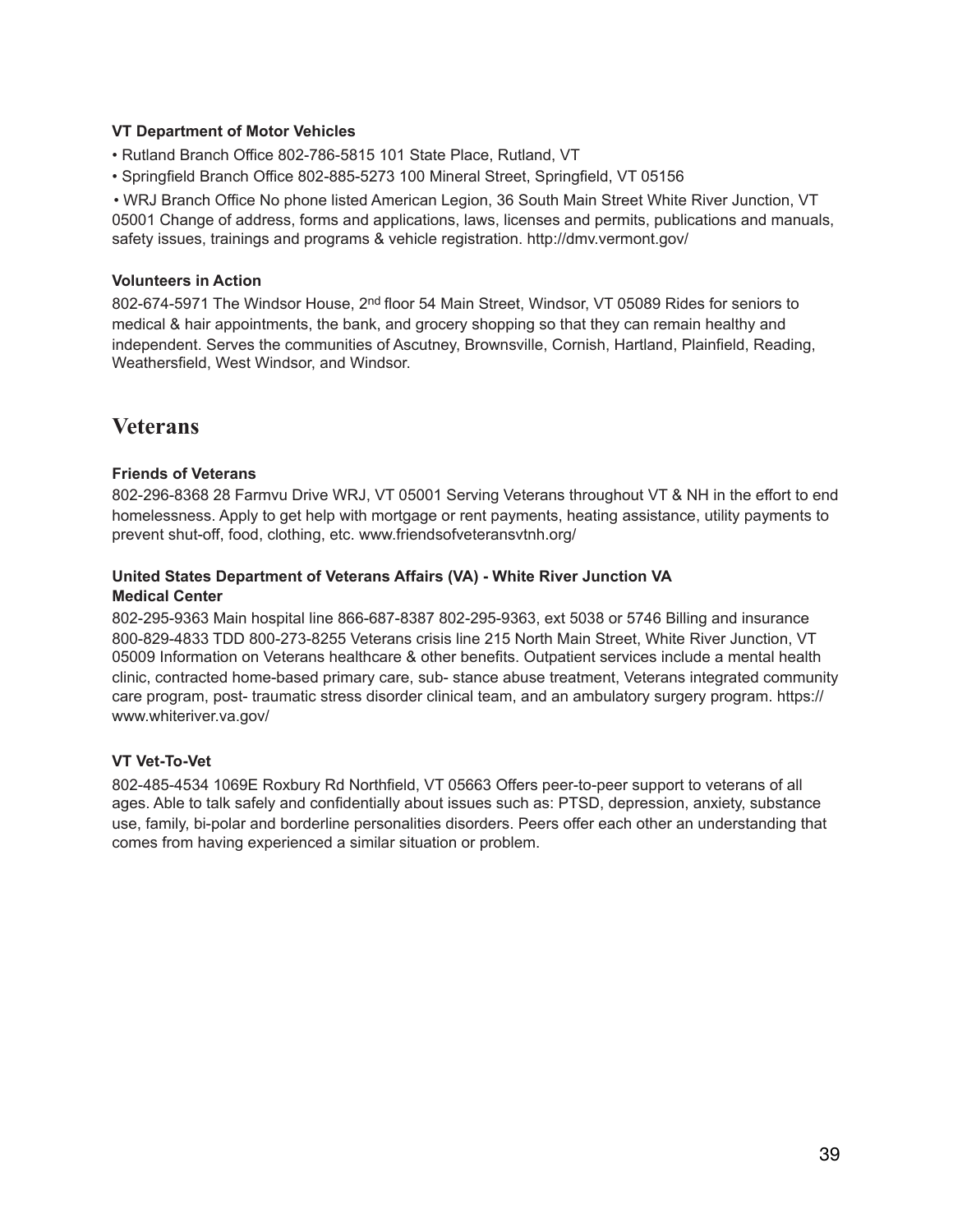**VT Department of Motor Vehicles**

- Rutland Branch Office 802-786-5815 101 State Place, Rutland, VT
- Springfield Branch Office 802-885-5273 100 Mineral Street, Springfield, VT 05156
- WRJ Branch Office No phone listed American Legion, 36 South Main Street White River Junction, VT 05001 Change of address, forms and applications, laws, licenses and permits, publications and manuals, safety issues, trainings and programs & vehicle registration. http://dmv.vermont.gov/

**Volunteers in Action**

802-674-5971 The Windsor House, 2nd floor 54 Main Street, Windsor, VT 05089 Rides for seniors to medical & hair appointments, the bank, and grocery shopping so that they can remain healthy and independent. Serves the communities of Ascutney, Brownsville, Cornish, Hartland, Plainfield, Reading, Weathersfield, West Windsor, and Windsor.

# Veterans

**Friends of Veterans**

802-296-8368 28 Farmvu Drive WRJ, VT 05001 Serving Veterans throughout VT & NH in the effort to end homelessness. Apply to get help with mortgage or rent payments, heating assistance, utility payments to prevent shut-off, food, clothing, etc. www.friendsofveteransvtnh.org/

**United States Department of Veterans Affairs (VA) - White River Junction VA Medical Center**

802-295-9363 Main hospital line 866-687-8387 802-295-9363, ext 5038 or 5746 Billing and insurance 800-829-4833 TDD 800-273-8255 Veterans crisis line 215 North Main Street, White River Junction, VT 05009 Information on Veterans healthcare & other benefits. Outpatient services include a mental health clinic, contracted home-based primary care, sub- stance abuse treatment, Veterans integrated community care program, post- traumatic stress disorder clinical team, and an ambulatory surgery program. https://www.whiteriver.va.gov/

**VT Vet-To-Vet**

802-485-4534 1069E Roxbury Rd Northfield, VT 05663 Offers peer-to-peer support to veterans of all ages. Able to talk safely and confidentially about issues such as: PTSD, depression, anxiety, substance use, family, bi-polar and borderline personalities disorders. Peers offer each other an understanding that comes from having experienced a similar situation or problem.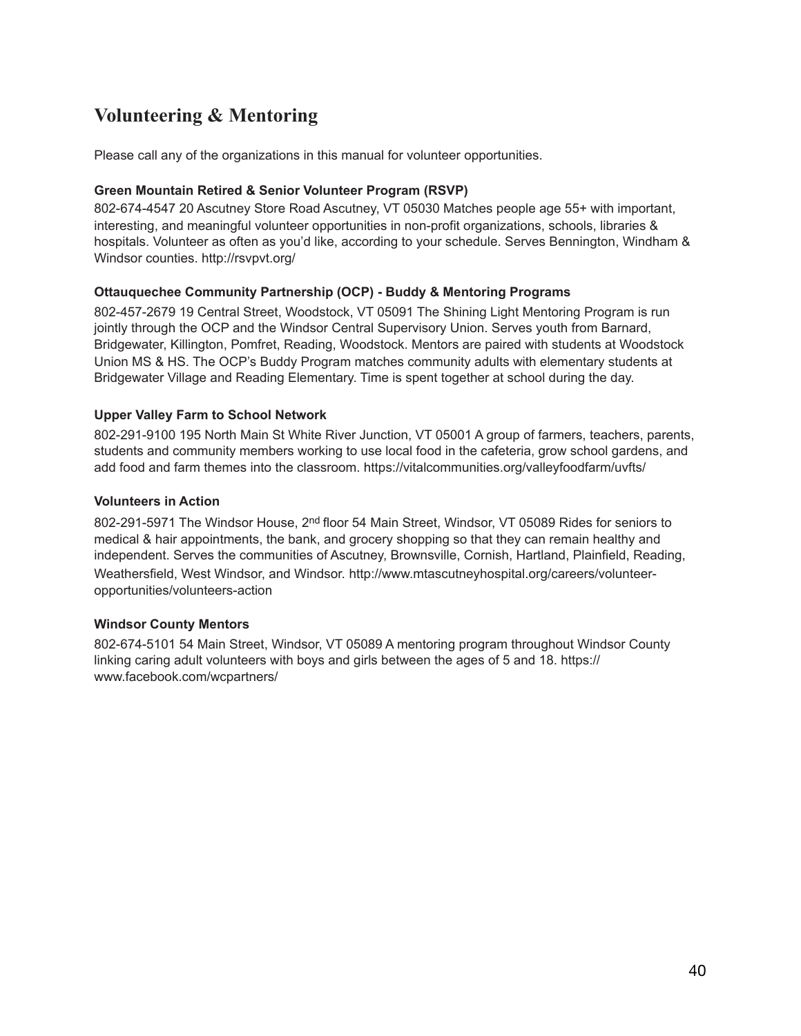## Volunteering & Mentoring

Please call any of the organizations in this manual for volunteer opportunities.

**Green Mountain Retired & Senior Volunteer Program (RSVP)**

802-674-4547 20 Ascutney Store Road Ascutney, VT 05030 Matches people age 55+ with important, interesting, and meaningful volunteer opportunities in non-profit organizations, schools, libraries & hospitals. Volunteer as often as you'd like, according to your schedule. Serves Bennington, Windham & Windsor counties. http://rsvpvt.org/

**Ottauquechee Community Partnership (OCP) - Buddy & Mentoring Programs**

802-457-2679 19 Central Street, Woodstock, VT 05091 The Shining Light Mentoring Program is run jointly through the OCP and the Windsor Central Supervisory Union. Serves youth from Barnard, Bridgewater, Killington, Pomfret, Reading, Woodstock. Mentors are paired with students at Woodstock Union MS & HS. The OCP's Buddy Program matches community adults with elementary students at Bridgewater Village and Reading Elementary. Time is spent together at school during the day.

**Upper Valley Farm to School Network**

802-291-9100 195 North Main St White River Junction, VT 05001 A group of farmers, teachers, parents, students and community members working to use local food in the cafeteria, grow school gardens, and add food and farm themes into the classroom. https://vitalcommunities.org/valleyfoodfarm/uvfts/

**Volunteers in Action**

802-291-5971 The Windsor House, 2nd floor 54 Main Street, Windsor, VT 05089 Rides for seniors to medical & hair appointments, the bank, and grocery shopping so that they can remain healthy and independent. Serves the communities of Ascutney, Brownsville, Cornish, Hartland, Plainfield, Reading, Weathersfield, West Windsor, and Windsor. http://www.mtascutneyhospital.org/careers/volunteer-opportunities/volunteers-action

**Windsor County Mentors**

802-674-5101 54 Main Street, Windsor, VT 05089 A mentoring program throughout Windsor County linking caring adult volunteers with boys and girls between the ages of 5 and 18. https://www.facebook.com/wcpartners/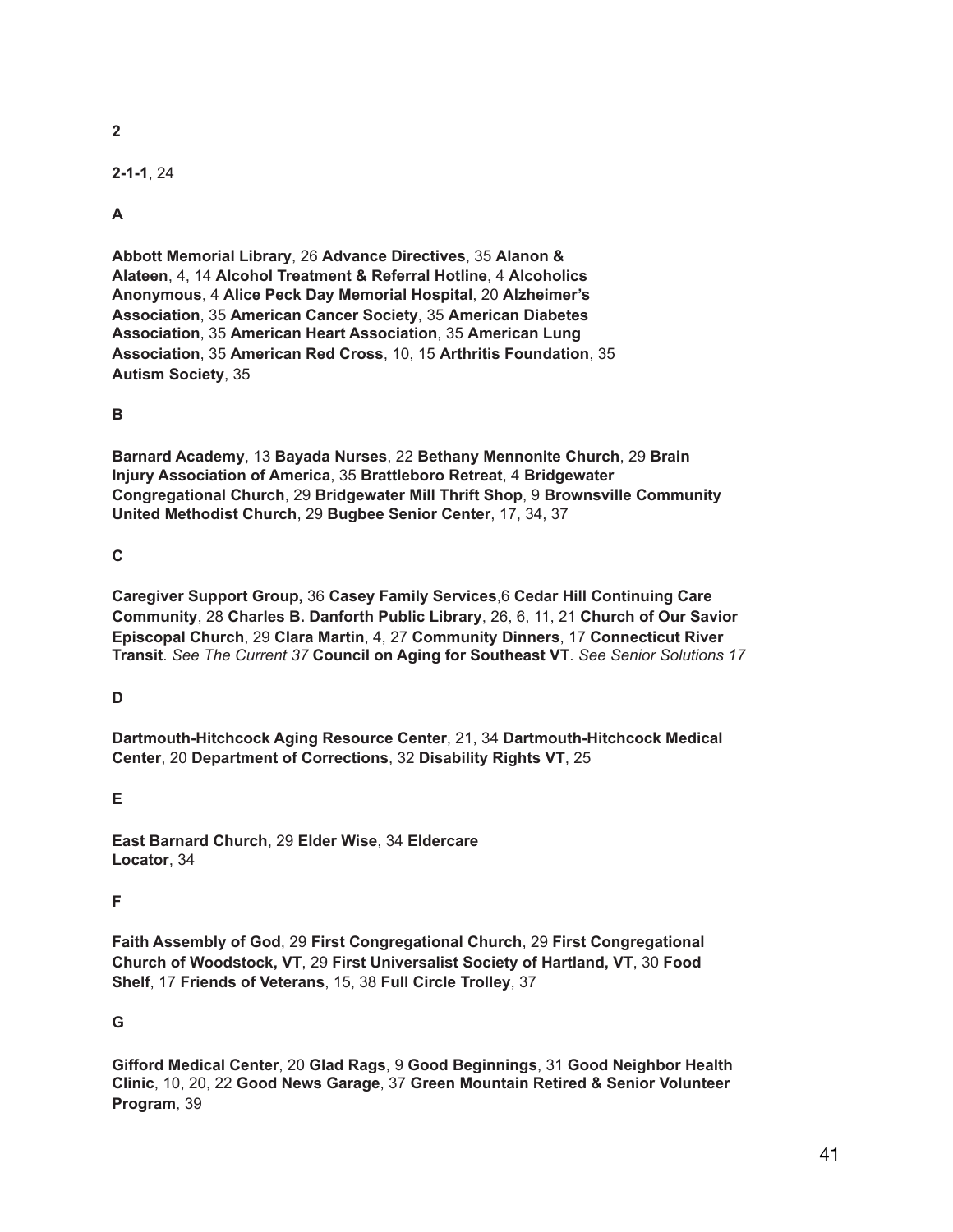## 2

**2-1-1**, 24

## A

**Abbott Memorial Library**, 26 **Advance Directives**, 35 **Alanon & Alateen**, 4, 14 **Alcohol Treatment & Referral Hotline**, 4 **Alcoholics Anonymous**, 4 **Alice Peck Day Memorial Hospital**, 20 **Alzheimer's Association**, 35 **American Cancer Society**, 35 **American Diabetes Association**, 35 **American Heart Association**, 35 **American Lung Association**, 35 **American Red Cross**, 10, 15 **Arthritis Foundation**, 35 **Autism Society**, 35

## B

**Barnard Academy**, 13 **Bayada Nurses**, 22 **Bethany Mennonite Church**, 29 **Brain Injury Association of America**, 35 **Brattleboro Retreat**, 4 **Bridgewater Congregational Church**, 29 **Bridgewater Mill Thrift Shop**, 9 **Brownsville Community United Methodist Church**, 29 **Bugbee Senior Center**, 17, 34, 37

## C

**Caregiver Support Group,** 36 **Casey Family Services**,6 **Cedar Hill Continuing Care Community**, 28 **Charles B. Danforth Public Library**, 26, 6, 11, 21 **Church of Our Savior Episcopal Church**, 29 **Clara Martin**, 4, 27 **Community Dinners**, 17 **Connecticut River Transit**. *See The Current 37* **Council on Aging for Southeast VT**. *See Senior Solutions 17*

## D

**Dartmouth-Hitchcock Aging Resource Center**, 21, 34 **Dartmouth-Hitchcock Medical Center**, 20 **Department of Corrections**, 32 **Disability Rights VT**, 25

## E

**East Barnard Church**, 29 **Elder Wise**, 34 **Eldercare Locator**, 34

## F

**Faith Assembly of God**, 29 **First Congregational Church**, 29 **First Congregational Church of Woodstock, VT**, 29 **First Universalist Society of Hartland, VT**, 30 **Food Shelf**, 17 **Friends of Veterans**, 15, 38 **Full Circle Trolley**, 37

## G

**Gifford Medical Center**, 20 **Glad Rags**, 9 **Good Beginnings**, 31 **Good Neighbor Health Clinic**, 10, 20, 22 **Good News Garage**, 37 **Green Mountain Retired & Senior Volunteer Program**, 39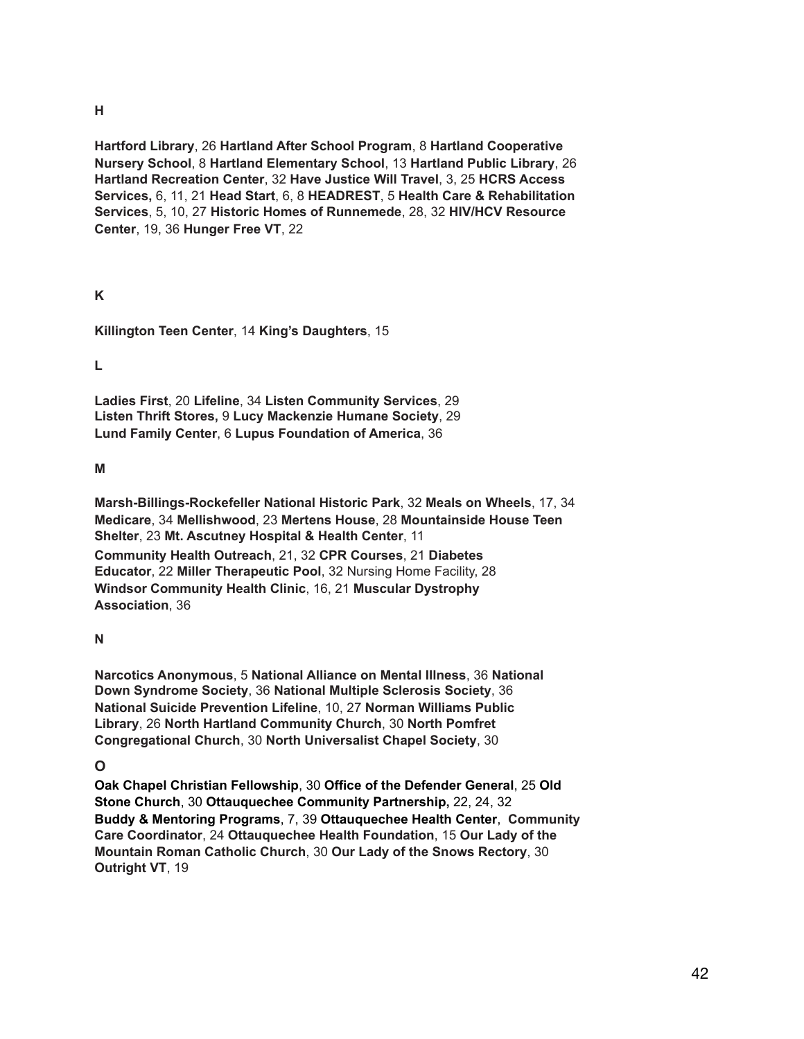**H**

**Hartford Library**, 26 **Hartland After School Program**, 8 **Hartland Cooperative Nursery School**, 8 **Hartland Elementary School**, 13 **Hartland Public Library**, 26 **Hartland Recreation Center**, 32 **Have Justice Will Travel**, 3, 25 **HCRS Access Services,** 6, 11, 21 **Head Start**, 6, 8 **HEADREST**, 5 **Health Care & Rehabilitation Services**, 5, 10, 27 **Historic Homes of Runnemede**, 28, 32 **HIV/HCV Resource Center**, 19, 36 **Hunger Free VT**, 22

**K**

**Killington Teen Center**, 14 **King's Daughters**, 15

**L**

**Ladies First**, 20 **Lifeline**, 34 **Listen Community Services**, 29
**Listen Thrift Stores,** 9 **Lucy Mackenzie Humane Society**, 29
**Lund Family Center**, 6 **Lupus Foundation of America**, 36

**M**

**Marsh-Billings-Rockefeller National Historic Park**, 32 **Meals on Wheels**, 17, 34 **Medicare**, 34 **Mellishwood**, 23 **Mertens House**, 28 **Mountainside House Teen Shelter**, 23 **Mt. Ascutney Hospital & Health Center**, 11
**Community Health Outreach**, 21, 32 **CPR Courses**, 21 **Diabetes Educator**, 22 **Miller Therapeutic Pool**, 32 Nursing Home Facility, 28
**Windsor Community Health Clinic**, 16, 21 **Muscular Dystrophy Association**, 36

**N**

**Narcotics Anonymous**, 5 **National Alliance on Mental Illness**, 36 **National Down Syndrome Society**, 36 **National Multiple Sclerosis Society**, 36
**National Suicide Prevention Lifeline**, 10, 27 **Norman Williams Public Library**, 26 **North Hartland Community Church**, 30 **North Pomfret Congregational Church**, 30 **North Universalist Chapel Society**, 30

**O**

**Oak Chapel Christian Fellowship**, 30 **Office of the Defender General**, 25 **Old Stone Church**, 30 **Ottauquechee Community Partnership,** 22, 24, 32
**Buddy & Mentoring Programs**, 7, 39 **Ottauquechee Health Center**, **Community Care Coordinator**, 24 **Ottauquechee Health Foundation**, 15 **Our Lady of the Mountain Roman Catholic Church**, 30 **Our Lady of the Snows Rectory**, 30
**Outright VT**, 19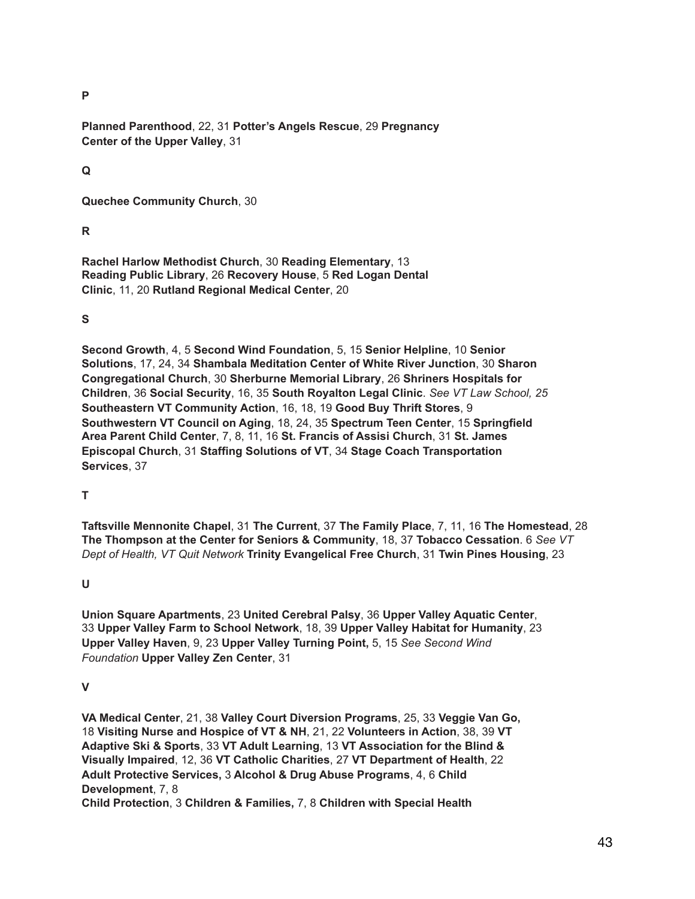**P**

**Planned Parenthood**, 22, 31 **Potter's Angels Rescue**, 29 **Pregnancy Center of the Upper Valley**, 31

**Q**

**Quechee Community Church**, 30

**R**

**Rachel Harlow Methodist Church**, 30 **Reading Elementary**, 13 **Reading Public Library**, 26 **Recovery House**, 5 **Red Logan Dental Clinic**, 11, 20 **Rutland Regional Medical Center**, 20

**S**

**Second Growth**, 4, 5 **Second Wind Foundation**, 5, 15 **Senior Helpline**, 10 **Senior Solutions**, 17, 24, 34 **Shambala Meditation Center of White River Junction**, 30 **Sharon Congregational Church**, 30 **Sherburne Memorial Library**, 26 **Shriners Hospitals for Children**, 36 **Social Security**, 16, 35 **South Royalton Legal Clinic**. *See VT Law School, 25* **Southeastern VT Community Action**, 16, 18, 19 **Good Buy Thrift Stores**, 9 **Southwestern VT Council on Aging**, 18, 24, 35 **Spectrum Teen Center**, 15 **Springfield Area Parent Child Center**, 7, 8, 11, 16 **St. Francis of Assisi Church**, 31 **St. James Episcopal Church**, 31 **Staffing Solutions of VT**, 34 **Stage Coach Transportation Services**, 37

**T**

**Taftsville Mennonite Chapel**, 31 **The Current**, 37 **The Family Place**, 7, 11, 16 **The Homestead**, 28 **The Thompson at the Center for Seniors & Community**, 18, 37 **Tobacco Cessation**. 6 *See VT Dept of Health, VT Quit Network* **Trinity Evangelical Free Church**, 31 **Twin Pines Housing**, 23

**U**

**Union Square Apartments**, 23 **United Cerebral Palsy**, 36 **Upper Valley Aquatic Center**, 33 **Upper Valley Farm to School Network**, 18, 39 **Upper Valley Habitat for Humanity**, 23 **Upper Valley Haven**, 9, 23 **Upper Valley Turning Point,** 5, 15 *See Second Wind Foundation* **Upper Valley Zen Center**, 31

**V**

**VA Medical Center**, 21, 38 **Valley Court Diversion Programs**, 25, 33 **Veggie Van Go,** 18 **Visiting Nurse and Hospice of VT & NH**, 21, 22 **Volunteers in Action**, 38, 39 **VT Adaptive Ski & Sports**, 33 **VT Adult Learning**, 13 **VT Association for the Blind & Visually Impaired**, 12, 36 **VT Catholic Charities**, 27 **VT Department of Health**, 22 **Adult Protective Services,** 3 **Alcohol & Drug Abuse Programs**, 4, 6 **Child Development**, 7, 8
**Child Protection**, 3 **Children & Families,** 7, 8 **Children with Special Health**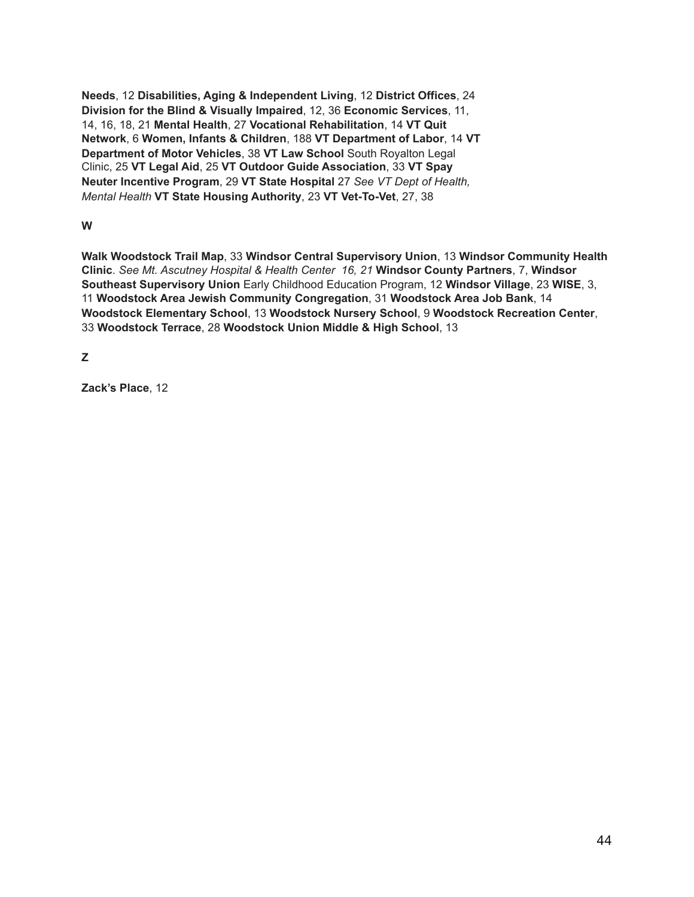**Needs**, 12 **Disabilities, Aging & Independent Living**, 12 **District Offices**, 24 **Division for the Blind & Visually Impaired**, 12, 36 **Economic Services**, 11, 14, 16, 18, 21 **Mental Health**, 27 **Vocational Rehabilitation**, 14 **VT Quit Network**, 6 **Women, Infants & Children**, 188 **VT Department of Labor**, 14 **VT Department of Motor Vehicles**, 38 **VT Law School** South Royalton Legal Clinic, 25 **VT Legal Aid**, 25 **VT Outdoor Guide Association**, 33 **VT Spay Neuter Incentive Program**, 29 **VT State Hospital** 27 *See VT Dept of Health, Mental Health* **VT State Housing Authority**, 23 **VT Vet-To-Vet**, 27, 38

**W**

**Walk Woodstock Trail Map**, 33 **Windsor Central Supervisory Union**, 13 **Windsor Community Health Clinic**. *See Mt. Ascutney Hospital & Health Center 16, 21* **Windsor County Partners**, 7, **Windsor Southeast Supervisory Union** Early Childhood Education Program, 12 **Windsor Village**, 23 **WISE**, 3, 11 **Woodstock Area Jewish Community Congregation**, 31 **Woodstock Area Job Bank**, 14 **Woodstock Elementary School**, 13 **Woodstock Nursery School**, 9 **Woodstock Recreation Center**, 33 **Woodstock Terrace**, 28 **Woodstock Union Middle & High School**, 13

**Z**

**Zack's Place**, 12